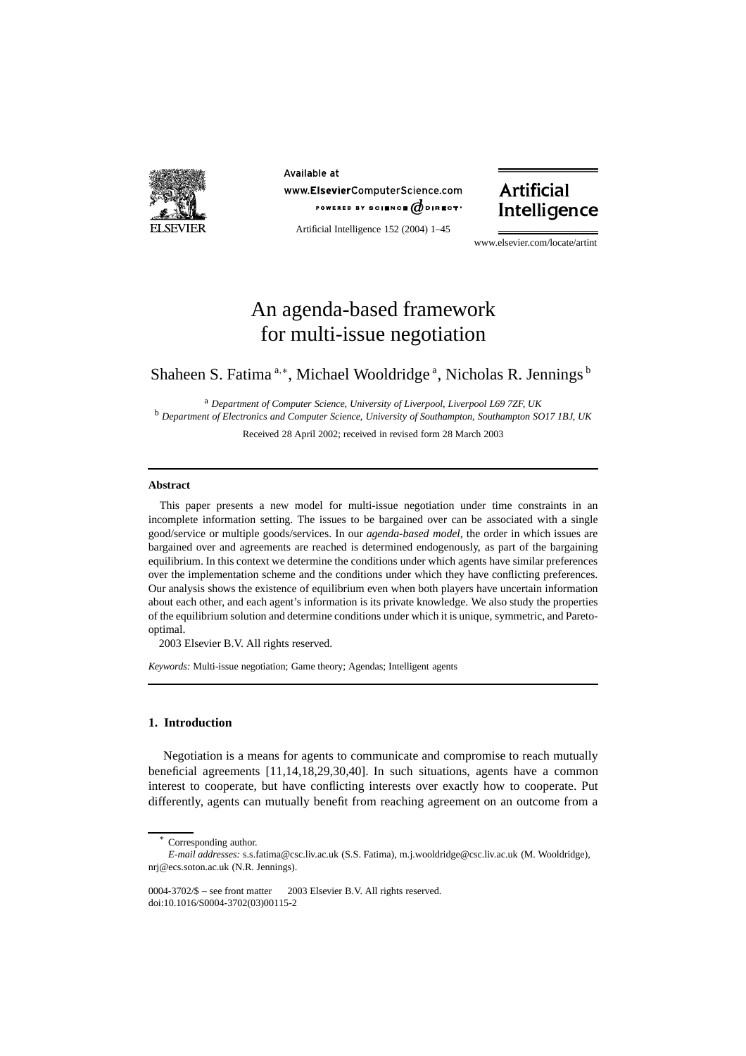# An agenda-based framework for multi-issue negotiation

Shaheen S. Fatima [a,*], Michael Wooldridge [a], Nicholas R. Jennings [b]

[a] *Department of Computer Science, University of Liverpool, Liverpool L69 7ZF, UK*
[b] *Department of Electronics and Computer Science, University of Southampton, Southampton SO17 1BJ, UK*

Received 28 April 2002; received in revised form 28 March 2003

## Abstract

This paper presents a new model for multi-issue negotiation under time constraints in an incomplete information setting. The issues to be bargained over can be associated with a single good/service or multiple goods/services. In our *agenda-based model*, the order in which issues are bargained over and agreements are reached is determined endogenously, as part of the bargaining equilibrium. In this context we determine the conditions under which agents have similar preferences over the implementation scheme and the conditions under which they have conflicting preferences. Our analysis shows the existence of equilibrium even when both players have uncertain information about each other, and each agent's information is its private knowledge. We also study the properties of the equilibrium solution and determine conditions under which it is unique, symmetric, and Pareto-optimal.

2003 Elsevier B.V. All rights reserved.

*Keywords:* Multi-issue negotiation; Game theory; Agendas; Intelligent agents

## 1. Introduction

Negotiation is a means for agents to communicate and compromise to reach mutually beneficial agreements [11,14,18,29,30,40]. In such situations, agents have a common interest to cooperate, but have conflicting interests over exactly how to cooperate. Put differently, agents can mutually benefit from reaching agreement on an outcome from a

* Corresponding author.
*E-mail addresses:* s.s.fatima@csc.liv.ac.uk (S.S. Fatima), m.j.wooldridge@csc.liv.ac.uk (M. Wooldridge), nrj@ecs.soton.ac.uk (N.R. Jennings).

0004-3702/$ – see front matter 2003 Elsevier B.V. All rights reserved.
doi:10.1016/S0004-3702(03)00115-2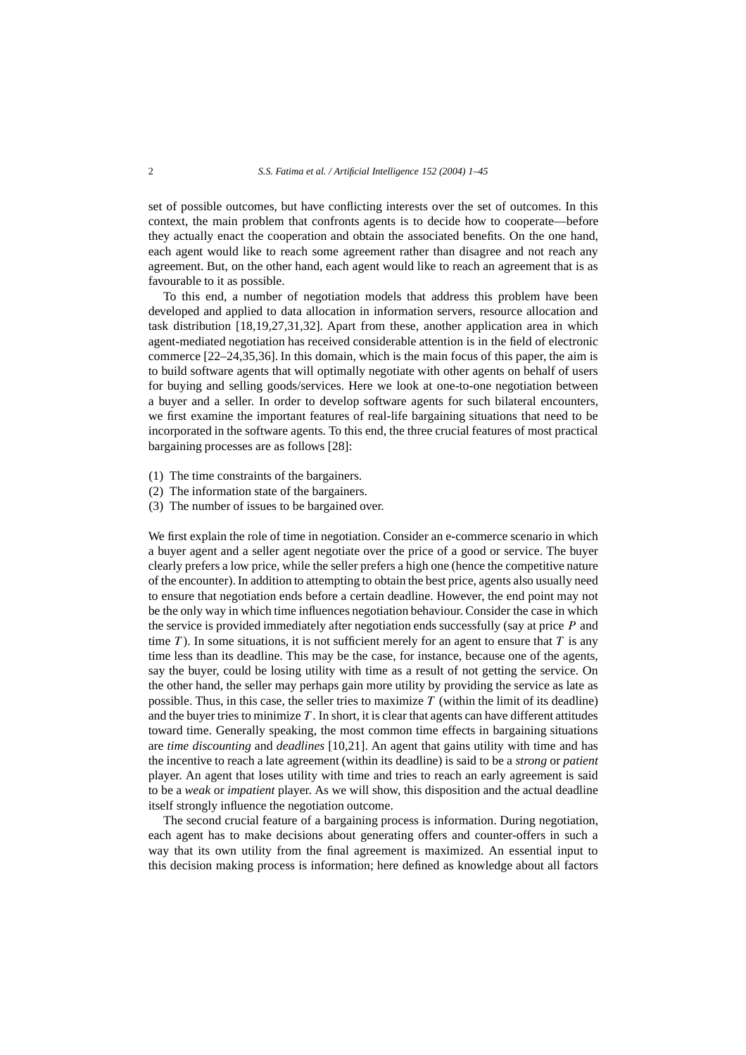set of possible outcomes, but have conflicting interests over the set of outcomes. In this context, the main problem that confronts agents is to decide how to cooperate—before they actually enact the cooperation and obtain the associated benefits. On the one hand, each agent would like to reach some agreement rather than disagree and not reach any agreement. But, on the other hand, each agent would like to reach an agreement that is as favourable to it as possible.

To this end, a number of negotiation models that address this problem have been developed and applied to data allocation in information servers, resource allocation and task distribution [18,19,27,31,32]. Apart from these, another application area in which agent-mediated negotiation has received considerable attention is in the field of electronic commerce [22–24,35,36]. In this domain, which is the main focus of this paper, the aim is to build software agents that will optimally negotiate with other agents on behalf of users for buying and selling goods/services. Here we look at one-to-one negotiation between a buyer and a seller. In order to develop software agents for such bilateral encounters, we first examine the important features of real-life bargaining situations that need to be incorporated in the software agents. To this end, the three crucial features of most practical bargaining processes are as follows [28]:

(1) The time constraints of the bargainers.
(2) The information state of the bargainers.
(3) The number of issues to be bargained over.

We first explain the role of time in negotiation. Consider an e-commerce scenario in which a buyer agent and a seller agent negotiate over the price of a good or service. The buyer clearly prefers a low price, while the seller prefers a high one (hence the competitive nature of the encounter). In addition to attempting to obtain the best price, agents also usually need to ensure that negotiation ends before a certain deadline. However, the end point may not be the only way in which time influences negotiation behaviour. Consider the case in which the service is provided immediately after negotiation ends successfully (say at price $P$ and time $T$). In some situations, it is not sufficient merely for an agent to ensure that $T$ is any time less than its deadline. This may be the case, for instance, because one of the agents, say the buyer, could be losing utility with time as a result of not getting the service. On the other hand, the seller may perhaps gain more utility by providing the service as late as possible. Thus, in this case, the seller tries to maximize $T$ (within the limit of its deadline) and the buyer tries to minimize $T$. In short, it is clear that agents can have different attitudes toward time. Generally speaking, the most common time effects in bargaining situations are *time discounting* and *deadlines* [10,21]. An agent that gains utility with time and has the incentive to reach a late agreement (within its deadline) is said to be a *strong* or *patient* player. An agent that loses utility with time and tries to reach an early agreement is said to be a *weak* or *impatient* player. As we will show, this disposition and the actual deadline itself strongly influence the negotiation outcome.

The second crucial feature of a bargaining process is information. During negotiation, each agent has to make decisions about generating offers and counter-offers in such a way that its own utility from the final agreement is maximized. An essential input to this decision making process is information; here defined as knowledge about all factors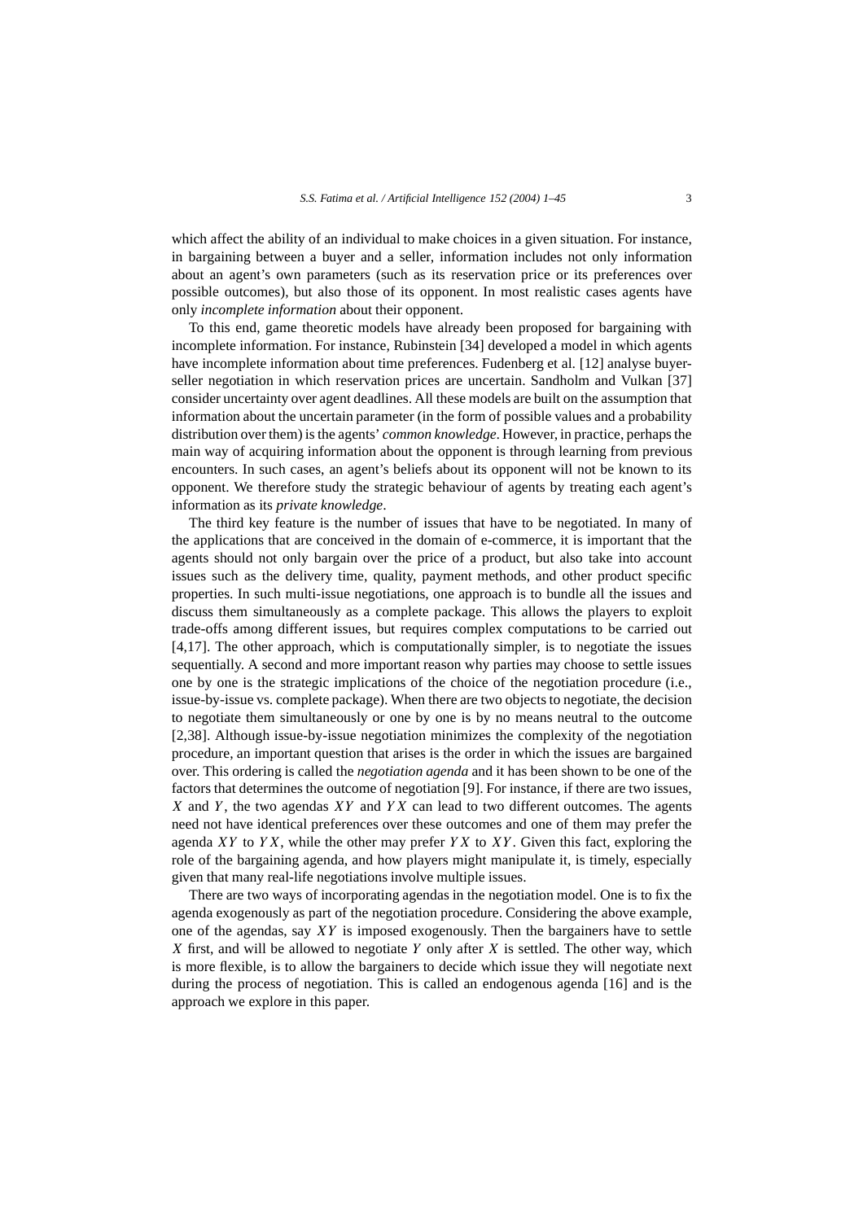which affect the ability of an individual to make choices in a given situation. For instance, in bargaining between a buyer and a seller, information includes not only information about an agent's own parameters (such as its reservation price or its preferences over possible outcomes), but also those of its opponent. In most realistic cases agents have only *incomplete information* about their opponent.

To this end, game theoretic models have already been proposed for bargaining with incomplete information. For instance, Rubinstein [34] developed a model in which agents have incomplete information about time preferences. Fudenberg et al. [12] analyse buyer-seller negotiation in which reservation prices are uncertain. Sandholm and Vulkan [37] consider uncertainty over agent deadlines. All these models are built on the assumption that information about the uncertain parameter (in the form of possible values and a probability distribution over them) is the agents' *common knowledge*. However, in practice, perhaps the main way of acquiring information about the opponent is through learning from previous encounters. In such cases, an agent's beliefs about its opponent will not be known to its opponent. We therefore study the strategic behaviour of agents by treating each agent's information as its *private knowledge*.

The third key feature is the number of issues that have to be negotiated. In many of the applications that are conceived in the domain of e-commerce, it is important that the agents should not only bargain over the price of a product, but also take into account issues such as the delivery time, quality, payment methods, and other product specific properties. In such multi-issue negotiations, one approach is to bundle all the issues and discuss them simultaneously as a complete package. This allows the players to exploit trade-offs among different issues, but requires complex computations to be carried out [4,17]. The other approach, which is computationally simpler, is to negotiate the issues sequentially. A second and more important reason why parties may choose to settle issues one by one is the strategic implications of the choice of the negotiation procedure (i.e., issue-by-issue vs. complete package). When there are two objects to negotiate, the decision to negotiate them simultaneously or one by one is by no means neutral to the outcome [2,38]. Although issue-by-issue negotiation minimizes the complexity of the negotiation procedure, an important question that arises is the order in which the issues are bargained over. This ordering is called the *negotiation agenda* and it has been shown to be one of the factors that determines the outcome of negotiation [9]. For instance, if there are two issues, $X$ and $Y$, the two agendas $XY$ and $YX$ can lead to two different outcomes. The agents need not have identical preferences over these outcomes and one of them may prefer the agenda $XY$ to $YX$, while the other may prefer $YX$ to $XY$. Given this fact, exploring the role of the bargaining agenda, and how players might manipulate it, is timely, especially given that many real-life negotiations involve multiple issues.

There are two ways of incorporating agendas in the negotiation model. One is to fix the agenda exogenously as part of the negotiation procedure. Considering the above example, one of the agendas, say $XY$ is imposed exogenously. Then the bargainers have to settle $X$ first, and will be allowed to negotiate $Y$ only after $X$ is settled. The other way, which is more flexible, is to allow the bargainers to decide which issue they will negotiate next during the process of negotiation. This is called an endogenous agenda [16] and is the approach we explore in this paper.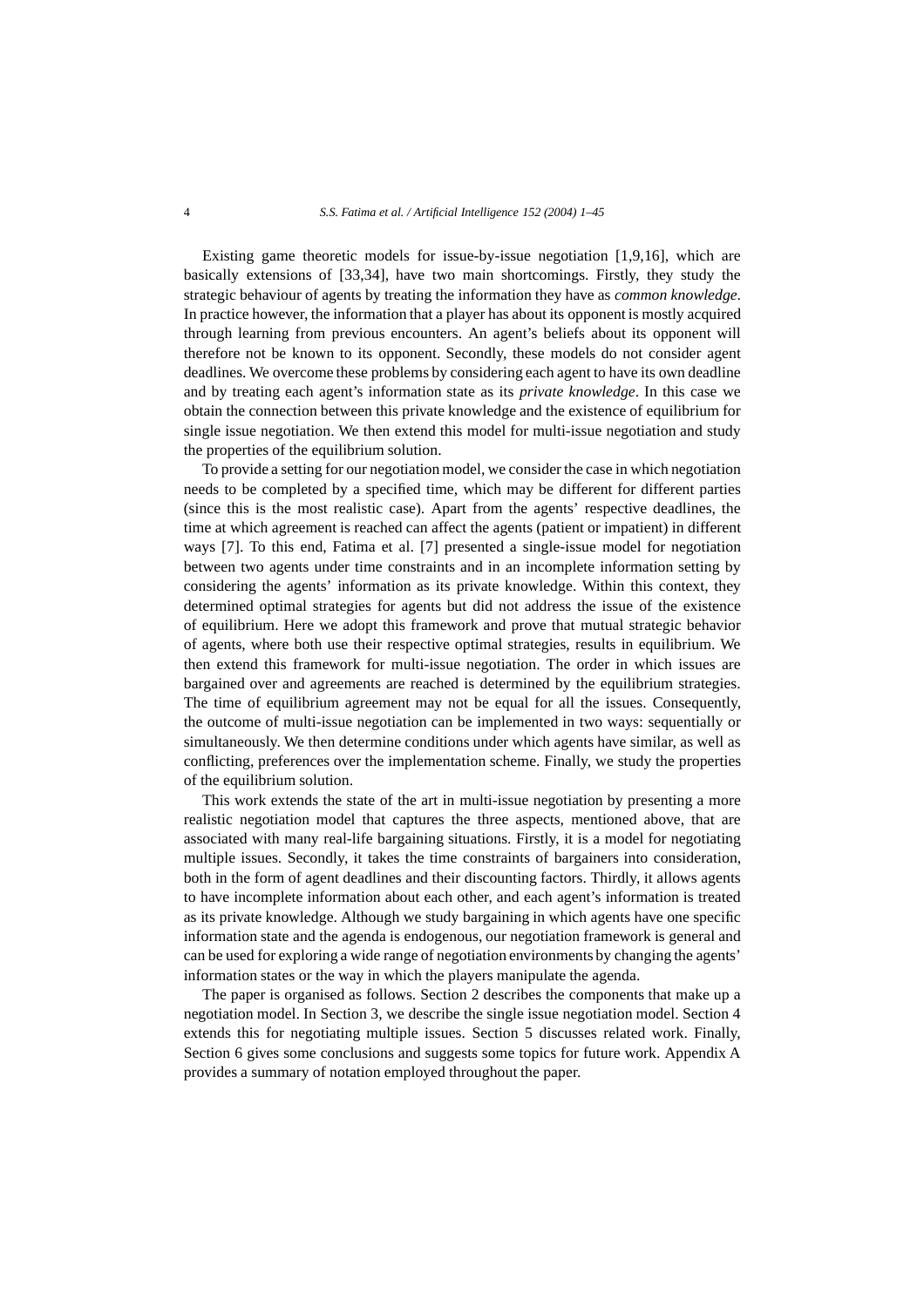Existing game theoretic models for issue-by-issue negotiation [1,9,16], which are basically extensions of [33,34], have two main shortcomings. Firstly, they study the strategic behaviour of agents by treating the information they have as *common knowledge*. In practice however, the information that a player has about its opponent is mostly acquired through learning from previous encounters. An agent's beliefs about its opponent will therefore not be known to its opponent. Secondly, these models do not consider agent deadlines. We overcome these problems by considering each agent to have its own deadline and by treating each agent's information state as its *private knowledge*. In this case we obtain the connection between this private knowledge and the existence of equilibrium for single issue negotiation. We then extend this model for multi-issue negotiation and study the properties of the equilibrium solution.

To provide a setting for our negotiation model, we consider the case in which negotiation needs to be completed by a specified time, which may be different for different parties (since this is the most realistic case). Apart from the agents' respective deadlines, the time at which agreement is reached can affect the agents (patient or impatient) in different ways [7]. To this end, Fatima et al. [7] presented a single-issue model for negotiation between two agents under time constraints and in an incomplete information setting by considering the agents' information as its private knowledge. Within this context, they determined optimal strategies for agents but did not address the issue of the existence of equilibrium. Here we adopt this framework and prove that mutual strategic behavior of agents, where both use their respective optimal strategies, results in equilibrium. We then extend this framework for multi-issue negotiation. The order in which issues are bargained over and agreements are reached is determined by the equilibrium strategies. The time of equilibrium agreement may not be equal for all the issues. Consequently, the outcome of multi-issue negotiation can be implemented in two ways: sequentially or simultaneously. We then determine conditions under which agents have similar, as well as conflicting, preferences over the implementation scheme. Finally, we study the properties of the equilibrium solution.

This work extends the state of the art in multi-issue negotiation by presenting a more realistic negotiation model that captures the three aspects, mentioned above, that are associated with many real-life bargaining situations. Firstly, it is a model for negotiating multiple issues. Secondly, it takes the time constraints of bargainers into consideration, both in the form of agent deadlines and their discounting factors. Thirdly, it allows agents to have incomplete information about each other, and each agent's information is treated as its private knowledge. Although we study bargaining in which agents have one specific information state and the agenda is endogenous, our negotiation framework is general and can be used for exploring a wide range of negotiation environments by changing the agents' information states or the way in which the players manipulate the agenda.

The paper is organised as follows. Section 2 describes the components that make up a negotiation model. In Section 3, we describe the single issue negotiation model. Section 4 extends this for negotiating multiple issues. Section 5 discusses related work. Finally, Section 6 gives some conclusions and suggests some topics for future work. Appendix A provides a summary of notation employed throughout the paper.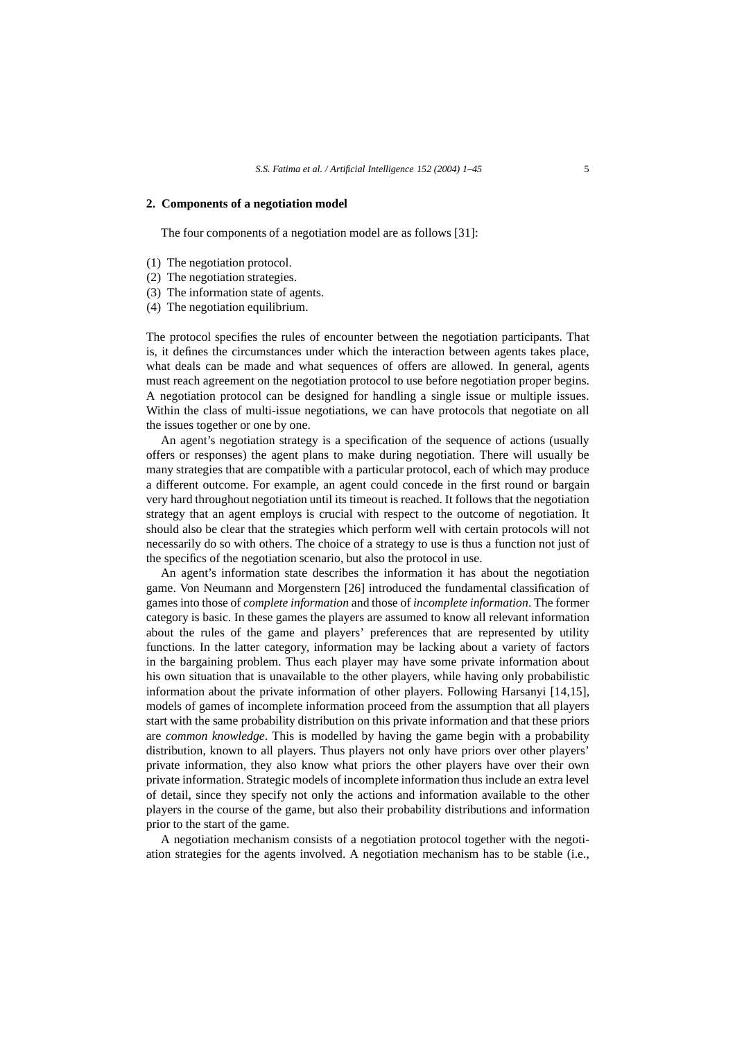## 2. Components of a negotiation model

The four components of a negotiation model are as follows [31]:

(1) The negotiation protocol.
(2) The negotiation strategies.
(3) The information state of agents.
(4) The negotiation equilibrium.

The protocol specifies the rules of encounter between the negotiation participants. That is, it defines the circumstances under which the interaction between agents takes place, what deals can be made and what sequences of offers are allowed. In general, agents must reach agreement on the negotiation protocol to use before negotiation proper begins. A negotiation protocol can be designed for handling a single issue or multiple issues. Within the class of multi-issue negotiations, we can have protocols that negotiate on all the issues together or one by one.

An agent's negotiation strategy is a specification of the sequence of actions (usually offers or responses) the agent plans to make during negotiation. There will usually be many strategies that are compatible with a particular protocol, each of which may produce a different outcome. For example, an agent could concede in the first round or bargain very hard throughout negotiation until its timeout is reached. It follows that the negotiation strategy that an agent employs is crucial with respect to the outcome of negotiation. It should also be clear that the strategies which perform well with certain protocols will not necessarily do so with others. The choice of a strategy to use is thus a function not just of the specifics of the negotiation scenario, but also the protocol in use.

An agent's information state describes the information it has about the negotiation game. Von Neumann and Morgenstern [26] introduced the fundamental classification of games into those of *complete information* and those of *incomplete information*. The former category is basic. In these games the players are assumed to know all relevant information about the rules of the game and players' preferences that are represented by utility functions. In the latter category, information may be lacking about a variety of factors in the bargaining problem. Thus each player may have some private information about his own situation that is unavailable to the other players, while having only probabilistic information about the private information of other players. Following Harsanyi [14,15], models of games of incomplete information proceed from the assumption that all players start with the same probability distribution on this private information and that these priors are *common knowledge*. This is modelled by having the game begin with a probability distribution, known to all players. Thus players not only have priors over other players' private information, they also know what priors the other players have over their own private information. Strategic models of incomplete information thus include an extra level of detail, since they specify not only the actions and information available to the other players in the course of the game, but also their probability distributions and information prior to the start of the game.

A negotiation mechanism consists of a negotiation protocol together with the negotiation strategies for the agents involved. A negotiation mechanism has to be stable (i.e.,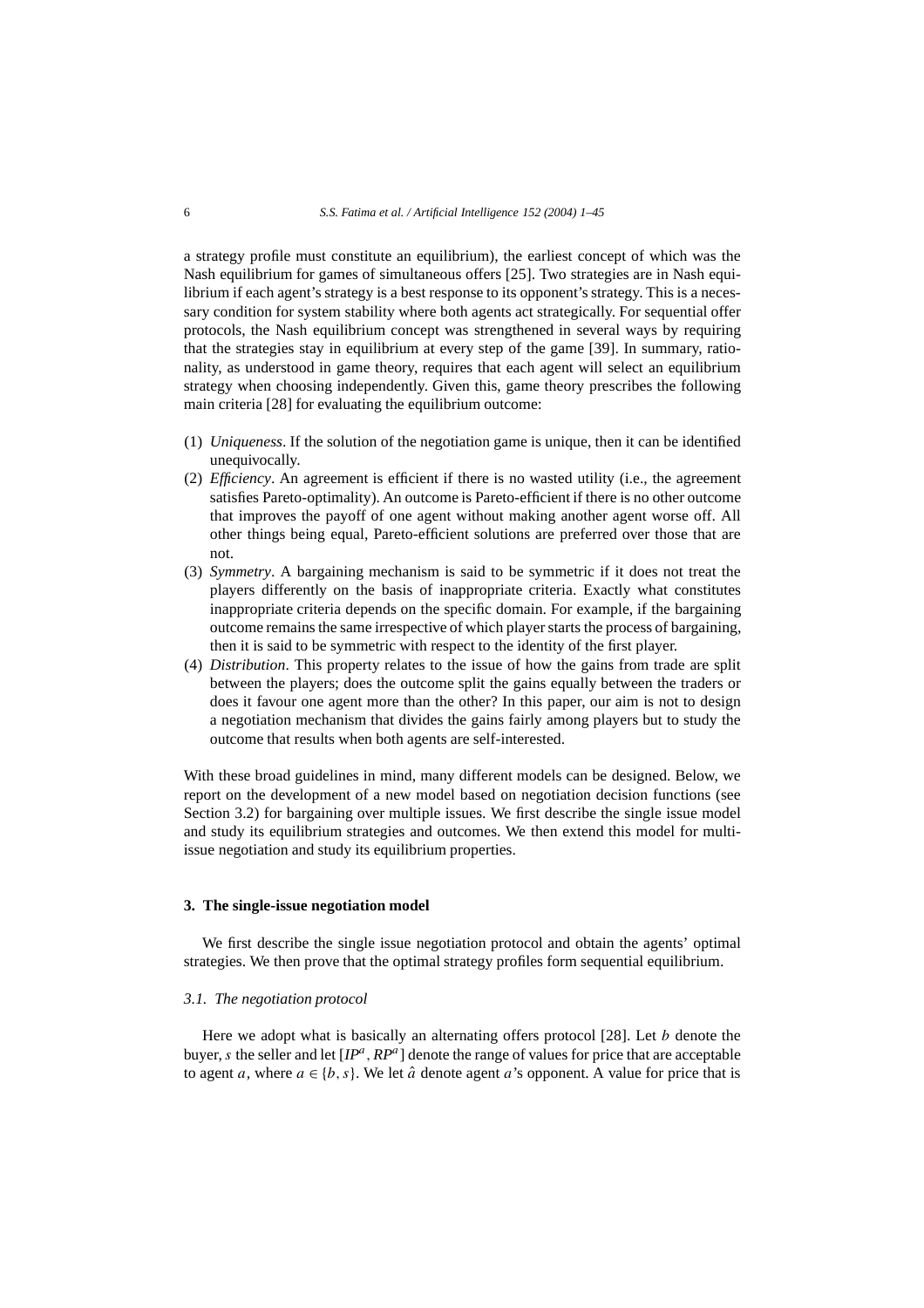a strategy profile must constitute an equilibrium), the earliest concept of which was the Nash equilibrium for games of simultaneous offers [25]. Two strategies are in Nash equilibrium if each agent's strategy is a best response to its opponent's strategy. This is a necessary condition for system stability where both agents act strategically. For sequential offer protocols, the Nash equilibrium concept was strengthened in several ways by requiring that the strategies stay in equilibrium at every step of the game [39]. In summary, rationality, as understood in game theory, requires that each agent will select an equilibrium strategy when choosing independently. Given this, game theory prescribes the following main criteria [28] for evaluating the equilibrium outcome:

1. *Uniqueness*. If the solution of the negotiation game is unique, then it can be identified unequivocally.
2. *Efficiency*. An agreement is efficient if there is no wasted utility (i.e., the agreement satisfies Pareto-optimality). An outcome is Pareto-efficient if there is no other outcome that improves the payoff of one agent without making another agent worse off. All other things being equal, Pareto-efficient solutions are preferred over those that are not.
3. *Symmetry*. A bargaining mechanism is said to be symmetric if it does not treat the players differently on the basis of inappropriate criteria. Exactly what constitutes inappropriate criteria depends on the specific domain. For example, if the bargaining outcome remains the same irrespective of which player starts the process of bargaining, then it is said to be symmetric with respect to the identity of the first player.
4. *Distribution*. This property relates to the issue of how the gains from trade are split between the players; does the outcome split the gains equally between the traders or does it favour one agent more than the other? In this paper, our aim is not to design a negotiation mechanism that divides the gains fairly among players but to study the outcome that results when both agents are self-interested.

With these broad guidelines in mind, many different models can be designed. Below, we report on the development of a new model based on negotiation decision functions (see Section 3.2) for bargaining over multiple issues. We first describe the single issue model and study its equilibrium strategies and outcomes. We then extend this model for multi-issue negotiation and study its equilibrium properties.

## 3. The single-issue negotiation model

We first describe the single issue negotiation protocol and obtain the agents' optimal strategies. We then prove that the optimal strategy profiles form sequential equilibrium.

### 3.1. The negotiation protocol

Here we adopt what is basically an alternating offers protocol [28]. Let $b$ denote the buyer, $s$ the seller and let $[IP^a, RP^a]$ denote the range of values for price that are acceptable to agent $a$, where $a \in \{b, s\}$. We let $\hat{a}$ denote agent $a$'s opponent. A value for price that is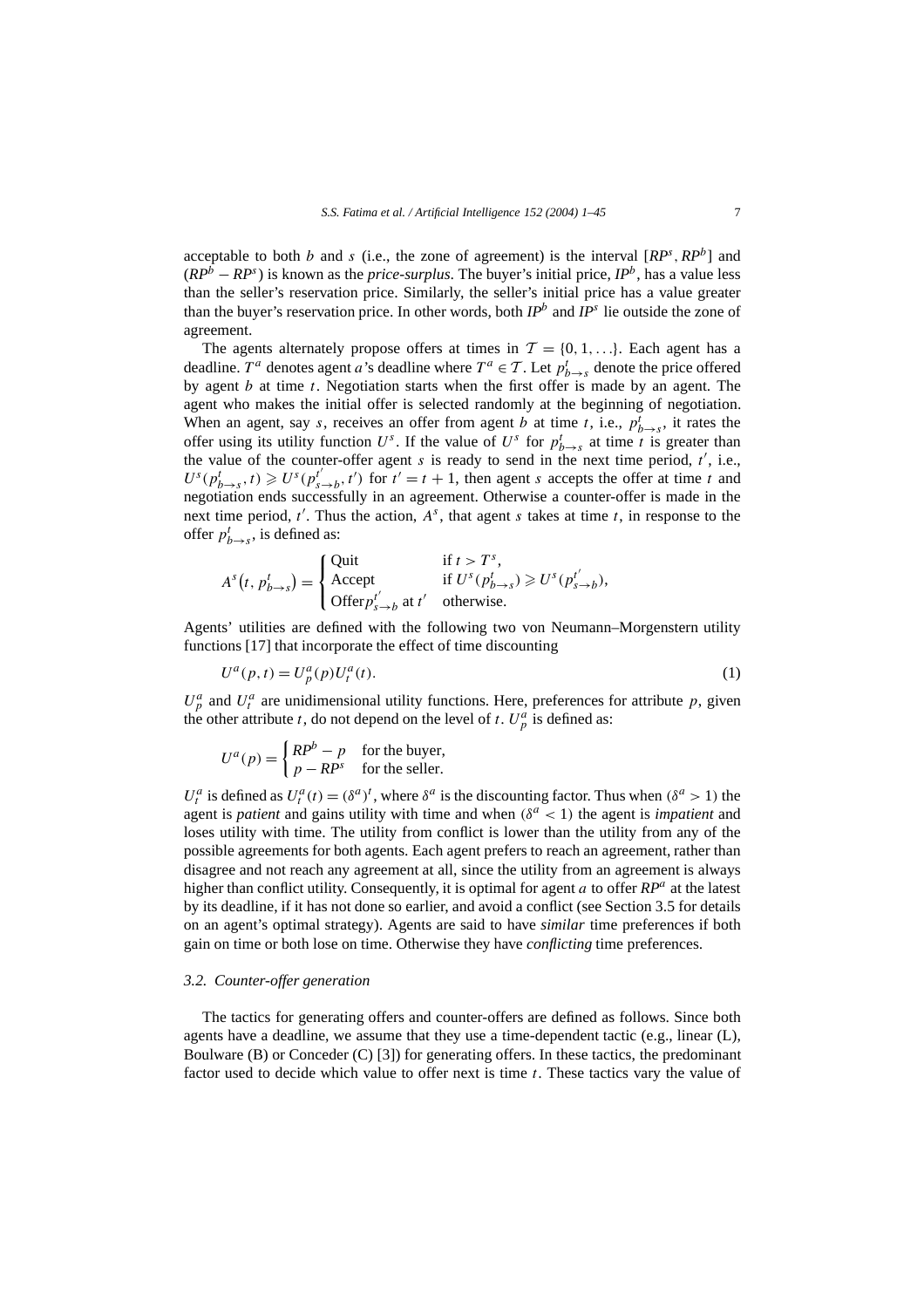acceptable to both $b$ and $s$ (i.e., the zone of agreement) is the interval $[RP^s, RP^b]$ and $(RP^b - RP^s)$ is known as the *price-surplus*. The buyer's initial price, $IP^b$, has a value less than the seller's reservation price. Similarly, the seller's initial price has a value greater than the buyer's reservation price. In other words, both $IP^b$ and $IP^s$ lie outside the zone of agreement.

The agents alternately propose offers at times in $\mathcal{T} = \{0, 1, \ldots\}$. Each agent has a deadline. $T^a$ denotes agent $a$'s deadline where $T^a \in \mathcal{T}$. Let $p^t_{b \to s}$ denote the price offered by agent $b$ at time $t$. Negotiation starts when the first offer is made by an agent. The agent who makes the initial offer is selected randomly at the beginning of negotiation. When an agent, say $s$, receives an offer from agent $b$ at time $t$, i.e., $p^t_{b \to s}$, it rates the offer using its utility function $U^s$. If the value of $U^s$ for $p^t_{b \to s}$ at time $t$ is greater than the value of the counter-offer agent $s$ is ready to send in the next time period, $t'$, i.e., $U^s(p^t_{b \to s}, t) \geqslant U^s(p^{t'}_{s \to b}, t')$ for $t' = t + 1$, then agent $s$ accepts the offer at time $t$ and negotiation ends successfully in an agreement. Otherwise a counter-offer is made in the next time period, $t'$. Thus the action, $A^s$, that agent $s$ takes at time $t$, in response to the offer $p^t_{b \to s}$, is defined as:

$$A^s(t, p^t_{b \to s}) = \begin{cases} \text{Quit} & \text{if } t > T^s, \\ \text{Accept} & \text{if } U^s(p^t_{b \to s}) \geqslant U^s(p^{t'}_{s \to b}), \\ \text{Offer} \, p^{t'}_{s \to b} \text{ at } t' & \text{otherwise.} \end{cases}$$

Agents' utilities are defined with the following two von Neumann–Morgenstern utility functions [17] that incorporate the effect of time discounting

$$U^a(p, t) = U^a_p(p) U^a_t(t). \tag{1}$$

$U^a_p$ and $U^a_t$ are unidimensional utility functions. Here, preferences for attribute $p$, given the other attribute $t$, do not depend on the level of $t$. $U^a_p$ is defined as:

$$U^a(p) = \begin{cases} RP^b - p & \text{for the buyer,} \\ p - RP^s & \text{for the seller.} \end{cases}$$

$U^a_t$ is defined as $U^a_t(t) = (\delta^a)^t$, where $\delta^a$ is the discounting factor. Thus when $(\delta^a > 1)$ the agent is *patient* and gains utility with time and when $(\delta^a < 1)$ the agent is *impatient* and loses utility with time. The utility from conflict is lower than the utility from any of the possible agreements for both agents. Each agent prefers to reach an agreement, rather than disagree and not reach any agreement at all, since the utility from an agreement is always higher than conflict utility. Consequently, it is optimal for agent $a$ to offer $RP^a$ at the latest by its deadline, if it has not done so earlier, and avoid a conflict (see Section 3.5 for details on an agent's optimal strategy). Agents are said to have *similar* time preferences if both gain on time or both lose on time. Otherwise they have *conflicting* time preferences.

### 3.2. Counter-offer generation

The tactics for generating offers and counter-offers are defined as follows. Since both agents have a deadline, we assume that they use a time-dependent tactic (e.g., linear (L), Boulware (B) or Conceder (C) [3]) for generating offers. In these tactics, the predominant factor used to decide which value to offer next is time $t$. These tactics vary the value of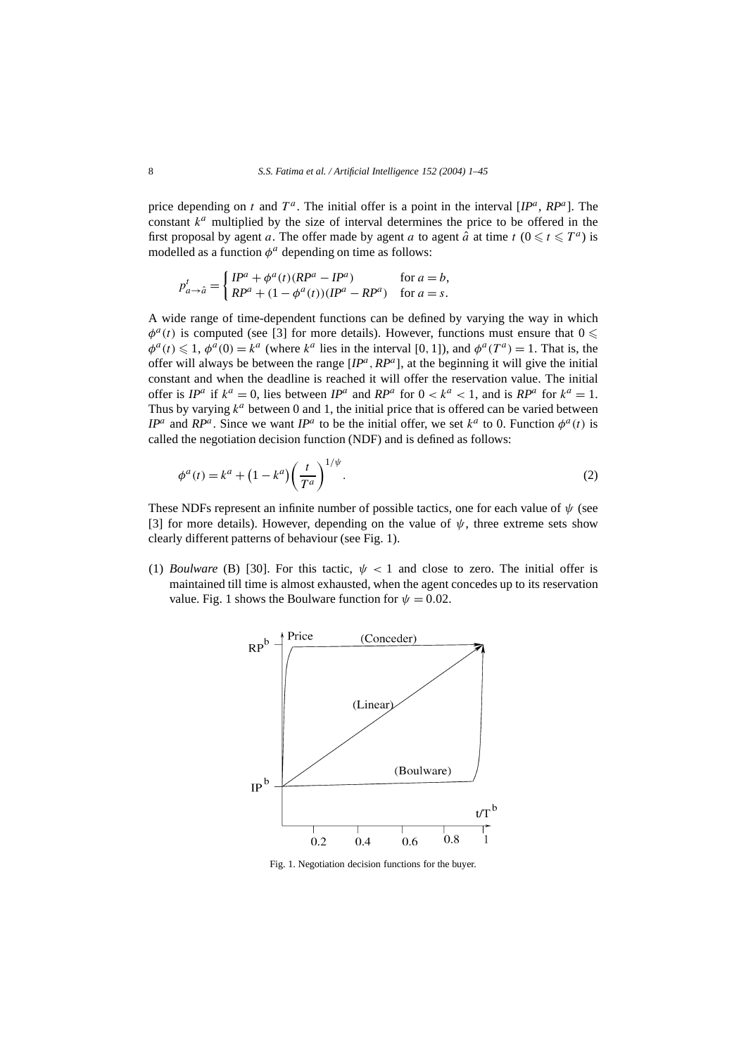price depending on $t$ and $T^a$. The initial offer is a point in the interval [$IP^a$, $RP^a$]. The constant $k^a$ multiplied by the size of interval determines the price to be offered in the first proposal by agent $a$. The offer made by agent $a$ to agent $\hat{a}$ at time $t$ ($0 \leqslant t \leqslant T^a$) is modelled as a function $\phi^a$ depending on time as follows:

$$p^t_{a\to\hat{a}} = \begin{cases} IP^a + \phi^a(t)(RP^a - IP^a) & \text{for } a = b, \\ RP^a + (1 - \phi^a(t))(IP^a - RP^a) & \text{for } a = s. \end{cases}$$

A wide range of time-dependent functions can be defined by varying the way in which $\phi^a(t)$ is computed (see [3] for more details). However, functions must ensure that $0 \leqslant \phi^a(t) \leqslant 1$, $\phi^a(0) = k^a$ (where $k^a$ lies in the interval [0, 1]), and $\phi^a(T^a) = 1$. That is, the offer will always be between the range [$IP^a$, $RP^a$], at the beginning it will give the initial constant and when the deadline is reached it will offer the reservation value. The initial offer is $IP^a$ if $k^a = 0$, lies between $IP^a$ and $RP^a$ for $0 < k^a < 1$, and is $RP^a$ for $k^a = 1$. Thus by varying $k^a$ between 0 and 1, the initial price that is offered can be varied between $IP^a$ and $RP^a$. Since we want $IP^a$ to be the initial offer, we set $k^a$ to 0. Function $\phi^a(t)$ is called the negotiation decision function (NDF) and is defined as follows:

$$\phi^a(t) = k^a + (1 - k^a)\left(\frac{t}{T^a}\right)^{1/\psi}. \tag{2}$$

These NDFs represent an infinite number of possible tactics, one for each value of $\psi$ (see [3] for more details). However, depending on the value of $\psi$, three extreme sets show clearly different patterns of behaviour (see Fig. 1).

(1) *Boulware* (B) [30]. For this tactic, $\psi < 1$ and close to zero. The initial offer is maintained till time is almost exhausted, when the agent concedes up to its reservation value. Fig. 1 shows the Boulware function for $\psi = 0.02$.

Fig. 1. Negotiation decision functions for the buyer.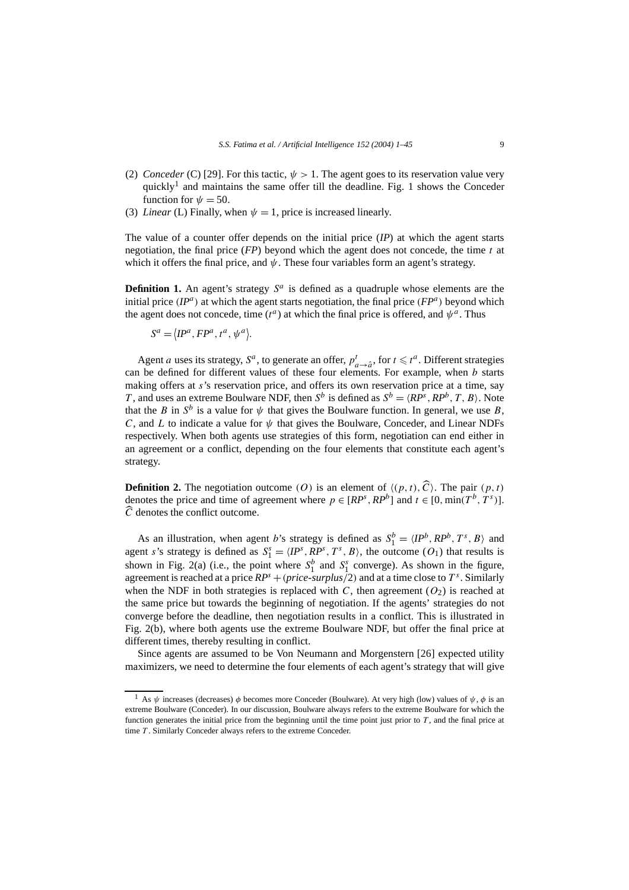(2) *Conceder* (C) [29]. For this tactic, $\psi > 1$. The agent goes to its reservation value very quickly[1] and maintains the same offer till the deadline. Fig. 1 shows the Conceder function for $\psi = 50$.
(3) *Linear* (L) Finally, when $\psi = 1$, price is increased linearly.

The value of a counter offer depends on the initial price (*IP*) at which the agent starts negotiation, the final price (*FP*) beyond which the agent does not concede, the time $t$ at which it offers the final price, and $\psi$. These four variables form an agent's strategy.

**Definition 1.** An agent's strategy $S^a$ is defined as a quadruple whose elements are the initial price ($IP^a$) at which the agent starts negotiation, the final price ($FP^a$) beyond which the agent does not concede, time ($t^a$) at which the final price is offered, and $\psi^a$. Thus

$$S^a = \langle IP^a, FP^a, t^a, \psi^a \rangle.$$

Agent $a$ uses its strategy, $S^a$, to generate an offer, $p^t_{a \to \hat{a}}$, for $t \leqslant t^a$. Different strategies can be defined for different values of these four elements. For example, when $b$ starts making offers at $s$'s reservation price, and offers its own reservation price at a time, say $T$, and uses an extreme Boulware NDF, then $S^b$ is defined as $S^b = \langle RP^s, RP^b, T, B \rangle$. Note that the $B$ in $S^b$ is a value for $\psi$ that gives the Boulware function. In general, we use $B$, $C$, and $L$ to indicate a value for $\psi$ that gives the Boulware, Conceder, and Linear NDFs respectively. When both agents use strategies of this form, negotiation can end either in an agreement or a conflict, depending on the four elements that constitute each agent's strategy.

**Definition 2.** The negotiation outcome $(O)$ is an element of $\langle (p,t), \widehat{C} \rangle$. The pair $(p,t)$ denotes the price and time of agreement where $p \in [RP^s, RP^b]$ and $t \in [0, \min(T^b, T^s)]$. $\widehat{C}$ denotes the conflict outcome.

As an illustration, when agent $b$'s strategy is defined as $S_1^b = \langle IP^b, RP^b, T^s, B \rangle$ and agent $s$'s strategy is defined as $S_1^s = \langle IP^s, RP^s, T^s, B \rangle$, the outcome ($O_1$) that results is shown in Fig. 2(a) (i.e., the point where $S_1^b$ and $S_1^s$ converge). As shown in the figure, agreement is reached at a price $RP^s + (\textit{price-surplus}/2)$ and at a time close to $T^s$. Similarly when the NDF in both strategies is replaced with $C$, then agreement ($O_2$) is reached at the same price but towards the beginning of negotiation. If the agents' strategies do not converge before the deadline, then negotiation results in a conflict. This is illustrated in Fig. 2(b), where both agents use the extreme Boulware NDF, but offer the final price at different times, thereby resulting in conflict.

Since agents are assumed to be Von Neumann and Morgenstern [26] expected utility maximizers, we need to determine the four elements of each agent's strategy that will give

[1] As $\psi$ increases (decreases) $\phi$ becomes more Conceder (Boulware). At very high (low) values of $\psi$, $\phi$ is an extreme Boulware (Conceder). In our discussion, Boulware always refers to the extreme Boulware for which the function generates the initial price from the beginning until the time point just prior to $T$, and the final price at time $T$. Similarly Conceder always refers to the extreme Conceder.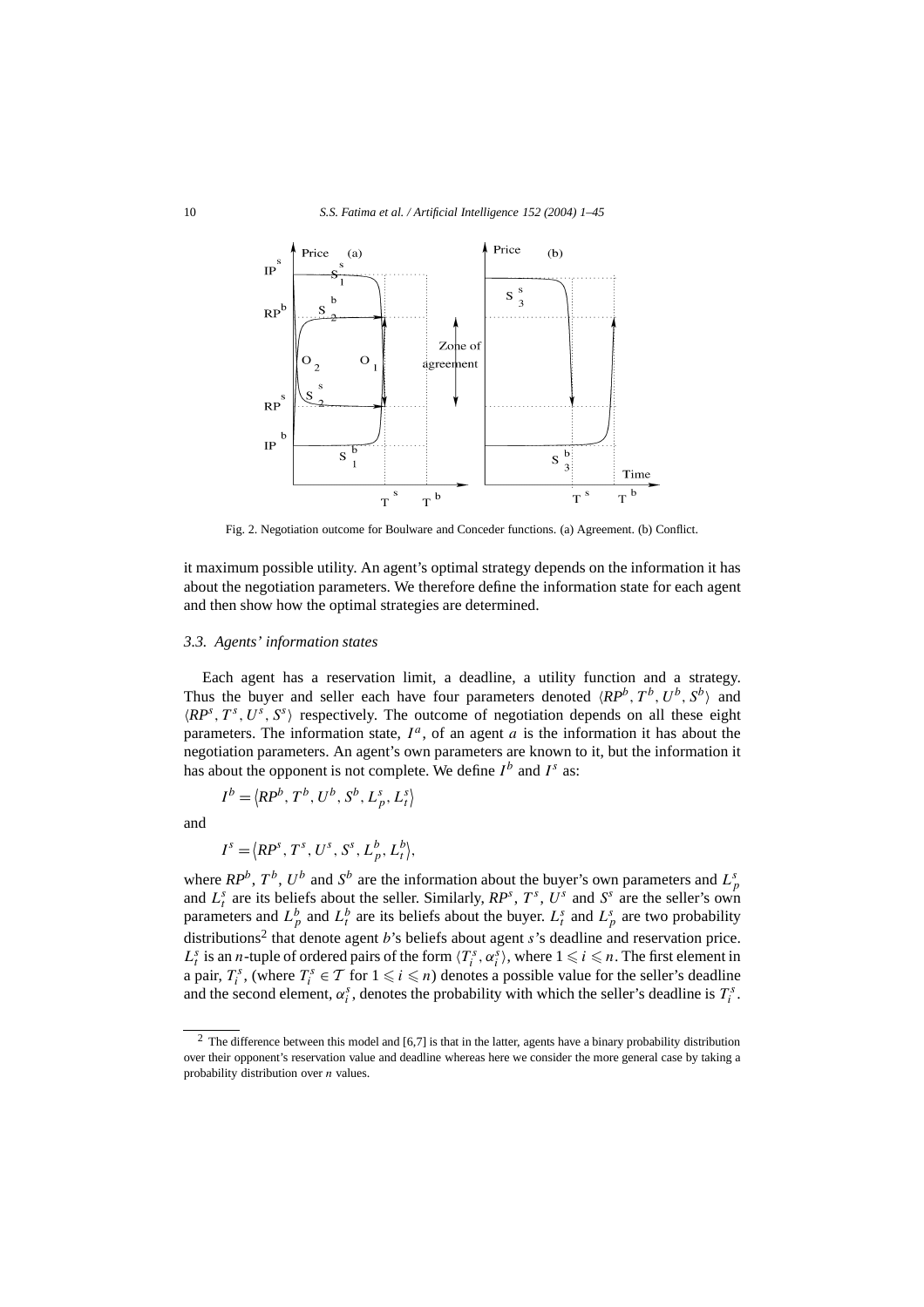Fig. 2. Negotiation outcome for Boulware and Conceder functions. (a) Agreement. (b) Conflict.

it maximum possible utility. An agent's optimal strategy depends on the information it has about the negotiation parameters. We therefore define the information state for each agent and then show how the optimal strategies are determined.

### 3.3. Agents' information states

Each agent has a reservation limit, a deadline, a utility function and a strategy. Thus the buyer and seller each have four parameters denoted $\langle RP^b, T^b, U^b, S^b \rangle$ and $\langle RP^s, T^s, U^s, S^s \rangle$ respectively. The outcome of negotiation depends on all these eight parameters. The information state, $I^a$, of an agent $a$ is the information it has about the negotiation parameters. An agent's own parameters are known to it, but the information it has about the opponent is not complete. We define $I^b$ and $I^s$ as:

$$I^b = \langle RP^b, T^b, U^b, S^b, L_p^s, L_t^s \rangle$$

and

$$I^s = \langle RP^s, T^s, U^s, S^s, L_p^b, L_t^b \rangle,$$

where $RP^b$, $T^b$, $U^b$ and $S^b$ are the information about the buyer's own parameters and $L_p^s$ and $L_t^s$ are its beliefs about the seller. Similarly, $RP^s$, $T^s$, $U^s$ and $S^s$ are the seller's own parameters and $L_p^b$ and $L_t^b$ are its beliefs about the buyer. $L_t^s$ and $L_p^s$ are two probability distributions[2] that denote agent $b$'s beliefs about agent $s$'s deadline and reservation price. $L_t^s$ is an $n$-tuple of ordered pairs of the form $\langle T_i^s, \alpha_i^s \rangle$, where $1 \leqslant i \leqslant n$. The first element in a pair, $T_i^s$, (where $T_i^s \in \mathcal{T}$ for $1 \leqslant i \leqslant n$) denotes a possible value for the seller's deadline and the second element, $\alpha_i^s$, denotes the probability with which the seller's deadline is $T_i^s$.

[2] The difference between this model and [6,7] is that in the latter, agents have a binary probability distribution over their opponent's reservation value and deadline whereas here we consider the more general case by taking a probability distribution over $n$ values.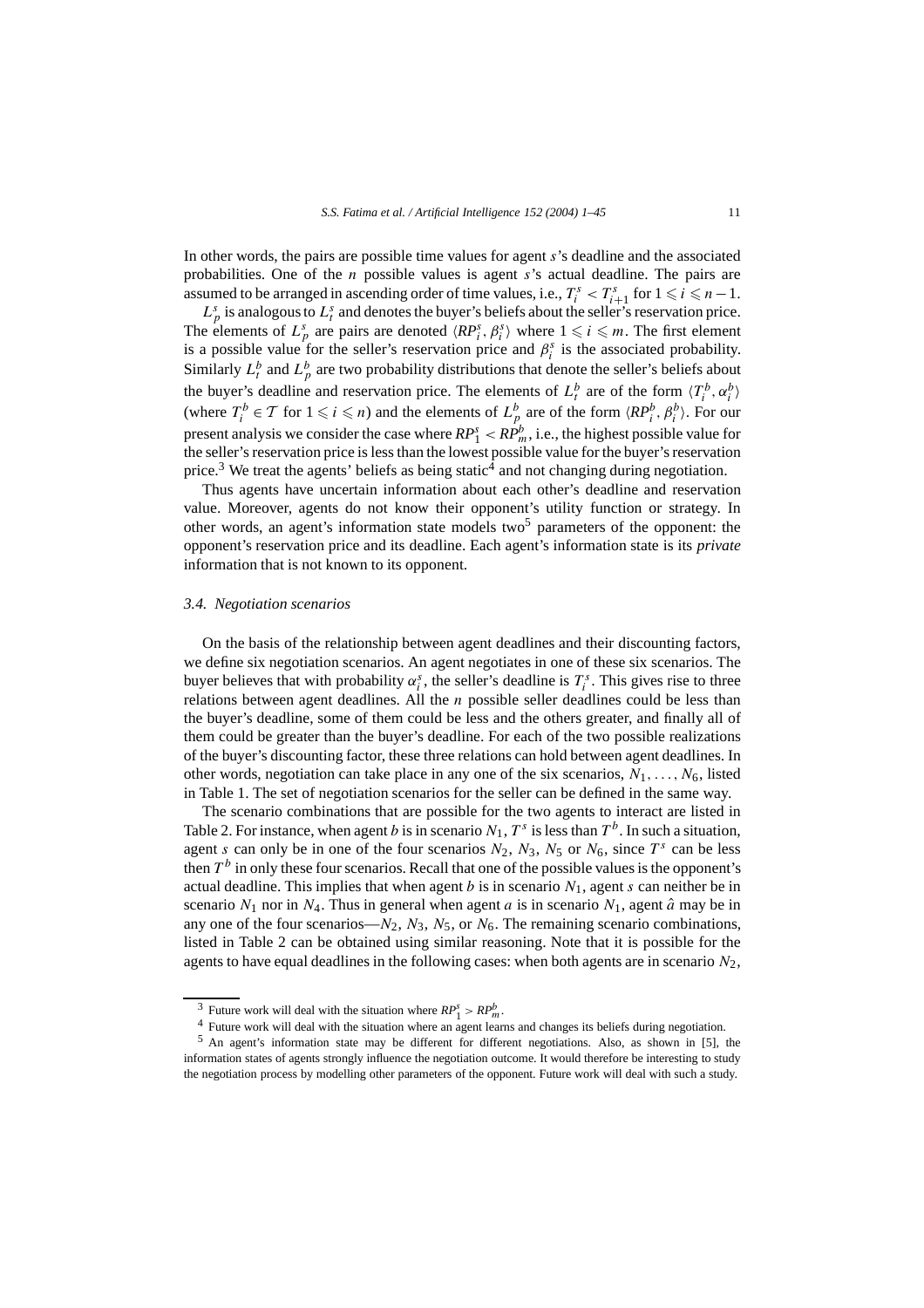In other words, the pairs are possible time values for agent $s$'s deadline and the associated probabilities. One of the $n$ possible values is agent $s$'s actual deadline. The pairs are assumed to be arranged in ascending order of time values, i.e., $T_i^s < T_{i+1}^s$ for $1 \leqslant i \leqslant n-1$.

$L_p^s$ is analogous to $L_t^s$ and denotes the buyer's beliefs about the seller's reservation price. The elements of $L_p^s$ are pairs are denoted $\langle RP_i^s, \beta_i^s \rangle$ where $1 \leqslant i \leqslant m$. The first element is a possible value for the seller's reservation price and $\beta_i^s$ is the associated probability. Similarly $L_t^b$ and $L_p^b$ are two probability distributions that denote the seller's beliefs about the buyer's deadline and reservation price. The elements of $L_t^b$ are of the form $\langle T_i^b, \alpha_i^b \rangle$ (where $T_i^b \in \mathcal{T}$ for $1 \leqslant i \leqslant n$) and the elements of $L_p^b$ are of the form $\langle RP_i^b, \beta_i^b \rangle$. For our present analysis we consider the case where $RP_1^s < RP_m^b$, i.e., the highest possible value for the seller's reservation price is less than the lowest possible value for the buyer's reservation price.[3] We treat the agents' beliefs as being static[4] and not changing during negotiation.

Thus agents have uncertain information about each other's deadline and reservation value. Moreover, agents do not know their opponent's utility function or strategy. In other words, an agent's information state models two[5] parameters of the opponent: the opponent's reservation price and its deadline. Each agent's information state is its *private* information that is not known to its opponent.

### 3.4. Negotiation scenarios

On the basis of the relationship between agent deadlines and their discounting factors, we define six negotiation scenarios. An agent negotiates in one of these six scenarios. The buyer believes that with probability $\alpha_i^s$, the seller's deadline is $T_i^s$. This gives rise to three relations between agent deadlines. All the $n$ possible seller deadlines could be less than the buyer's deadline, some of them could be less and the others greater, and finally all of them could be greater than the buyer's deadline. For each of the two possible realizations of the buyer's discounting factor, these three relations can hold between agent deadlines. In other words, negotiation can take place in any one of the six scenarios, $N_1, \ldots, N_6$, listed in Table 1. The set of negotiation scenarios for the seller can be defined in the same way.

The scenario combinations that are possible for the two agents to interact are listed in Table 2. For instance, when agent $b$ is in scenario $N_1$, $T^s$ is less than $T^b$. In such a situation, agent $s$ can only be in one of the four scenarios $N_2$, $N_3$, $N_5$ or $N_6$, since $T^s$ can be less then $T^b$ in only these four scenarios. Recall that one of the possible values is the opponent's actual deadline. This implies that when agent $b$ is in scenario $N_1$, agent $s$ can neither be in scenario $N_1$ nor in $N_4$. Thus in general when agent $a$ is in scenario $N_1$, agent $\hat{a}$ may be in any one of the four scenarios—$N_2$, $N_3$, $N_5$, or $N_6$. The remaining scenario combinations, listed in Table 2 can be obtained using similar reasoning. Note that it is possible for the agents to have equal deadlines in the following cases: when both agents are in scenario $N_2$,

---

[3] Future work will deal with the situation where $RP_1^s > RP_m^b$.

[4] Future work will deal with the situation where an agent learns and changes its beliefs during negotiation.

[5] An agent's information state may be different for different negotiations. Also, as shown in [5], the information states of agents strongly influence the negotiation outcome. It would therefore be interesting to study the negotiation process by modelling other parameters of the opponent. Future work will deal with such a study.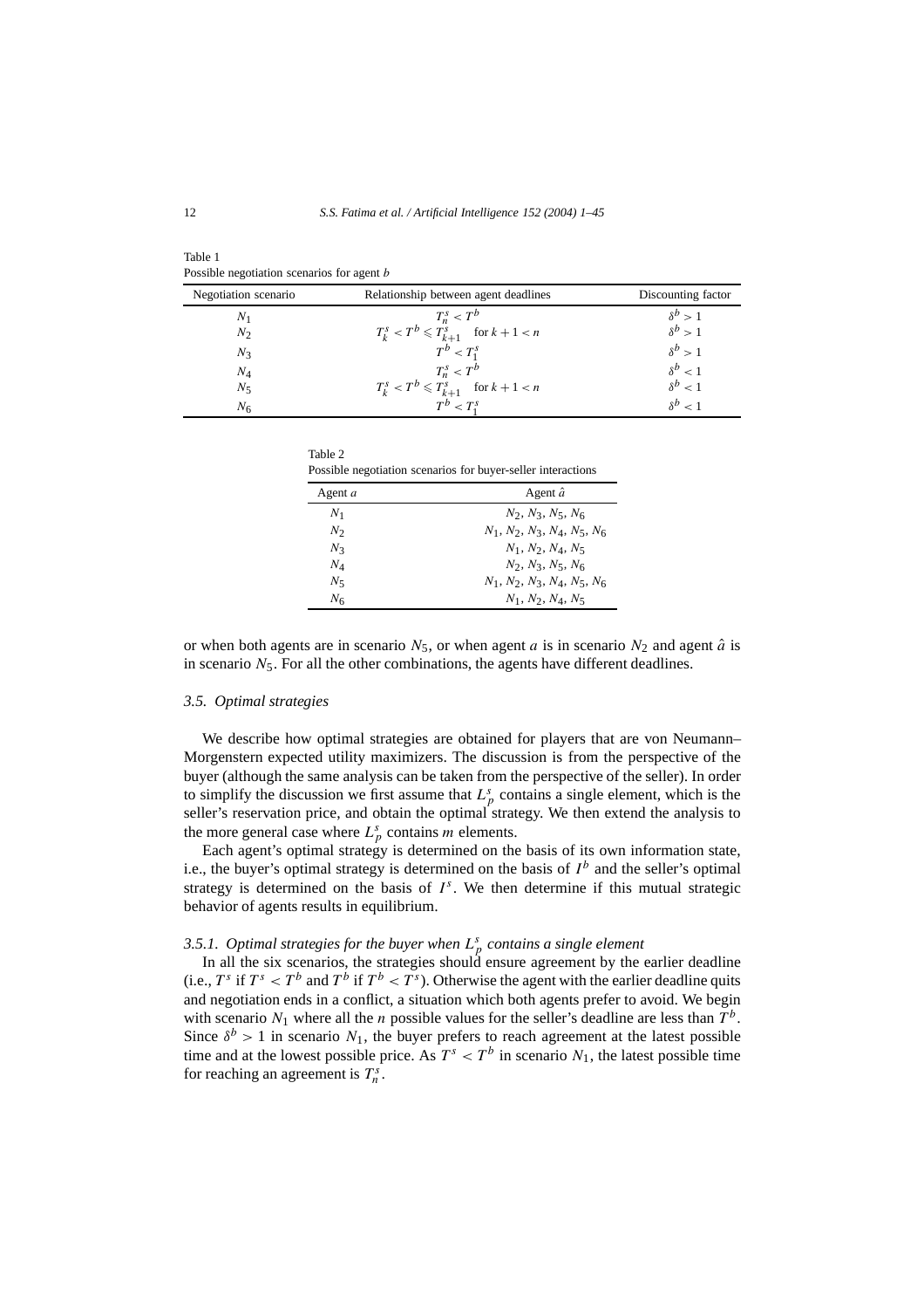Table 1
Possible negotiation scenarios for agent $b$

| Negotiation scenario | Relationship between agent deadlines | Discounting factor |
|---|---|---|
| $N_1$ | $T^s_n < T^b$ | $\delta^b > 1$ |
| $N_2$ | $T^s_k < T^b \leqslant T^s_{k+1}$ for $k+1 < n$ | $\delta^b > 1$ |
| $N_3$ | $T^b < T^s_1$ | $\delta^b > 1$ |
| $N_4$ | $T^s_n < T^b$ | $\delta^b < 1$ |
| $N_5$ | $T^s_k < T^b \leqslant T^s_{k+1}$ for $k+1 < n$ | $\delta^b < 1$ |
| $N_6$ | $T^b < T^s_1$ | $\delta^b < 1$ |

Table 2
Possible negotiation scenarios for buyer-seller interactions

| Agent $a$ | Agent $\hat{a}$ |
|---|---|
| $N_1$ | $N_2, N_3, N_5, N_6$ |
| $N_2$ | $N_1, N_2, N_3, N_4, N_5, N_6$ |
| $N_3$ | $N_1, N_2, N_4, N_5$ |
| $N_4$ | $N_2, N_3, N_5, N_6$ |
| $N_5$ | $N_1, N_2, N_3, N_4, N_5, N_6$ |
| $N_6$ | $N_1, N_2, N_4, N_5$ |

or when both agents are in scenario $N_5$, or when agent $a$ is in scenario $N_2$ and agent $\hat{a}$ is in scenario $N_5$. For all the other combinations, the agents have different deadlines.

### 3.5. Optimal strategies

We describe how optimal strategies are obtained for players that are von Neumann–Morgenstern expected utility maximizers. The discussion is from the perspective of the buyer (although the same analysis can be taken from the perspective of the seller). In order to simplify the discussion we first assume that $L^s_p$ contains a single element, which is the seller's reservation price, and obtain the optimal strategy. We then extend the analysis to the more general case where $L^s_p$ contains $m$ elements.

Each agent's optimal strategy is determined on the basis of its own information state, i.e., the buyer's optimal strategy is determined on the basis of $I^b$ and the seller's optimal strategy is determined on the basis of $I^s$. We then determine if this mutual strategic behavior of agents results in equilibrium.

#### 3.5.1. Optimal strategies for the buyer when $L^s_p$ contains a single element

In all the six scenarios, the strategies should ensure agreement by the earlier deadline (i.e., $T^s$ if $T^s < T^b$ and $T^b$ if $T^b < T^s$). Otherwise the agent with the earlier deadline quits and negotiation ends in a conflict, a situation which both agents prefer to avoid. We begin with scenario $N_1$ where all the $n$ possible values for the seller's deadline are less than $T^b$. Since $\delta^b > 1$ in scenario $N_1$, the buyer prefers to reach agreement at the latest possible time and at the lowest possible price. As $T^s < T^b$ in scenario $N_1$, the latest possible time for reaching an agreement is $T^s_n$.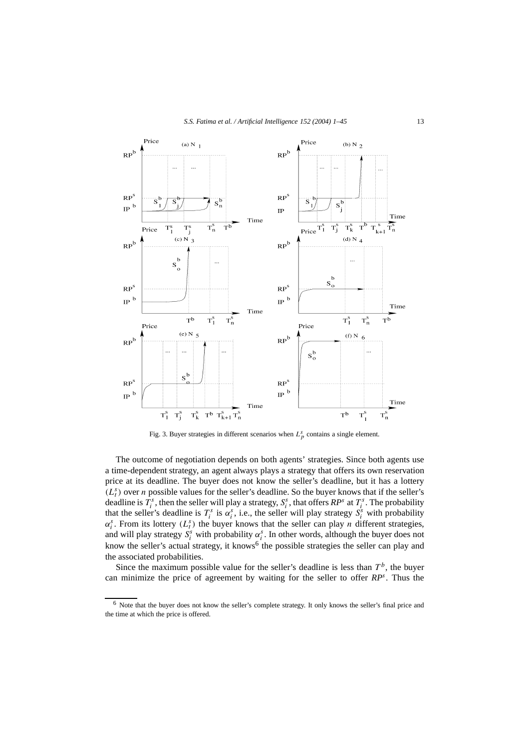Fig. 3. Buyer strategies in different scenarios when $L_p^s$ contains a single element.

The outcome of negotiation depends on both agents' strategies. Since both agents use a time-dependent strategy, an agent always plays a strategy that offers its own reservation price at its deadline. The buyer does not know the seller's deadline, but it has a lottery ($L_t^s$) over $n$ possible values for the seller's deadline. So the buyer knows that if the seller's deadline is $T_i^s$, then the seller will play a strategy, $S_i^s$, that offers $RP^s$ at $T_i^s$. The probability that the seller's deadline is $T_i^s$ is $\alpha_i^s$, i.e., the seller will play strategy $S_i^s$ with probability $\alpha_i^s$. From its lottery ($L_t^s$) the buyer knows that the seller can play $n$ different strategies, and will play strategy $S_i^s$ with probability $\alpha_i^s$. In other words, although the buyer does not know the seller's actual strategy, it knows[6] the possible strategies the seller can play and the associated probabilities.

Since the maximum possible value for the seller's deadline is less than $T^b$, the buyer can minimize the price of agreement by waiting for the seller to offer $RP^s$. Thus the

[6] Note that the buyer does not know the seller's complete strategy. It only knows the seller's final price and the time at which the price is offered.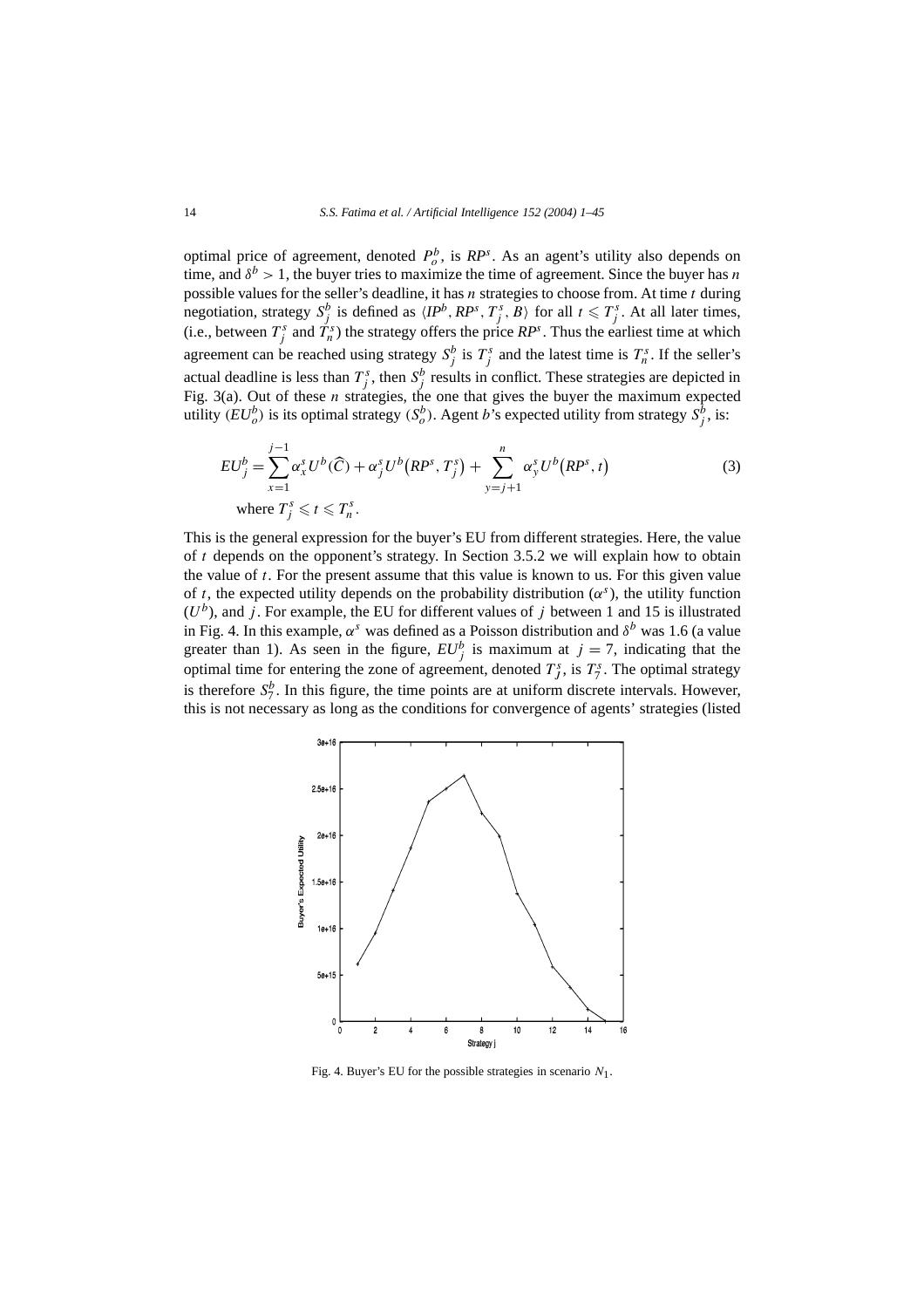optimal price of agreement, denoted $P_o^b$, is $RP^s$. As an agent's utility also depends on time, and $\delta^b > 1$, the buyer tries to maximize the time of agreement. Since the buyer has $n$ possible values for the seller's deadline, it has $n$ strategies to choose from. At time $t$ during negotiation, strategy $S_j^b$ is defined as $\langle IP^b, RP^s, T_j^s, B\rangle$ for all $t \leqslant T_j^s$. At all later times, (i.e., between $T_j^s$ and $T_n^s$) the strategy offers the price $RP^s$. Thus the earliest time at which agreement can be reached using strategy $S_j^b$ is $T_j^s$ and the latest time is $T_n^s$. If the seller's actual deadline is less than $T_j^s$, then $S_j^b$ results in conflict. These strategies are depicted in Fig. 3(a). Out of these $n$ strategies, the one that gives the buyer the maximum expected utility ($EU_o^b$) is its optimal strategy ($S_o^b$). Agent $b$'s expected utility from strategy $S_j^b$, is:

$$EU_j^b = \sum_{x=1}^{j-1} \alpha_x^s U^b(\widehat{C}) + \alpha_j^s U^b(RP^s, T_j^s) + \sum_{y=j+1}^{n} \alpha_y^s U^b(RP^s, t) \tag{3}$$

where $T_j^s \leqslant t \leqslant T_n^s$.

This is the general expression for the buyer's EU from different strategies. Here, the value of $t$ depends on the opponent's strategy. In Section 3.5.2 we will explain how to obtain the value of $t$. For the present assume that this value is known to us. For this given value of $t$, the expected utility depends on the probability distribution ($\alpha^s$), the utility function ($U^b$), and $j$. For example, the EU for different values of $j$ between 1 and 15 is illustrated in Fig. 4. In this example, $\alpha^s$ was defined as a Poisson distribution and $\delta^b$ was 1.6 (a value greater than 1). As seen in the figure, $EU_j^b$ is maximum at $j = 7$, indicating that the optimal time for entering the zone of agreement, denoted $T_J^s$, is $T_7^s$. The optimal strategy is therefore $S_7^b$. In this figure, the time points are at uniform discrete intervals. However, this is not necessary as long as the conditions for convergence of agents' strategies (listed

Fig. 4. Buyer's EU for the possible strategies in scenario $N_1$.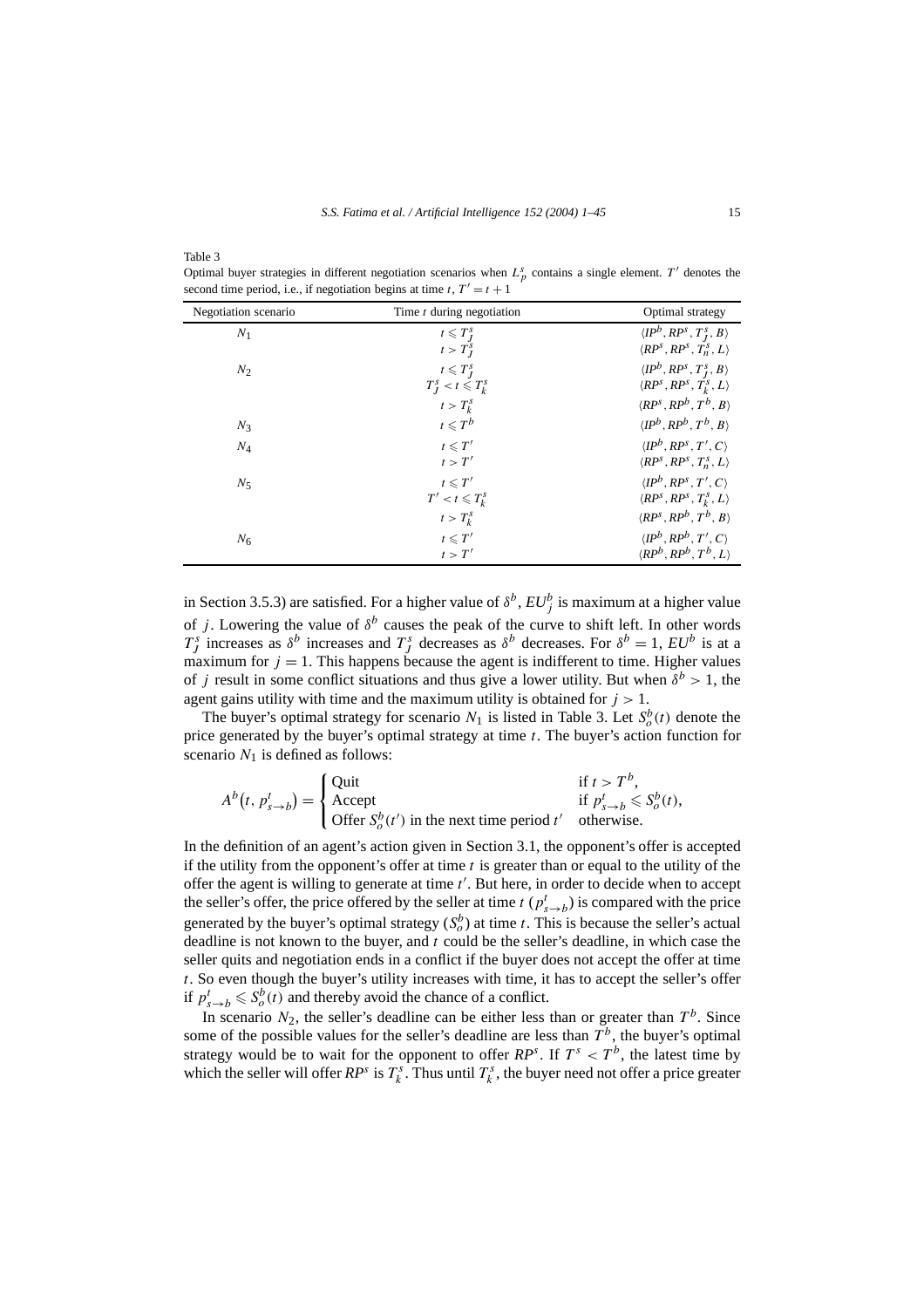Table 3
Optimal buyer strategies in different negotiation scenarios when $L_p^s$ contains a single element. $T'$ denotes the second time period, i.e., if negotiation begins at time $t$, $T' = t + 1$

| Negotiation scenario | Time $t$ during negotiation | Optimal strategy |
|---|---|---|
| $N_1$ | $t \leqslant T_J^s$ | $\langle IP^b, RP^s, T_J^s, B \rangle$ |
| | $t > T_J^s$ | $\langle RP^s, RP^s, T_n^s, L \rangle$ |
| $N_2$ | $t \leqslant T_J^s$ | $\langle IP^b, RP^s, T_J^s, B \rangle$ |
| | $T_J^s < t \leqslant T_k^s$ | $\langle RP^s, RP^s, T_k^s, L \rangle$ |
| | $t > T_k^s$ | $\langle RP^s, RP^b, T^b, B \rangle$ |
| $N_3$ | $t \leqslant T^b$ | $\langle IP^b, RP^b, T^b, B \rangle$ |
| $N_4$ | $t \leqslant T'$ | $\langle IP^b, RP^s, T', C \rangle$ |
| | $t > T'$ | $\langle RP^s, RP^s, T_n^s, L \rangle$ |
| $N_5$ | $t \leqslant T'$ | $\langle IP^b, RP^s, T', C \rangle$ |
| | $T' < t \leqslant T_k^s$ | $\langle RP^s, RP^s, T_k^s, L \rangle$ |
| | $t > T_k^s$ | $\langle RP^s, RP^b, T^b, B \rangle$ |
| $N_6$ | $t \leqslant T'$ | $\langle IP^b, RP^b, T', C \rangle$ |
| | $t > T'$ | $\langle RP^b, RP^b, T^b, L \rangle$ |

in Section 3.5.3) are satisfied. For a higher value of $\delta^b$, $EU_j^b$ is maximum at a higher value of $j$. Lowering the value of $\delta^b$ causes the peak of the curve to shift left. In other words $T_J^s$ increases as $\delta^b$ increases and $T_J^s$ decreases as $\delta^b$ decreases. For $\delta^b = 1$, $EU^b$ is at a maximum for $j = 1$. This happens because the agent is indifferent to time. Higher values of $j$ result in some conflict situations and thus give a lower utility. But when $\delta^b > 1$, the agent gains utility with time and the maximum utility is obtained for $j > 1$.

The buyer's optimal strategy for scenario $N_1$ is listed in Table 3. Let $S_o^b(t)$ denote the price generated by the buyer's optimal strategy at time $t$. The buyer's action function for scenario $N_1$ is defined as follows:

$$A^b(t, p_{s\to b}^t) = \begin{cases} \text{Quit} & \text{if } t > T^b, \\ \text{Accept} & \text{if } p_{s\to b}^t \leqslant S_o^b(t), \\ \text{Offer } S_o^b(t') \text{ in the next time period } t' & \text{otherwise.} \end{cases}$$

In the definition of an agent's action given in Section 3.1, the opponent's offer is accepted if the utility from the opponent's offer at time $t$ is greater than or equal to the utility of the offer the agent is willing to generate at time $t'$. But here, in order to decide when to accept the seller's offer, the price offered by the seller at time $t$ ($p_{s\to b}^t$) is compared with the price generated by the buyer's optimal strategy ($S_o^b$) at time $t$. This is because the seller's actual deadline is not known to the buyer, and $t$ could be the seller's deadline, in which case the seller quits and negotiation ends in a conflict if the buyer does not accept the offer at time $t$. So even though the buyer's utility increases with time, it has to accept the seller's offer if $p_{s\to b}^t \leqslant S_o^b(t)$ and thereby avoid the chance of a conflict.

In scenario $N_2$, the seller's deadline can be either less than or greater than $T^b$. Since some of the possible values for the seller's deadline are less than $T^b$, the buyer's optimal strategy would be to wait for the opponent to offer $RP^s$. If $T^s < T^b$, the latest time by which the seller will offer $RP^s$ is $T_k^s$. Thus until $T_k^s$, the buyer need not offer a price greater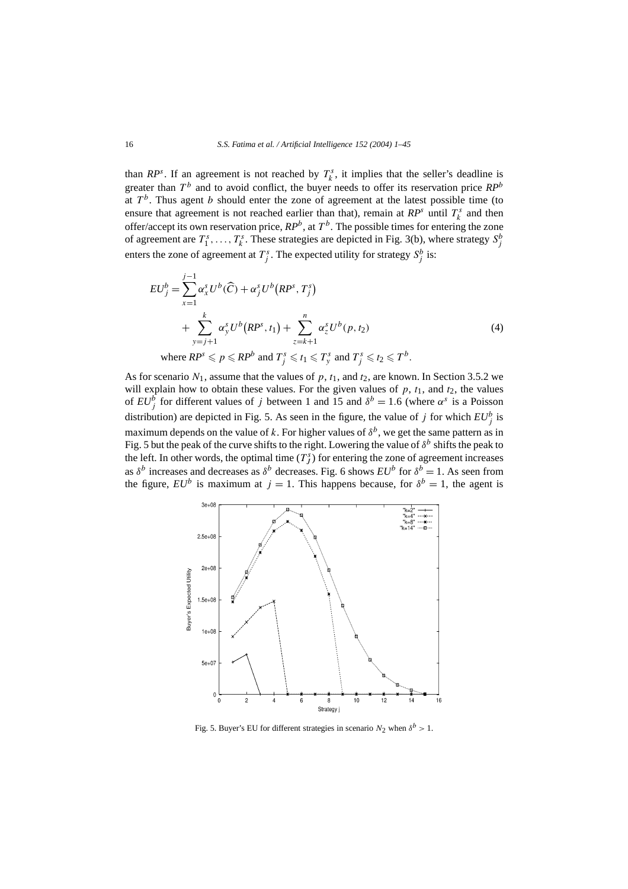than $RP^s$. If an agreement is not reached by $T_k^s$, it implies that the seller's deadline is greater than $T^b$ and to avoid conflict, the buyer needs to offer its reservation price $RP^b$ at $T^b$. Thus agent $b$ should enter the zone of agreement at the latest possible time (to ensure that agreement is not reached earlier than that), remain at $RP^s$ until $T_k^s$ and then offer/accept its own reservation price, $RP^b$, at $T^b$. The possible times for entering the zone of agreement are $T_1^s, \ldots, T_k^s$. These strategies are depicted in Fig. 3(b), where strategy $S_j^b$ enters the zone of agreement at $T_j^s$. The expected utility for strategy $S_j^b$ is:

$$
\begin{aligned}
EU_j^b = {} & \sum_{x=1}^{j-1} \alpha_x^s U^b(\widehat{C}) + \alpha_j^s U^b\big(RP^s, T_j^s\big) \\
& + \sum_{y=j+1}^{k} \alpha_y^s U^b\big(RP^s, t_1\big) + \sum_{z=k+1}^{n} \alpha_z^s U^b(p, t_2) \qquad (4) \\
& \text{where } RP^s \leqslant p \leqslant RP^b \text{ and } T_j^s \leqslant t_1 \leqslant T_y^s \text{ and } T_j^s \leqslant t_2 \leqslant T^b.
\end{aligned}
$$

As for scenario $N_1$, assume that the values of $p$, $t_1$, and $t_2$, are known. In Section 3.5.2 we will explain how to obtain these values. For the given values of $p$, $t_1$, and $t_2$, the values of $EU_j^b$ for different values of $j$ between 1 and 15 and $\delta^b = 1.6$ (where $\alpha^s$ is a Poisson distribution) are depicted in Fig. 5. As seen in the figure, the value of $j$ for which $EU_j^b$ is maximum depends on the value of $k$. For higher values of $\delta^b$, we get the same pattern as in Fig. 5 but the peak of the curve shifts to the right. Lowering the value of $\delta^b$ shifts the peak to the left. In other words, the optimal time ($T_j^s$) for entering the zone of agreement increases as $\delta^b$ increases and decreases as $\delta^b$ decreases. Fig. 6 shows $EU^b$ for $\delta^b = 1$. As seen from the figure, $EU^b$ is maximum at $j = 1$. This happens because, for $\delta^b = 1$, the agent is

Fig. 5. Buyer's EU for different strategies in scenario $N_2$ when $\delta^b > 1$.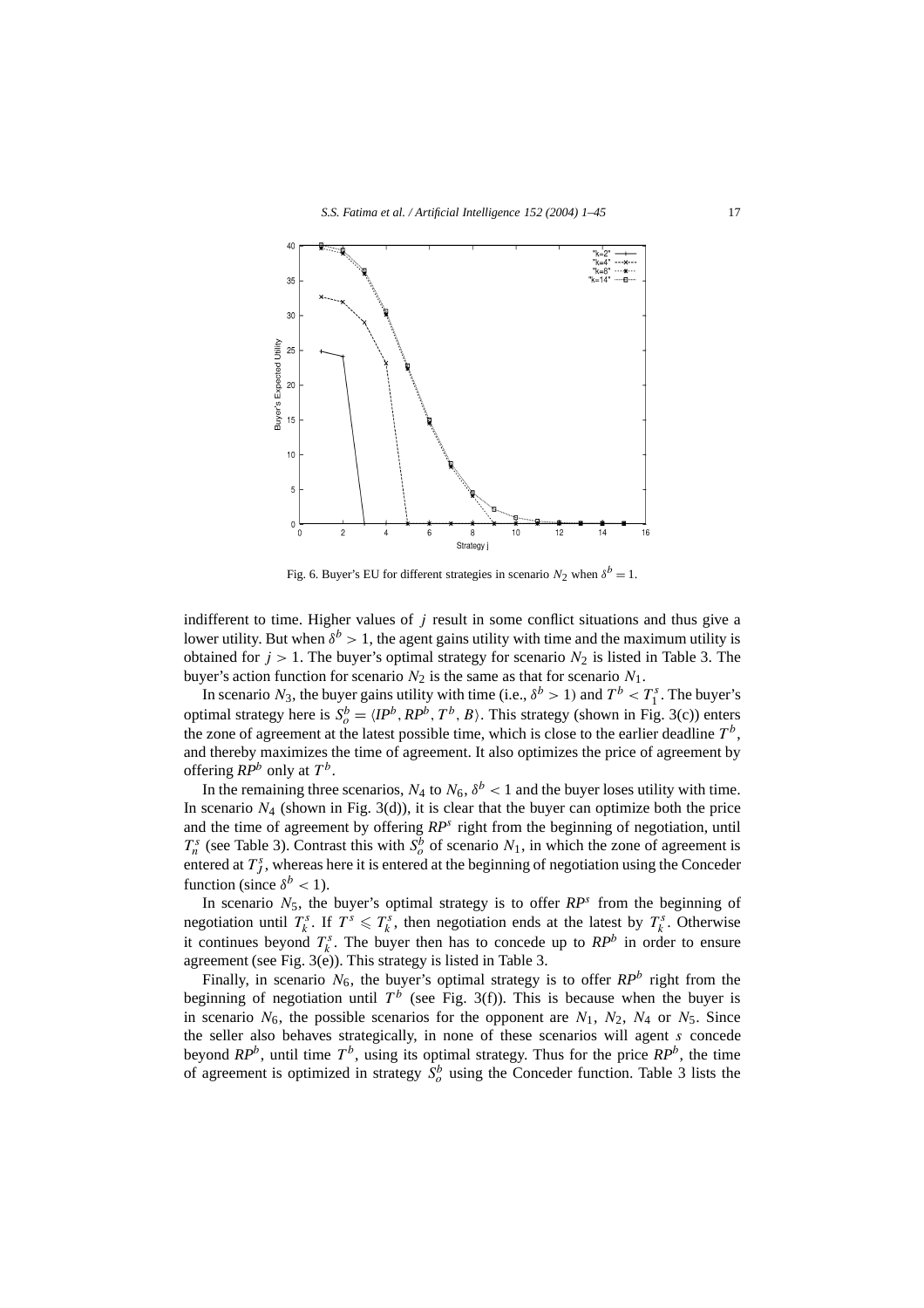Fig. 6. Buyer's EU for different strategies in scenario $N_2$ when $\delta^b = 1$.

indifferent to time. Higher values of $j$ result in some conflict situations and thus give a lower utility. But when $\delta^b > 1$, the agent gains utility with time and the maximum utility is obtained for $j > 1$. The buyer's optimal strategy for scenario $N_2$ is listed in Table 3. The buyer's action function for scenario $N_2$ is the same as that for scenario $N_1$.

In scenario $N_3$, the buyer gains utility with time (i.e., $\delta^b > 1$) and $T^b < T_1^s$. The buyer's optimal strategy here is $S_o^b = \langle IP^b, RP^b, T^b, B \rangle$. This strategy (shown in Fig. 3(c)) enters the zone of agreement at the latest possible time, which is close to the earlier deadline $T^b$, and thereby maximizes the time of agreement. It also optimizes the price of agreement by offering $RP^b$ only at $T^b$.

In the remaining three scenarios, $N_4$ to $N_6$, $\delta^b < 1$ and the buyer loses utility with time. In scenario $N_4$ (shown in Fig. 3(d)), it is clear that the buyer can optimize both the price and the time of agreement by offering $RP^s$ right from the beginning of negotiation, until $T_n^s$ (see Table 3). Contrast this with $S_o^b$ of scenario $N_1$, in which the zone of agreement is entered at $T_J^s$, whereas here it is entered at the beginning of negotiation using the Conceder function (since $\delta^b < 1$).

In scenario $N_5$, the buyer's optimal strategy is to offer $RP^s$ from the beginning of negotiation until $T_k^s$. If $T^s \leqslant T_k^s$, then negotiation ends at the latest by $T_k^s$. Otherwise it continues beyond $T_k^s$. The buyer then has to concede up to $RP^b$ in order to ensure agreement (see Fig. 3(e)). This strategy is listed in Table 3.

Finally, in scenario $N_6$, the buyer's optimal strategy is to offer $RP^b$ right from the beginning of negotiation until $T^b$ (see Fig. 3(f)). This is because when the buyer is in scenario $N_6$, the possible scenarios for the opponent are $N_1$, $N_2$, $N_4$ or $N_5$. Since the seller also behaves strategically, in none of these scenarios will agent $s$ concede beyond $RP^b$, until time $T^b$, using its optimal strategy. Thus for the price $RP^b$, the time of agreement is optimized in strategy $S_o^b$ using the Conceder function. Table 3 lists the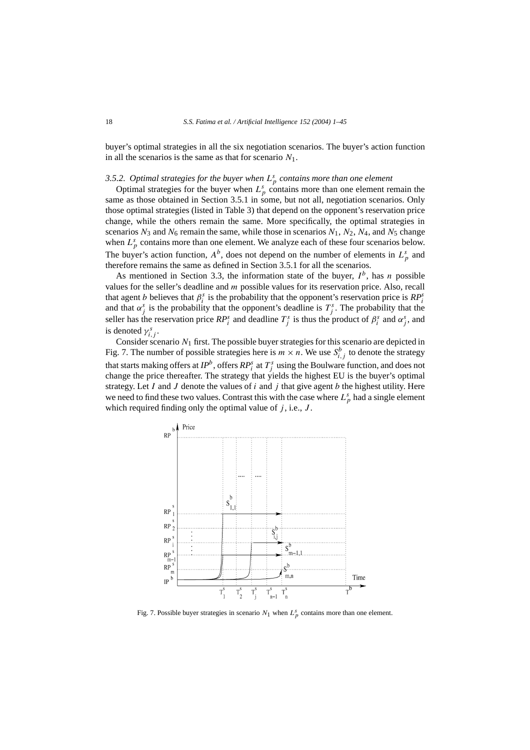buyer's optimal strategies in all the six negotiation scenarios. The buyer's action function in all the scenarios is the same as that for scenario $N_1$.

### 3.5.2. Optimal strategies for the buyer when $L_p^s$ contains more than one element

Optimal strategies for the buyer when $L_p^s$ contains more than one element remain the same as those obtained in Section 3.5.1 in some, but not all, negotiation scenarios. Only those optimal strategies (listed in Table 3) that depend on the opponent's reservation price change, while the others remain the same. More specifically, the optimal strategies in scenarios $N_3$ and $N_6$ remain the same, while those in scenarios $N_1$, $N_2$, $N_4$, and $N_5$ change when $L_p^s$ contains more than one element. We analyze each of these four scenarios below. The buyer's action function, $A^b$, does not depend on the number of elements in $L_p^s$ and therefore remains the same as defined in Section 3.5.1 for all the scenarios.

As mentioned in Section 3.3, the information state of the buyer, $I^b$, has $n$ possible values for the seller's deadline and $m$ possible values for its reservation price. Also, recall that agent $b$ believes that $\beta_i^s$ is the probability that the opponent's reservation price is $RP_i^s$ and that $\alpha_j^s$ is the probability that the opponent's deadline is $T_j^s$. The probability that the seller has the reservation price $RP_i^s$ and deadline $T_j^s$ is thus the product of $\beta_i^s$ and $\alpha_j^s$, and is denoted $\gamma_{i,j}^s$.

Consider scenario $N_1$ first. The possible buyer strategies for this scenario are depicted in Fig. 7. The number of possible strategies here is $m \times n$. We use $S_{i,j}^b$ to denote the strategy that starts making offers at $IP^b$, offers $RP_i^s$ at $T_j^s$ using the Boulware function, and does not change the price thereafter. The strategy that yields the highest EU is the buyer's optimal strategy. Let $I$ and $J$ denote the values of $i$ and $j$ that give agent $b$ the highest utility. Here we need to find these two values. Contrast this with the case where $L_p^s$ had a single element which required finding only the optimal value of $j$, i.e., $J$.

Fig. 7. Possible buyer strategies in scenario $N_1$ when $L_p^s$ contains more than one element.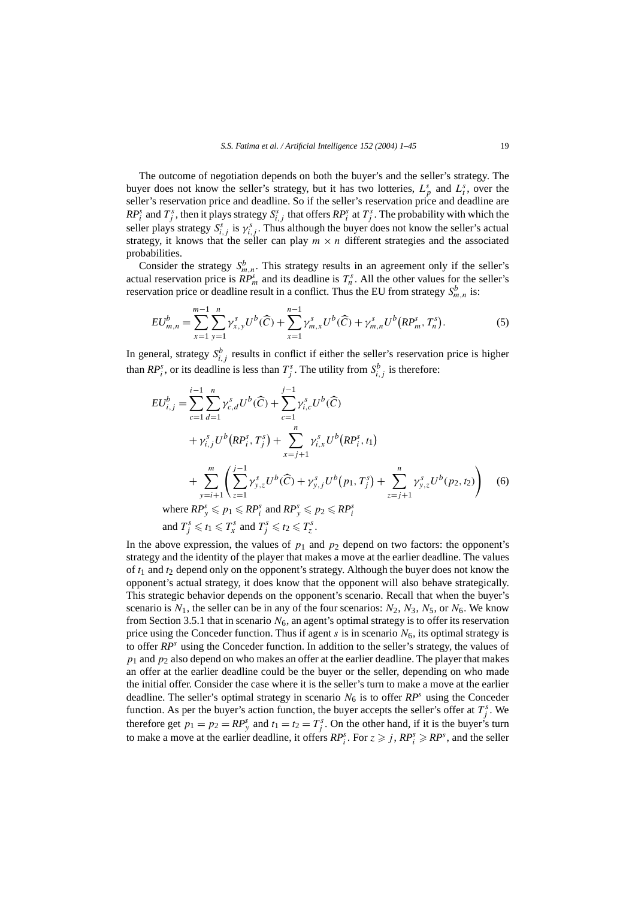The outcome of negotiation depends on both the buyer's and the seller's strategy. The buyer does not know the seller's strategy, but it has two lotteries, $L^s_p$ and $L^s_t$, over the seller's reservation price and deadline. So if the seller's reservation price and deadline are $RP^s_i$ and $T^s_j$, then it plays strategy $S^s_{i,j}$ that offers $RP^s_i$ at $T^s_j$. The probability with which the seller plays strategy $S^s_{i,j}$ is $\gamma^s_{i,j}$. Thus although the buyer does not know the seller's actual strategy, it knows that the seller can play $m \times n$ different strategies and the associated probabilities.

Consider the strategy $S^b_{m,n}$. This strategy results in an agreement only if the seller's actual reservation price is $RP^s_m$ and its deadline is $T^s_n$. All the other values for the seller's reservation price or deadline result in a conflict. Thus the EU from strategy $S^b_{m,n}$ is:

$$EU^b_{m,n} = \sum_{x=1}^{m-1} \sum_{y=1}^{n} \gamma^s_{x,y} U^b(\widehat{C}) + \sum_{x=1}^{n-1} \gamma^s_{m,x} U^b(\widehat{C}) + \gamma^s_{m,n} U^b\big(RP^s_m, T^s_n\big). \tag{5}$$

In general, strategy $S^b_{i,j}$ results in conflict if either the seller's reservation price is higher than $RP^s_i$, or its deadline is less than $T^s_j$. The utility from $S^b_{i,j}$ is therefore:

$$\begin{aligned}
EU^b_{i,j} = {} & \sum_{c=1}^{i-1} \sum_{d=1}^{n} \gamma^s_{c,d} U^b(\widehat{C}) + \sum_{c=1}^{j-1} \gamma^s_{i,c} U^b(\widehat{C}) \\
& + \gamma^s_{i,j} U^b\big(RP^s_i, T^s_j\big) + \sum_{x=j+1}^{n} \gamma^s_{i,x} U^b\big(RP^s_i, t_1\big) \\
& + \sum_{y=i+1}^{m} \left( \sum_{z=1}^{j-1} \gamma^s_{y,z} U^b(\widehat{C}) + \gamma^s_{y,j} U^b\big(p_1, T^s_j\big) + \sum_{z=j+1}^{n} \gamma^s_{y,z} U^b(p_2, t_2) \right) \qquad (6) \\
& \text{where } RP^s_y \leqslant p_1 \leqslant RP^s_i \text{ and } RP^s_y \leqslant p_2 \leqslant RP^s_i \\
& \text{and } T^s_j \leqslant t_1 \leqslant T^s_x \text{ and } T^s_j \leqslant t_2 \leqslant T^s_z.
\end{aligned}$$

In the above expression, the values of $p_1$ and $p_2$ depend on two factors: the opponent's strategy and the identity of the player that makes a move at the earlier deadline. The values of $t_1$ and $t_2$ depend only on the opponent's strategy. Although the buyer does not know the opponent's actual strategy, it does know that the opponent will also behave strategically. This strategic behavior depends on the opponent's scenario. Recall that when the buyer's scenario is $N_1$, the seller can be in any of the four scenarios: $N_2$, $N_3$, $N_5$, or $N_6$. We know from Section 3.5.1 that in scenario $N_6$, an agent's optimal strategy is to offer its reservation price using the Conceder function. Thus if agent $s$ is in scenario $N_6$, its optimal strategy is to offer $RP^s$ using the Conceder function. In addition to the seller's strategy, the values of $p_1$ and $p_2$ also depend on who makes an offer at the earlier deadline. The player that makes an offer at the earlier deadline could be the buyer or the seller, depending on who made the initial offer. Consider the case where it is the seller's turn to make a move at the earlier deadline. The seller's optimal strategy in scenario $N_6$ is to offer $RP^s$ using the Conceder function. As per the buyer's action function, the buyer accepts the seller's offer at $T^s_j$. We therefore get $p_1 = p_2 = RP^s_y$ and $t_1 = t_2 = T^s_j$. On the other hand, if it is the buyer's turn to make a move at the earlier deadline, it offers $RP^s_i$. For $z \geqslant j$, $RP^s_i \geqslant RP^s$, and the seller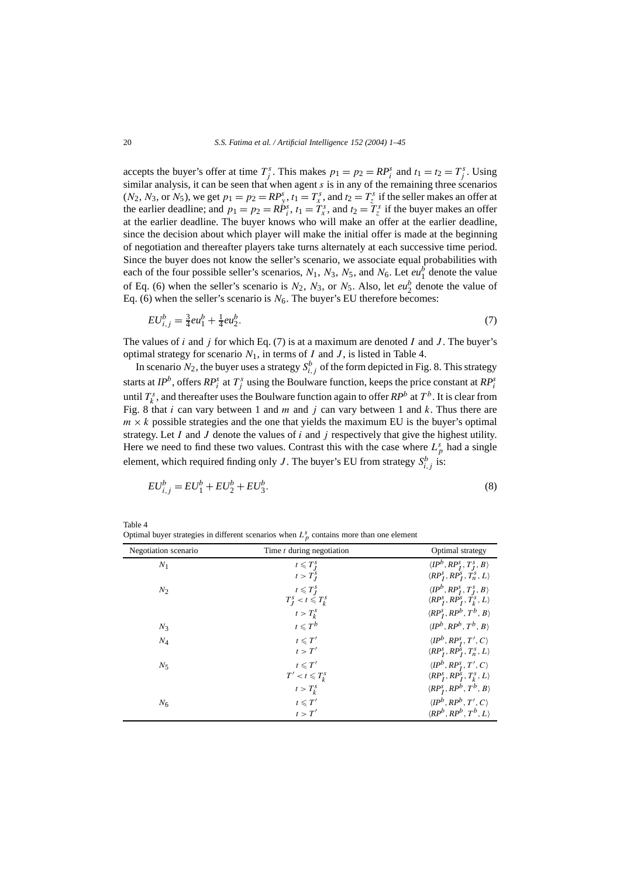accepts the buyer's offer at time $T_j^s$. This makes $p_1 = p_2 = RP_i^s$ and $t_1 = t_2 = T_j^s$. Using similar analysis, it can be seen that when agent $s$ is in any of the remaining three scenarios ($N_2$, $N_3$, or $N_5$), we get $p_1 = p_2 = RP_y^s$, $t_1 = T_x^s$, and $t_2 = T_z^s$ if the seller makes an offer at the earlier deadline; and $p_1 = p_2 = RP_i^s$, $t_1 = T_x^s$, and $t_2 = T_z^s$ if the buyer makes an offer at the earlier deadline. The buyer knows who will make an offer at the earlier deadline, since the decision about which player will make the initial offer is made at the beginning of negotiation and thereafter players take turns alternately at each successive time period. Since the buyer does not know the seller's scenario, we associate equal probabilities with each of the four possible seller's scenarios, $N_1$, $N_3$, $N_5$, and $N_6$. Let $eu_1^b$ denote the value of Eq. (6) when the seller's scenario is $N_2$, $N_3$, or $N_5$. Also, let $eu_2^b$ denote the value of Eq. (6) when the seller's scenario is $N_6$. The buyer's EU therefore becomes:

$$EU_{i,j}^b = \tfrac{3}{4}eu_1^b + \tfrac{1}{4}eu_2^b. \tag{7}$$

The values of $i$ and $j$ for which Eq. (7) is at a maximum are denoted $I$ and $J$. The buyer's optimal strategy for scenario $N_1$, in terms of $I$ and $J$, is listed in Table 4.

In scenario $N_2$, the buyer uses a strategy $S_{i,j}^b$ of the form depicted in Fig. 8. This strategy starts at $IP^b$, offers $RP_i^s$ at $T_j^s$ using the Boulware function, keeps the price constant at $RP_i^s$ until $T_k^s$, and thereafter uses the Boulware function again to offer $RP^b$ at $T^b$. It is clear from Fig. 8 that $i$ can vary between 1 and $m$ and $j$ can vary between 1 and $k$. Thus there are $m \times k$ possible strategies and the one that yields the maximum EU is the buyer's optimal strategy. Let $I$ and $J$ denote the values of $i$ and $j$ respectively that give the highest utility. Here we need to find these two values. Contrast this with the case where $L_p^s$ had a single element, which required finding only $J$. The buyer's EU from strategy $S_{i,j}^b$ is:

$$EU_{i,j}^b = EU_1^b + EU_2^b + EU_3^b. \tag{8}$$

Table 4
Optimal buyer strategies in different scenarios when $L_p^s$ contains more than one element

| Negotiation scenario | Time $t$ during negotiation | Optimal strategy |
|---|---|---|
| $N_1$ | $t \leqslant T_J^s$ | $\langle IP^b, RP_I^s, T_J^s, B\rangle$ |
| | $t > T_J^s$ | $\langle RP_I^s, RP_I^s, T_n^s, L\rangle$ |
| $N_2$ | $t \leqslant T_J^s$ | $\langle IP^b, RP_I^s, T_J^s, B\rangle$ |
| | $T_J^s < t \leqslant T_k^s$ | $\langle RP_I^s, RP_I^s, T_k^s, L\rangle$ |
| | $t > T_k^s$ | $\langle RP_I^s, RP^b, T^b, B\rangle$ |
| $N_3$ | $t \leqslant T^b$ | $\langle IP^b, RP^b, T^b, B\rangle$ |
| $N_4$ | $t \leqslant T'$ | $\langle IP^b, RP_I^s, T', C\rangle$ |
| | $t > T'$ | $\langle RP_I^s, RP_I^s, T_n^s, L\rangle$ |
| $N_5$ | $t \leqslant T'$ | $\langle IP^b, RP_I^s, T', C\rangle$ |
| | $T' < t \leqslant T_k^s$ | $\langle RP_I^s, RP_I^s, T_k^s, L\rangle$ |
| | $t > T_k^s$ | $\langle RP_I^s, RP^b, T^b, B\rangle$ |
| $N_6$ | $t \leqslant T'$ | $\langle IP^b, RP^b, T', C\rangle$ |
| | $t > T'$ | $\langle RP^b, RP^b, T^b, L\rangle$ |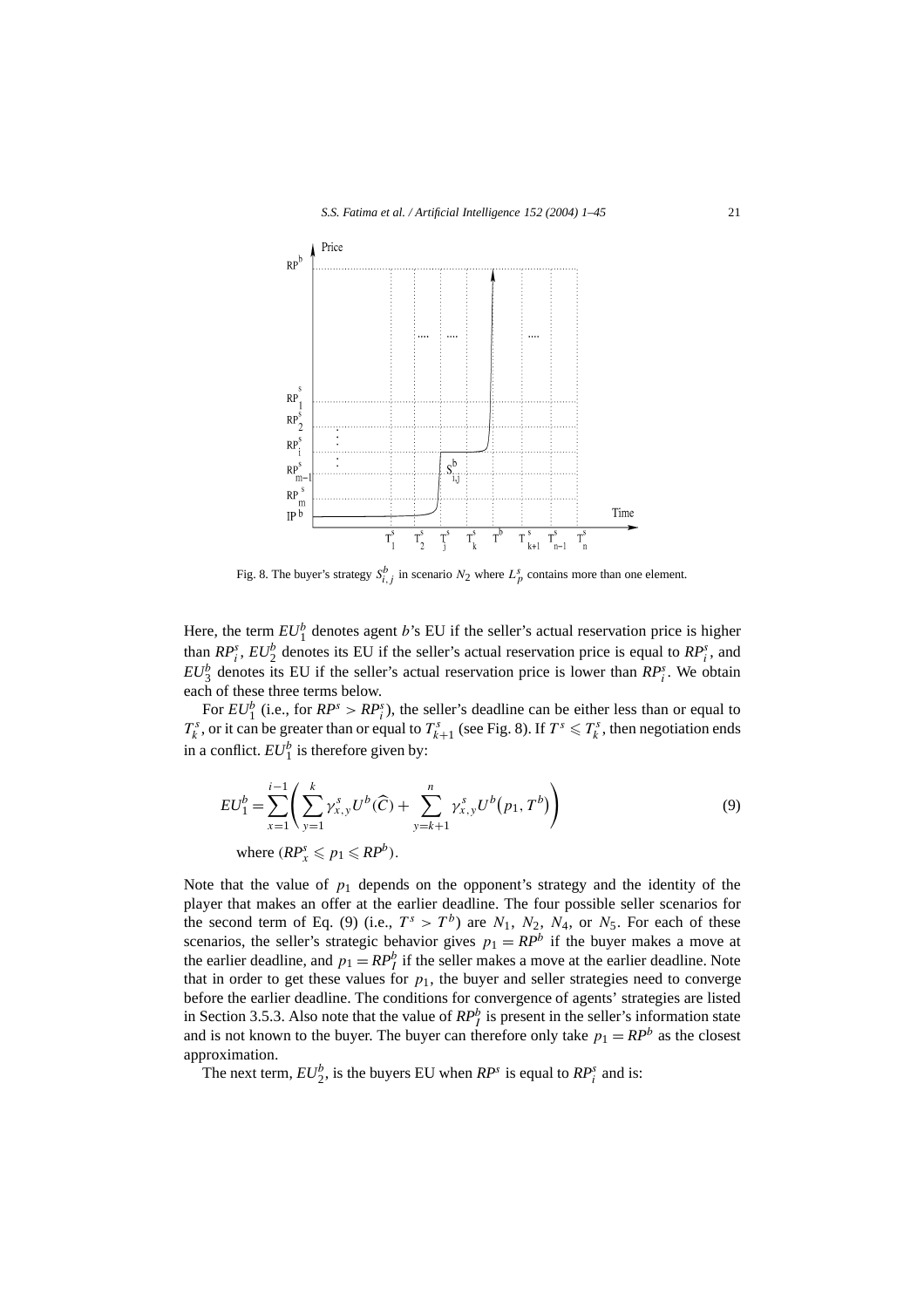Fig. 8. The buyer's strategy $S^b_{i,j}$ in scenario $N_2$ where $L^s_p$ contains more than one element.

Here, the term $EU^b_1$ denotes agent $b$'s EU if the seller's actual reservation price is higher than $RP^s_i$, $EU^b_2$ denotes its EU if the seller's actual reservation price is equal to $RP^s_i$, and $EU^b_3$ denotes its EU if the seller's actual reservation price is lower than $RP^s_i$. We obtain each of these three terms below.

For $EU^b_1$ (i.e., for $RP^s > RP^s_i$), the seller's deadline can be either less than or equal to $T^s_k$, or it can be greater than or equal to $T^s_{k+1}$ (see Fig. 8). If $T^s \leqslant T^s_k$, then negotiation ends in a conflict. $EU^b_1$ is therefore given by:

$$EU^b_1 = \sum_{x=1}^{i-1} \left( \sum_{y=1}^{k} \gamma^s_{x,y} U^b(\widehat{C}) + \sum_{y=k+1}^{n} \gamma^s_{x,y} U^b(p_1, T^b) \right) \tag{9}$$

where $(RP^s_x \leqslant p_1 \leqslant RP^b)$.

Note that the value of $p_1$ depends on the opponent's strategy and the identity of the player that makes an offer at the earlier deadline. The four possible seller scenarios for the second term of Eq. (9) (i.e., $T^s > T^b$) are $N_1$, $N_2$, $N_4$, or $N_5$. For each of these scenarios, the seller's strategic behavior gives $p_1 = RP^b$ if the buyer makes a move at the earlier deadline, and $p_1 = RP^b_I$ if the seller makes a move at the earlier deadline. Note that in order to get these values for $p_1$, the buyer and seller strategies need to converge before the earlier deadline. The conditions for convergence of agents' strategies are listed in Section 3.5.3. Also note that the value of $RP^b_I$ is present in the seller's information state and is not known to the buyer. The buyer can therefore only take $p_1 = RP^b$ as the closest approximation.

The next term, $EU^b_2$, is the buyers EU when $RP^s$ is equal to $RP^s_i$ and is: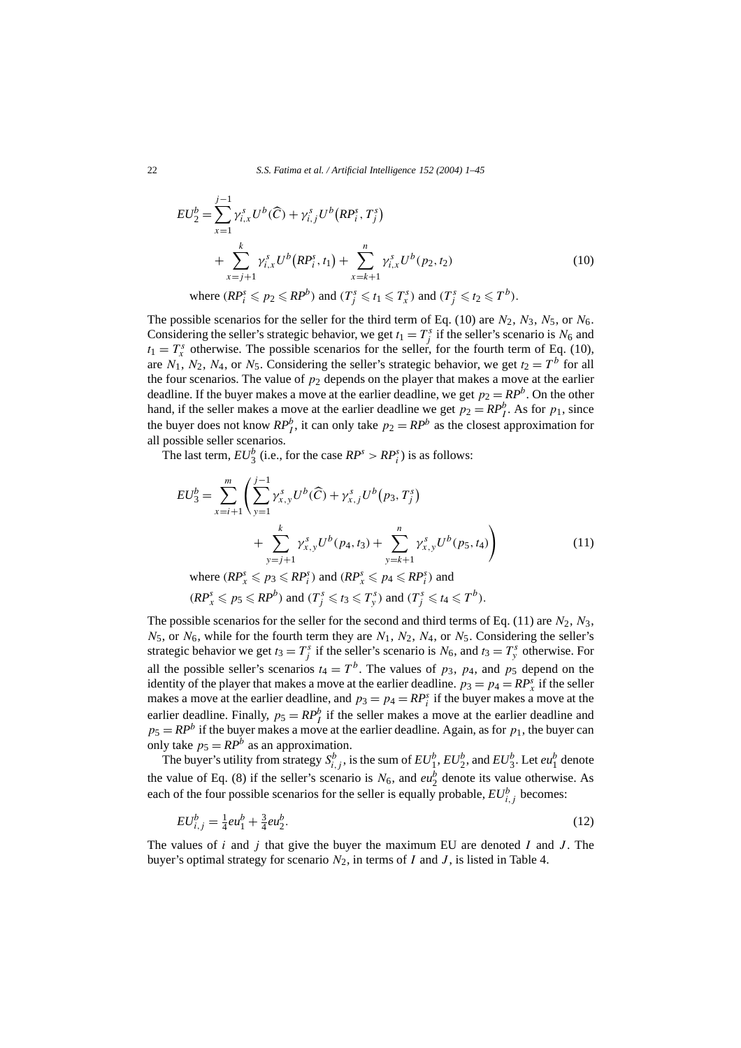$$EU_2^b = \sum_{x=1}^{j-1} \gamma_{i,x}^s U^b(\widehat{C}) + \gamma_{i,j}^s U^b\big(RP_i^s, T_j^s\big) + \sum_{x=j+1}^{k} \gamma_{i,x}^s U^b\big(RP_i^s, t_1\big) + \sum_{x=k+1}^{n} \gamma_{i,x}^s U^b(p_2, t_2) \tag{10}$$

$$\text{where } (RP_i^s \leqslant p_2 \leqslant RP^b) \text{ and } (T_j^s \leqslant t_1 \leqslant T_x^s) \text{ and } (T_j^s \leqslant t_2 \leqslant T^b).$$

The possible scenarios for the seller for the third term of Eq. (10) are $N_2$, $N_3$, $N_5$, or $N_6$. Considering the seller's strategic behavior, we get $t_1 = T_j^s$ if the seller's scenario is $N_6$ and $t_1 = T_x^s$ otherwise. The possible scenarios for the seller, for the fourth term of Eq. (10), are $N_1$, $N_2$, $N_4$, or $N_5$. Considering the seller's strategic behavior, we get $t_2 = T^b$ for all the four scenarios. The value of $p_2$ depends on the player that makes a move at the earlier deadline. If the buyer makes a move at the earlier deadline, we get $p_2 = RP^b$. On the other hand, if the seller makes a move at the earlier deadline we get $p_2 = RP_I^b$. As for $p_1$, since the buyer does not know $RP_I^b$, it can only take $p_2 = RP^b$ as the closest approximation for all possible seller scenarios.

The last term, $EU_3^b$ (i.e., for the case $RP^s > RP_i^s$) is as follows:

$$EU_3^b = \sum_{x=i+1}^{m} \left( \sum_{y=1}^{j-1} \gamma_{x,y}^s U^b(\widehat{C}) + \gamma_{x,j}^s U^b\big(p_3, T_j^s\big) + \sum_{y=j+1}^{k} \gamma_{x,y}^s U^b(p_4, t_3) + \sum_{y=k+1}^{n} \gamma_{x,y}^s U^b(p_5, t_4) \right) \tag{11}$$

$$\text{where } (RP_x^s \leqslant p_3 \leqslant RP_i^s) \text{ and } (RP_x^s \leqslant p_4 \leqslant RP_i^s) \text{ and } (RP_x^s \leqslant p_5 \leqslant RP^b) \text{ and } (T_j^s \leqslant t_3 \leqslant T_y^s) \text{ and } (T_j^s \leqslant t_4 \leqslant T^b).$$

The possible scenarios for the seller for the second and third terms of Eq. (11) are $N_2$, $N_3$, $N_5$, or $N_6$, while for the fourth term they are $N_1$, $N_2$, $N_4$, or $N_5$. Considering the seller's strategic behavior we get $t_3 = T_j^s$ if the seller's scenario is $N_6$, and $t_3 = T_y^s$ otherwise. For all the possible seller's scenarios $t_4 = T^b$. The values of $p_3$, $p_4$, and $p_5$ depend on the identity of the player that makes a move at the earlier deadline. $p_3 = p_4 = RP_x^s$ if the seller makes a move at the earlier deadline, and $p_3 = p_4 = RP_i^s$ if the buyer makes a move at the earlier deadline. Finally, $p_5 = RP_I^b$ if the seller makes a move at the earlier deadline and $p_5 = RP^b$ if the buyer makes a move at the earlier deadline. Again, as for $p_1$, the buyer can only take $p_5 = RP^b$ as an approximation.

The buyer's utility from strategy $S_{i,j}^b$, is the sum of $EU_1^b$, $EU_2^b$, and $EU_3^b$. Let $eu_1^b$ denote the value of Eq. (8) if the seller's scenario is $N_6$, and $eu_2^b$ denote its value otherwise. As each of the four possible scenarios for the seller is equally probable, $EU_{i,j}^b$ becomes:

$$EU_{i,j}^b = \tfrac{1}{4} eu_1^b + \tfrac{3}{4} eu_2^b. \tag{12}$$

The values of $i$ and $j$ that give the buyer the maximum EU are denoted $I$ and $J$. The buyer's optimal strategy for scenario $N_2$, in terms of $I$ and $J$, is listed in Table 4.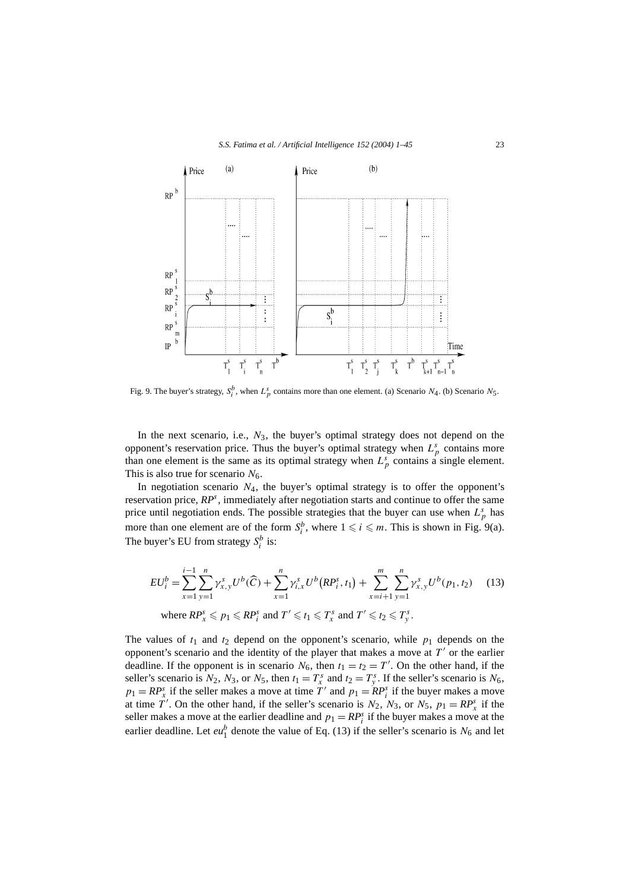Fig. 9. The buyer's strategy, $S_i^b$, when $L_p^s$ contains more than one element. (a) Scenario $N_4$. (b) Scenario $N_5$.

In the next scenario, i.e., $N_3$, the buyer's optimal strategy does not depend on the opponent's reservation price. Thus the buyer's optimal strategy when $L_p^s$ contains more than one element is the same as its optimal strategy when $L_p^s$ contains a single element. This is also true for scenario $N_6$.

In negotiation scenario $N_4$, the buyer's optimal strategy is to offer the opponent's reservation price, $RP^s$, immediately after negotiation starts and continue to offer the same price until negotiation ends. The possible strategies that the buyer can use when $L_p^s$ has more than one element are of the form $S_i^b$, where $1 \leqslant i \leqslant m$. This is shown in Fig. 9(a). The buyer's EU from strategy $S_i^b$ is:

$$EU_i^b = \sum_{x=1}^{i-1} \sum_{y=1}^{n} \gamma_{x,y}^s U^b(\widehat{C}) + \sum_{x=1}^{n} \gamma_{i,x}^s U^b(RP_i^s, t_1) + \sum_{x=i+1}^{m} \sum_{y=1}^{n} \gamma_{x,y}^s U^b(p_1, t_2) \tag{13}$$

where $RP_x^s \leqslant p_1 \leqslant RP_i^s$ and $T' \leqslant t_1 \leqslant T_x^s$ and $T' \leqslant t_2 \leqslant T_y^s$.

The values of $t_1$ and $t_2$ depend on the opponent's scenario, while $p_1$ depends on the opponent's scenario and the identity of the player that makes a move at $T'$ or the earlier deadline. If the opponent is in scenario $N_6$, then $t_1 = t_2 = T'$. On the other hand, if the seller's scenario is $N_2$, $N_3$, or $N_5$, then $t_1 = T_x^s$ and $t_2 = T_y^s$. If the seller's scenario is $N_6$, $p_1 = RP_x^s$ if the seller makes a move at time $T'$ and $p_1 = RP_i^s$ if the buyer makes a move at time $T'$. On the other hand, if the seller's scenario is $N_2$, $N_3$, or $N_5$, $p_1 = RP_x^s$ if the seller makes a move at the earlier deadline and $p_1 = RP_i^s$ if the buyer makes a move at the earlier deadline. Let $eu_1^b$ denote the value of Eq. (13) if the seller's scenario is $N_6$ and let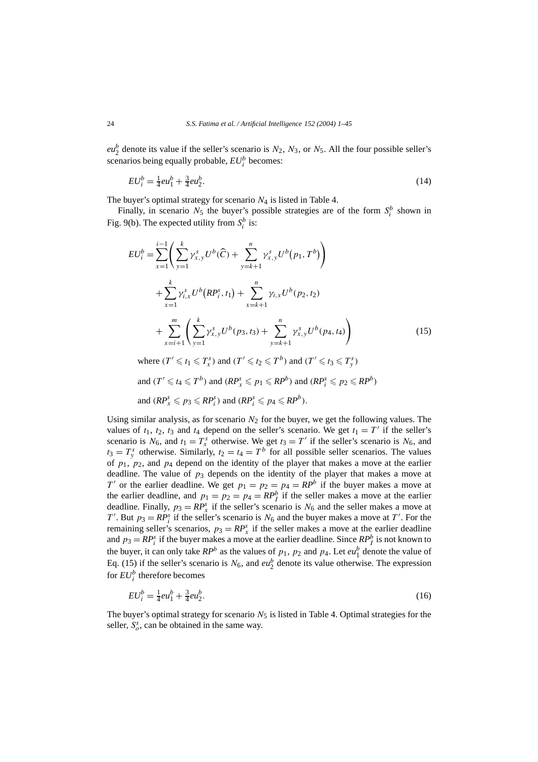$eu_2^b$ denote its value if the seller's scenario is $N_2$, $N_3$, or $N_5$. All the four possible seller's scenarios being equally probable, $EU_i^b$ becomes:

$$EU_i^b = \tfrac{1}{4}eu_1^b + \tfrac{3}{4}eu_2^b. \tag{14}$$

The buyer's optimal strategy for scenario $N_4$ is listed in Table 4.

Finally, in scenario $N_5$ the buyer's possible strategies are of the form $S_i^b$ shown in Fig. 9(b). The expected utility from $S_i^b$ is:

$$\begin{aligned}
EU_i^b = {} & \sum_{x=1}^{i-1}\left(\sum_{y=1}^{k}\gamma_{x,y}^s U^b(\widehat{C}) + \sum_{y=k+1}^{n}\gamma_{x,y}^s U^b\big(p_1, T^b\big)\right) \\
& + \sum_{x=1}^{k}\gamma_{i,x}^s U^b\big(RP_i^s, t_1\big) + \sum_{x=k+1}^{n}\gamma_{i,x} U^b(p_2, t_2) \\
& + \sum_{x=i+1}^{m}\left(\sum_{y=1}^{k}\gamma_{x,y}^s U^b(p_3, t_3) + \sum_{y=k+1}^{n}\gamma_{x,y}^s U^b(p_4, t_4)\right)
\end{aligned} \tag{15}$$

where $(T' \leqslant t_1 \leqslant T_x^s)$ and $(T' \leqslant t_2 \leqslant T^b)$ and $(T' \leqslant t_3 \leqslant T_y^s)$

and $(T' \leqslant t_4 \leqslant T^b)$ and $(RP_x^s \leqslant p_1 \leqslant RP^b)$ and $(RP_i^s \leqslant p_2 \leqslant RP^b)$

and $(RP_x^s \leqslant p_3 \leqslant RP_i^s)$ and $(RP_i^s \leqslant p_4 \leqslant RP^b)$.

Using similar analysis, as for scenario $N_2$ for the buyer, we get the following values. The values of $t_1$, $t_2$, $t_3$ and $t_4$ depend on the seller's scenario. We get $t_1 = T'$ if the seller's scenario is $N_6$, and $t_1 = T_x^s$ otherwise. We get $t_3 = T'$ if the seller's scenario is $N_6$, and $t_3 = T_y^s$ otherwise. Similarly, $t_2 = t_4 = T^b$ for all possible seller scenarios. The values of $p_1$, $p_2$, and $p_4$ depend on the identity of the player that makes a move at the earlier deadline. The value of $p_3$ depends on the identity of the player that makes a move at $T'$ or the earlier deadline. We get $p_1 = p_2 = p_4 = RP^b$ if the buyer makes a move at the earlier deadline, and $p_1 = p_2 = p_4 = RP_I^b$ if the seller makes a move at the earlier deadline. Finally, $p_3 = RP_x^s$ if the seller's scenario is $N_6$ and the seller makes a move at $T'$. But $p_3 = RP_i^s$ if the seller's scenario is $N_6$ and the buyer makes a move at $T'$. For the remaining seller's scenarios, $p_3 = RP_x^s$ if the seller makes a move at the earlier deadline and $p_3 = RP_i^s$ if the buyer makes a move at the earlier deadline. Since $RP_I^b$ is not known to the buyer, it can only take $RP^b$ as the values of $p_1$, $p_2$ and $p_4$. Let $eu_1^b$ denote the value of Eq. (15) if the seller's scenario is $N_6$, and $eu_2^b$ denote its value otherwise. The expression for $EU_i^b$ therefore becomes

$$EU_i^b = \tfrac{1}{4}eu_1^b + \tfrac{3}{4}eu_2^b. \tag{16}$$

The buyer's optimal strategy for scenario $N_5$ is listed in Table 4. Optimal strategies for the seller, $S_o^s$, can be obtained in the same way.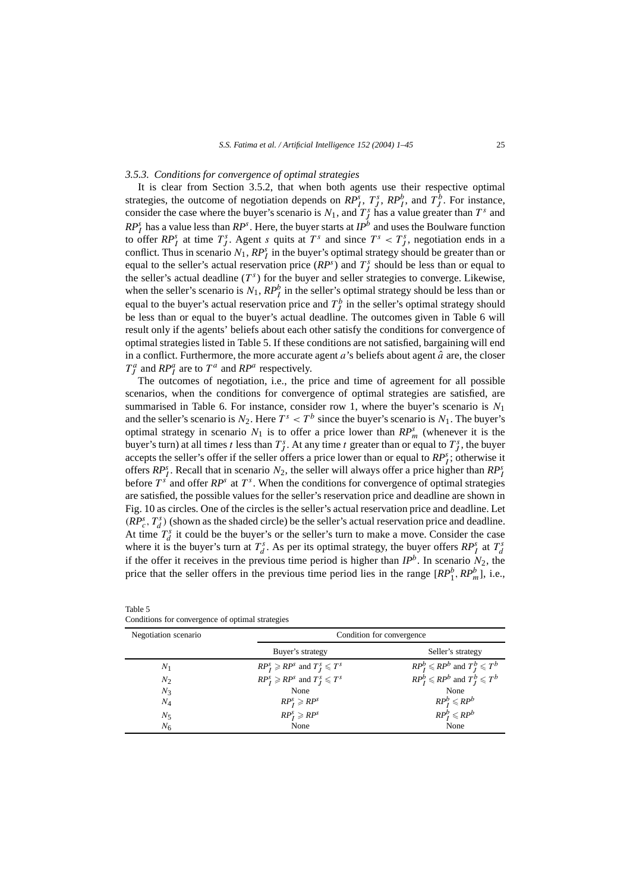### 3.5.3. Conditions for convergence of optimal strategies

It is clear from Section 3.5.2, that when both agents use their respective optimal strategies, the outcome of negotiation depends on $RP_I^s$, $T_J^s$, $RP_I^b$, and $T_J^b$. For instance, consider the case where the buyer's scenario is $N_1$, and $T_J^s$ has a value greater than $T^s$ and $RP_I^s$ has a value less than $RP^s$. Here, the buyer starts at $IP^b$ and uses the Boulware function to offer $RP_I^s$ at time $T_J^s$. Agent $s$ quits at $T^s$ and since $T^s < T_J^s$, negotiation ends in a conflict. Thus in scenario $N_1$, $RP_I^s$ in the buyer's optimal strategy should be greater than or equal to the seller's actual reservation price ($RP^s$) and $T_J^s$ should be less than or equal to the seller's actual deadline ($T^s$) for the buyer and seller strategies to converge. Likewise, when the seller's scenario is $N_1$, $RP_I^b$ in the seller's optimal strategy should be less than or equal to the buyer's actual reservation price and $T_J^b$ in the seller's optimal strategy should be less than or equal to the buyer's actual deadline. The outcomes given in Table 6 will result only if the agents' beliefs about each other satisfy the conditions for convergence of optimal strategies listed in Table 5. If these conditions are not satisfied, bargaining will end in a conflict. Furthermore, the more accurate agent $a$'s beliefs about agent $\hat{a}$ are, the closer $T_J^a$ and $RP_I^a$ are to $T^a$ and $RP^a$ respectively.

The outcomes of negotiation, i.e., the price and time of agreement for all possible scenarios, when the conditions for convergence of optimal strategies are satisfied, are summarised in Table 6. For instance, consider row 1, where the buyer's scenario is $N_1$ and the seller's scenario is $N_2$. Here $T^s < T^b$ since the buyer's scenario is $N_1$. The buyer's optimal strategy in scenario $N_1$ is to offer a price lower than $RP_m^s$ (whenever it is the buyer's turn) at all times $t$ less than $T_J^s$. At any time $t$ greater than or equal to $T_J^s$, the buyer accepts the seller's offer if the seller offers a price lower than or equal to $RP_I^s$; otherwise it offers $RP_I^s$. Recall that in scenario $N_2$, the seller will always offer a price higher than $RP_I^s$ before $T^s$ and offer $RP^s$ at $T^s$. When the conditions for convergence of optimal strategies are satisfied, the possible values for the seller's reservation price and deadline are shown in Fig. 10 as circles. One of the circles is the seller's actual reservation price and deadline. Let $(RP_c^s, T_d^s)$ (shown as the shaded circle) be the seller's actual reservation price and deadline. At time $T_d^s$ it could be the buyer's or the seller's turn to make a move. Consider the case where it is the buyer's turn at $T_d^s$. As per its optimal strategy, the buyer offers $RP_I^s$ at $T_d^s$ if the offer it receives in the previous time period is higher than $IP^b$. In scenario $N_2$, the price that the seller offers in the previous time period lies in the range $[RP_1^b, RP_m^b]$, i.e.,

Table 5
Conditions for convergence of optimal strategies

| Negotiation scenario | Condition for convergence | |
|---|---|---|
| | Buyer's strategy | Seller's strategy |
| $N_1$ | $RP_I^s \geqslant RP^s$ and $T_J^s \leqslant T^s$ | $RP_I^b \leqslant RP^b$ and $T_J^b \leqslant T^b$ |
| $N_2$ | $RP_I^s \geqslant RP^s$ and $T_J^s \leqslant T^s$ | $RP_I^b \leqslant RP^b$ and $T_J^b \leqslant T^b$ |
| $N_3$ | None | None |
| $N_4$ | $RP_I^s \geqslant RP^s$ | $RP_I^b \leqslant RP^b$ |
| $N_5$ | $RP_I^s \geqslant RP^s$ | $RP_I^b \leqslant RP^b$ |
| $N_6$ | None | None |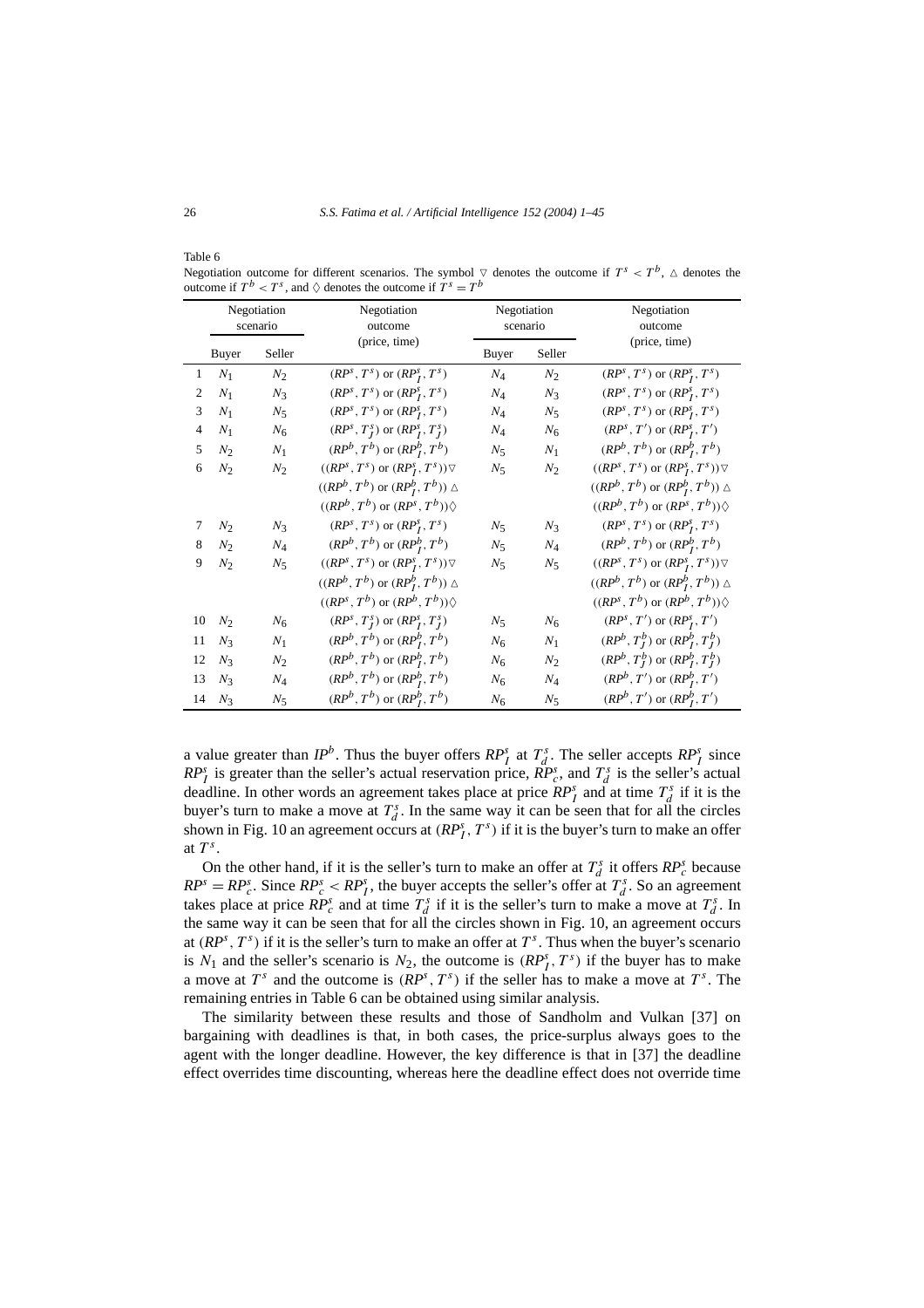Table 6

Negotiation outcome for different scenarios. The symbol $\triangledown$ denotes the outcome if $T^s < T^b$, $\vartriangle$ denotes the outcome if $T^b < T^s$, and $\Diamond$ denotes the outcome if $T^s = T^b$

| | Negotiation scenario | | Negotiation outcome (price, time) | Negotiation scenario | | Negotiation outcome (price, time) |
|---|---|---|---|---|---|---|
| | Buyer | Seller | | Buyer | Seller | |
| 1 | $N_1$ | $N_2$ | $(RP^s, T^s)$ or $(RP^s_I, T^s)$ | $N_4$ | $N_2$ | $(RP^s, T^s)$ or $(RP^s_I, T^s)$ |
| 2 | $N_1$ | $N_3$ | $(RP^s, T^s)$ or $(RP^s_I, T^s)$ | $N_4$ | $N_3$ | $(RP^s, T^s)$ or $(RP^s_I, T^s)$ |
| 3 | $N_1$ | $N_5$ | $(RP^s, T^s)$ or $(RP^s_I, T^s)$ | $N_4$ | $N_5$ | $(RP^s, T^s)$ or $(RP^s_I, T^s)$ |
| 4 | $N_1$ | $N_6$ | $(RP^s, T^s_J)$ or $(RP^s_I, T^s_J)$ | $N_4$ | $N_6$ | $(RP^s, T')$ or $(RP^s_I, T')$ |
| 5 | $N_2$ | $N_1$ | $(RP^b, T^b)$ or $(RP^b_I, T^b)$ | $N_5$ | $N_1$ | $(RP^b, T^b)$ or $(RP^b_I, T^b)$ |
| 6 | $N_2$ | $N_2$ | $((RP^s, T^s)$ or $(RP^s_I, T^s))\triangledown$ | $N_5$ | $N_2$ | $((RP^s, T^s)$ or $(RP^s_I, T^s))\triangledown$ |
| | | | $((RP^b, T^b)$ or $(RP^b_I, T^b))\vartriangle$ | | | $((RP^b, T^b)$ or $(RP^b_I, T^b))\vartriangle$ |
| | | | $((RP^b, T^b)$ or $(RP^s, T^b))\Diamond$ | | | $((RP^b, T^b)$ or $(RP^s, T^b))\Diamond$ |
| 7 | $N_2$ | $N_3$ | $(RP^s, T^s)$ or $(RP^s_I, T^s)$ | $N_5$ | $N_3$ | $(RP^s, T^s)$ or $(RP^s_I, T^s)$ |
| 8 | $N_2$ | $N_4$ | $(RP^b, T^b)$ or $(RP^b_I, T^b)$ | $N_5$ | $N_4$ | $(RP^b, T^b)$ or $(RP^b_I, T^b)$ |
| 9 | $N_2$ | $N_5$ | $((RP^s, T^s)$ or $(RP^s_I, T^s))\triangledown$ | $N_5$ | $N_5$ | $((RP^s, T^s)$ or $(RP^s_I, T^s))\triangledown$ |
| | | | $((RP^b, T^b)$ or $(RP^b_I, T^b))\vartriangle$ | | | $((RP^b, T^b)$ or $(RP^b_I, T^b))\vartriangle$ |
| | | | $((RP^s, T^b)$ or $(RP^b, T^b))\Diamond$ | | | $((RP^s, T^b)$ or $(RP^b, T^b))\Diamond$ |
| 10 | $N_2$ | $N_6$ | $(RP^s, T^s_J)$ or $(RP^s_I, T^s_J)$ | $N_5$ | $N_6$ | $(RP^s, T')$ or $(RP^s_I, T')$ |
| 11 | $N_3$ | $N_1$ | $(RP^b, T^b)$ or $(RP^b_I, T^b)$ | $N_6$ | $N_1$ | $(RP^b, T^b_J)$ or $(RP^b_I, T^b_J)$ |
| 12 | $N_3$ | $N_2$ | $(RP^b, T^b)$ or $(RP^b_I, T^b)$ | $N_6$ | $N_2$ | $(RP^b, T^b_J)$ or $(RP^b_I, T^b_J)$ |
| 13 | $N_3$ | $N_4$ | $(RP^b, T^b)$ or $(RP^b_I, T^b)$ | $N_6$ | $N_4$ | $(RP^b, T')$ or $(RP^b_I, T')$ |
| 14 | $N_3$ | $N_5$ | $(RP^b, T^b)$ or $(RP^b_I, T^b)$ | $N_6$ | $N_5$ | $(RP^b, T')$ or $(RP^b_I, T')$ |

a value greater than $IP^b$. Thus the buyer offers $RP^s_I$ at $T^s_d$. The seller accepts $RP^s_I$ since $RP^s_I$ is greater than the seller's actual reservation price, $RP^s_c$, and $T^s_d$ is the seller's actual deadline. In other words an agreement takes place at price $RP^s_I$ and at time $T^s_d$ if it is the buyer's turn to make a move at $T^s_d$. In the same way it can be seen that for all the circles shown in Fig. 10 an agreement occurs at $(RP^s_I, T^s)$ if it is the buyer's turn to make an offer at $T^s$.

On the other hand, if it is the seller's turn to make an offer at $T^s_d$ it offers $RP^s_c$ because $RP^s = RP^s_c$. Since $RP^s_c < RP^s_I$, the buyer accepts the seller's offer at $T^s_d$. So an agreement takes place at price $RP^s_c$ and at time $T^s_d$ if it is the seller's turn to make a move at $T^s_d$. In the same way it can be seen that for all the circles shown in Fig. 10, an agreement occurs at $(RP^s, T^s)$ if it is the seller's turn to make an offer at $T^s$. Thus when the buyer's scenario is $N_1$ and the seller's scenario is $N_2$, the outcome is $(RP^s_I, T^s)$ if the buyer has to make a move at $T^s$ and the outcome is $(RP^s, T^s)$ if the seller has to make a move at $T^s$. The remaining entries in Table 6 can be obtained using similar analysis.

The similarity between these results and those of Sandholm and Vulkan [37] on bargaining with deadlines is that, in both cases, the price-surplus always goes to the agent with the longer deadline. However, the key difference is that in [37] the deadline effect overrides time discounting, whereas here the deadline effect does not override time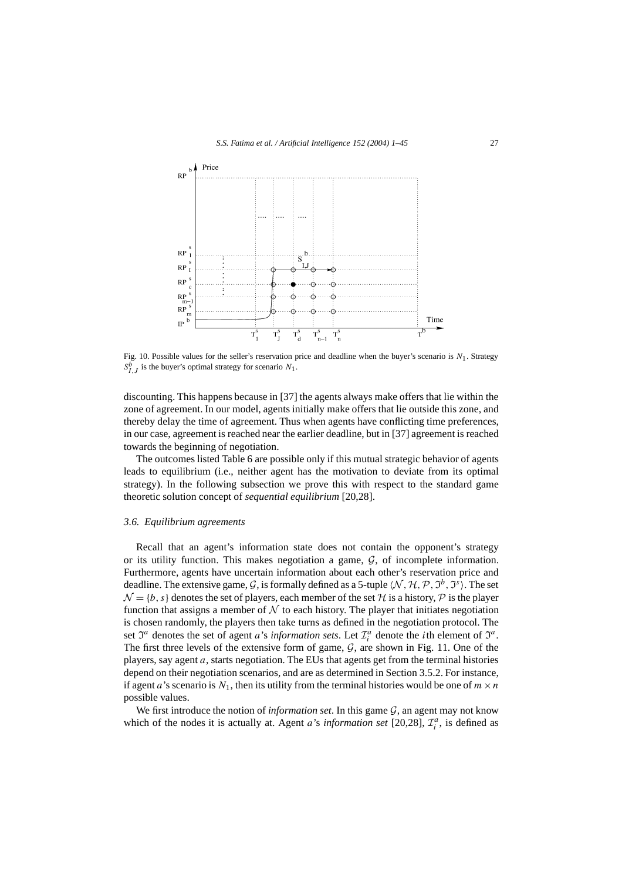Fig. 10. Possible values for the seller's reservation price and deadline when the buyer's scenario is $N_1$. Strategy $S^b_{I,J}$ is the buyer's optimal strategy for scenario $N_1$.

discounting. This happens because in [37] the agents always make offers that lie within the zone of agreement. In our model, agents initially make offers that lie outside this zone, and thereby delay the time of agreement. Thus when agents have conflicting time preferences, in our case, agreement is reached near the earlier deadline, but in [37] agreement is reached towards the beginning of negotiation.

The outcomes listed Table 6 are possible only if this mutual strategic behavior of agents leads to equilibrium (i.e., neither agent has the motivation to deviate from its optimal strategy). In the following subsection we prove this with respect to the standard game theoretic solution concept of *sequential equilibrium* [20,28].

### 3.6. Equilibrium agreements

Recall that an agent's information state does not contain the opponent's strategy or its utility function. This makes negotiation a game, $\mathcal{G}$, of incomplete information. Furthermore, agents have uncertain information about each other's reservation price and deadline. The extensive game, $\mathcal{G}$, is formally defined as a 5-tuple $\langle \mathcal{N}, \mathcal{H}, \mathcal{P}, \Im^b, \Im^s \rangle$. The set $\mathcal{N} = \{b, s\}$ denotes the set of players, each member of the set $\mathcal{H}$ is a history, $\mathcal{P}$ is the player function that assigns a member of $\mathcal{N}$ to each history. The player that initiates negotiation is chosen randomly, the players then take turns as defined in the negotiation protocol. The set $\Im^a$ denotes the set of agent $a$'s *information sets*. Let $\mathcal{I}^a_i$ denote the $i$th element of $\Im^a$. The first three levels of the extensive form of game, $\mathcal{G}$, are shown in Fig. 11. One of the players, say agent $a$, starts negotiation. The EUs that agents get from the terminal histories depend on their negotiation scenarios, and are as determined in Section 3.5.2. For instance, if agent $a$'s scenario is $N_1$, then its utility from the terminal histories would be one of $m \times n$ possible values.

We first introduce the notion of *information set*. In this game $\mathcal{G}$, an agent may not know which of the nodes it is actually at. Agent $a$'s *information set* [20,28], $\mathcal{I}^a_i$, is defined as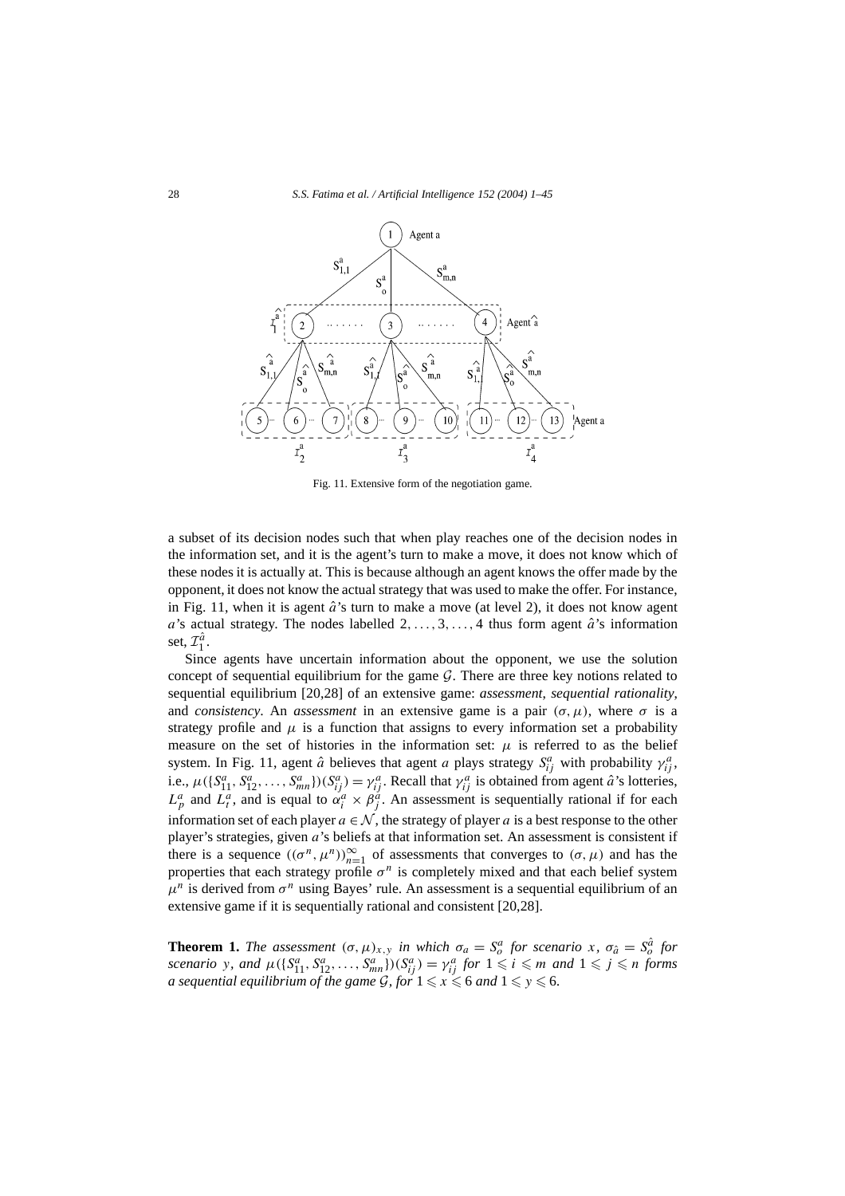Fig. 11. Extensive form of the negotiation game.

a subset of its decision nodes such that when play reaches one of the decision nodes in the information set, and it is the agent's turn to make a move, it does not know which of these nodes it is actually at. This is because although an agent knows the offer made by the opponent, it does not know the actual strategy that was used to make the offer. For instance, in Fig. 11, when it is agent $\hat{a}$'s turn to make a move (at level 2), it does not know agent $a$'s actual strategy. The nodes labelled $2, \ldots, 3, \ldots, 4$ thus form agent $\hat{a}$'s information set, $\mathcal{I}_1^{\hat{a}}$.

Since agents have uncertain information about the opponent, we use the solution concept of sequential equilibrium for the game $\mathcal{G}$. There are three key notions related to sequential equilibrium [20,28] of an extensive game: *assessment*, *sequential rationality*, and *consistency*. An *assessment* in an extensive game is a pair $(\sigma, \mu)$, where $\sigma$ is a strategy profile and $\mu$ is a function that assigns to every information set a probability measure on the set of histories in the information set: $\mu$ is referred to as the belief system. In Fig. 11, agent $\hat{a}$ believes that agent $a$ plays strategy $S_{ij}^a$ with probability $\gamma_{ij}^a$, i.e., $\mu(\{S_{11}^a, S_{12}^a, \ldots, S_{mn}^a\})(S_{ij}^a) = \gamma_{ij}^a$. Recall that $\gamma_{ij}^a$ is obtained from agent $\hat{a}$'s lotteries, $L_p^a$ and $L_t^a$, and is equal to $\alpha_i^a \times \beta_j^a$. An assessment is sequentially rational if for each information set of each player $a \in \mathcal{N}$, the strategy of player $a$ is a best response to the other player's strategies, given $a$'s beliefs at that information set. An assessment is consistent if there is a sequence $((\sigma^n, \mu^n))_{n=1}^{\infty}$ of assessments that converges to $(\sigma, \mu)$ and has the properties that each strategy profile $\sigma^n$ is completely mixed and that each belief system $\mu^n$ is derived from $\sigma^n$ using Bayes' rule. An assessment is a sequential equilibrium of an extensive game if it is sequentially rational and consistent [20,28].

**Theorem 1.** *The assessment $(\sigma, \mu)_{x,y}$ in which $\sigma_a = S_o^a$ for scenario $x$, $\sigma_{\hat{a}} = S_o^{\hat{a}}$ for scenario $y$, and $\mu(\{S_{11}^a, S_{12}^a, \ldots, S_{mn}^a\})(S_{ij}^a) = \gamma_{ij}^a$ for $1 \leqslant i \leqslant m$ and $1 \leqslant j \leqslant n$ forms a sequential equilibrium of the game $\mathcal{G}$, for $1 \leqslant x \leqslant 6$ and $1 \leqslant y \leqslant 6$.*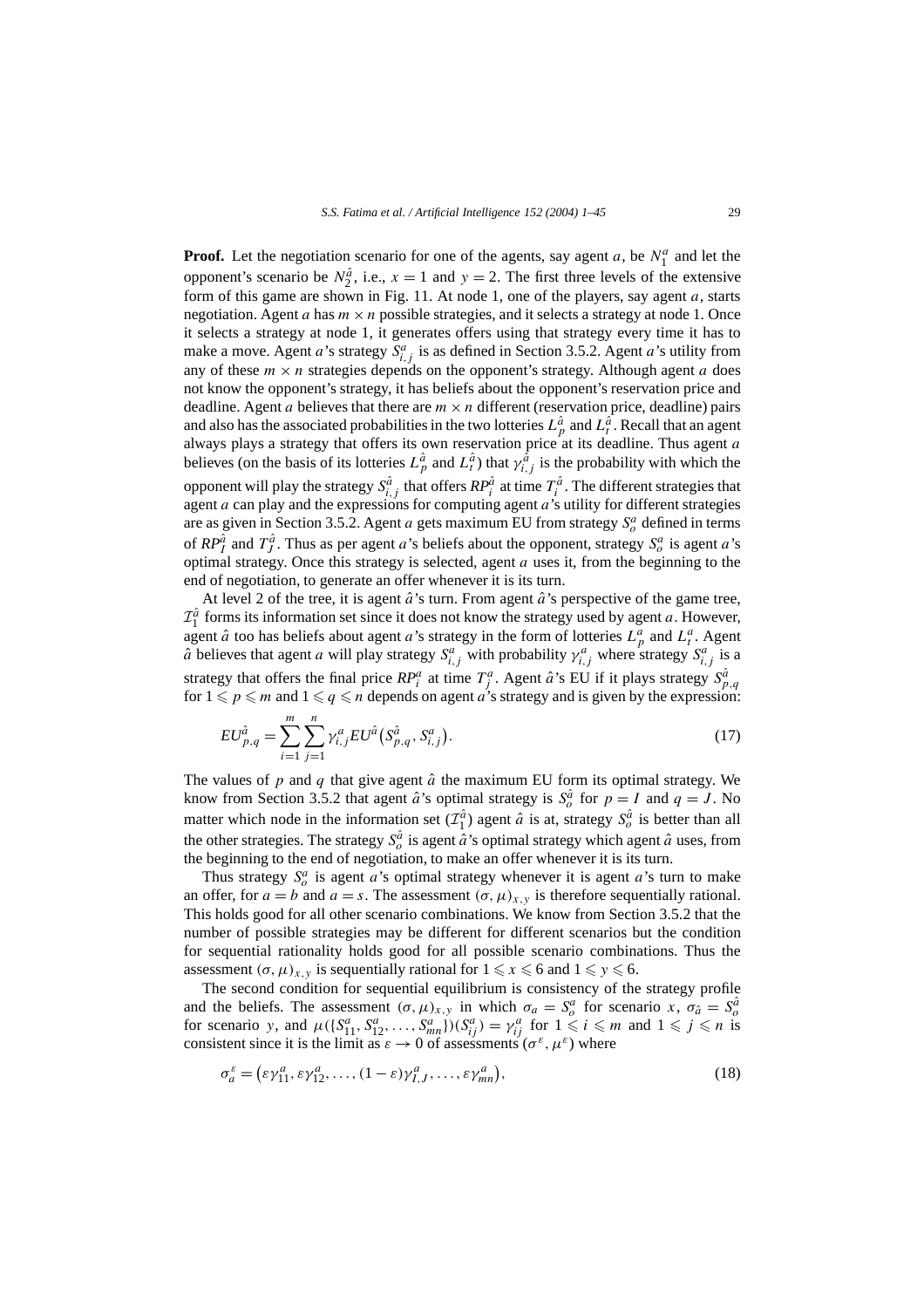**Proof.** Let the negotiation scenario for one of the agents, say agent $a$, be $N_1^a$ and let the opponent's scenario be $N_2^{\hat{a}}$, i.e., $x = 1$ and $y = 2$. The first three levels of the extensive form of this game are shown in Fig. 11. At node 1, one of the players, say agent $a$, starts negotiation. Agent $a$ has $m \times n$ possible strategies, and it selects a strategy at node 1. Once it selects a strategy at node 1, it generates offers using that strategy every time it has to make a move. Agent $a$'s strategy $S_{i,j}^a$ is as defined in Section 3.5.2. Agent $a$'s utility from any of these $m \times n$ strategies depends on the opponent's strategy. Although agent $a$ does not know the opponent's strategy, it has beliefs about the opponent's reservation price and deadline. Agent $a$ believes that there are $m \times n$ different (reservation price, deadline) pairs and also has the associated probabilities in the two lotteries $L_p^{\hat{a}}$ and $L_t^{\hat{a}}$. Recall that an agent always plays a strategy that offers its own reservation price at its deadline. Thus agent $a$ believes (on the basis of its lotteries $L_p^{\hat{a}}$ and $L_t^{\hat{a}}$) that $\gamma_{i,j}^{\hat{a}}$ is the probability with which the opponent will play the strategy $S_{i,j}^{\hat{a}}$ that offers $RP_i^{\hat{a}}$ at time $T_i^{\hat{a}}$. The different strategies that agent $a$ can play and the expressions for computing agent $a$'s utility for different strategies are as given in Section 3.5.2. Agent $a$ gets maximum EU from strategy $S_o^a$ defined in terms of $RP_I^{\hat{a}}$ and $T_J^{\hat{a}}$. Thus as per agent $a$'s beliefs about the opponent, strategy $S_o^a$ is agent $a$'s optimal strategy. Once this strategy is selected, agent $a$ uses it, from the beginning to the end of negotiation, to generate an offer whenever it is its turn.

At level 2 of the tree, it is agent $\hat{a}$'s turn. From agent $\hat{a}$'s perspective of the game tree, $\mathcal{I}_1^{\hat{a}}$ forms its information set since it does not know the strategy used by agent $a$. However, agent $\hat{a}$ too has beliefs about agent $a$'s strategy in the form of lotteries $L_p^a$ and $L_t^a$. Agent $\hat{a}$ believes that agent $a$ will play strategy $S_{i,j}^a$ with probability $\gamma_{i,j}^a$ where strategy $S_{i,j}^a$ is a strategy that offers the final price $RP_i^a$ at time $T_j^a$. Agent $\hat{a}$'s EU if it plays strategy $S_{p,q}^{\hat{a}}$ for $1 \leqslant p \leqslant m$ and $1 \leqslant q \leqslant n$ depends on agent $a$'s strategy and is given by the expression:

$$EU_{p,q}^{\hat{a}} = \sum_{i=1}^{m} \sum_{j=1}^{n} \gamma_{i,j}^a EU^{\hat{a}}\left(S_{p,q}^{\hat{a}}, S_{i,j}^a\right). \tag{17}$$

The values of $p$ and $q$ that give agent $\hat{a}$ the maximum EU form its optimal strategy. We know from Section 3.5.2 that agent $\hat{a}$'s optimal strategy is $S_o^{\hat{a}}$ for $p = I$ and $q = J$. No matter which node in the information set ($\mathcal{I}_1^{\hat{a}}$) agent $\hat{a}$ is at, strategy $S_o^{\hat{a}}$ is better than all the other strategies. The strategy $S_o^{\hat{a}}$ is agent $\hat{a}$'s optimal strategy which agent $\hat{a}$ uses, from the beginning to the end of negotiation, to make an offer whenever it is its turn.

Thus strategy $S_o^a$ is agent $a$'s optimal strategy whenever it is agent $a$'s turn to make an offer, for $a = b$ and $a = s$. The assessment $(\sigma, \mu)_{x,y}$ is therefore sequentially rational. This holds good for all other scenario combinations. We know from Section 3.5.2 that the number of possible strategies may be different for different scenarios but the condition for sequential rationality holds good for all possible scenario combinations. Thus the assessment $(\sigma, \mu)_{x,y}$ is sequentially rational for $1 \leqslant x \leqslant 6$ and $1 \leqslant y \leqslant 6$.

The second condition for sequential equilibrium is consistency of the strategy profile and the beliefs. The assessment $(\sigma, \mu)_{x,y}$ in which $\sigma_a = S_o^a$ for scenario $x$, $\sigma_{\hat{a}} = S_o^{\hat{a}}$ for scenario $y$, and $\mu(\{S_{11}^a, S_{12}^a, \ldots, S_{mn}^a\})(S_{ij}^a) = \gamma_{ij}^a$ for $1 \leqslant i \leqslant m$ and $1 \leqslant j \leqslant n$ is consistent since it is the limit as $\varepsilon \to 0$ of assessments $(\sigma^\varepsilon, \mu^\varepsilon)$ where

$$\sigma_a^\varepsilon = \left(\varepsilon\gamma_{11}^a, \varepsilon\gamma_{12}^a, \ldots, (1-\varepsilon)\gamma_{I,J}^a, \ldots, \varepsilon\gamma_{mn}^a\right), \tag{18}$$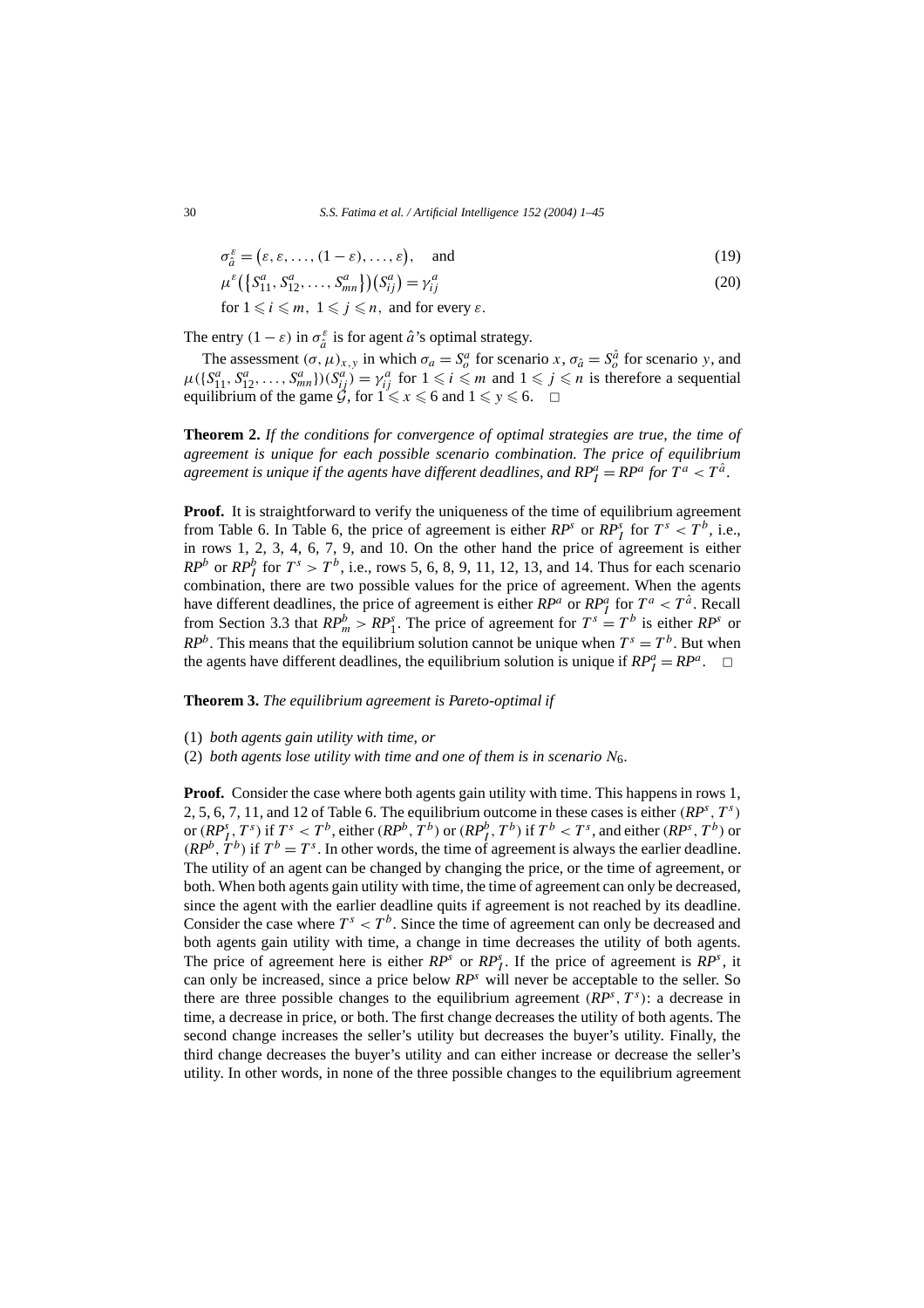$$\sigma_{\hat{a}}^{\varepsilon} = (\varepsilon, \varepsilon, \ldots, (1-\varepsilon), \ldots, \varepsilon), \quad \text{and} \tag{19}$$

$$\mu^{\varepsilon}(\{S_{11}^a, S_{12}^a, \ldots, S_{mn}^a\})(S_{ij}^a) = \gamma_{ij}^a \tag{20}$$

for $1 \leqslant i \leqslant m$, $1 \leqslant j \leqslant n$, and for every $\varepsilon$.

The entry $(1-\varepsilon)$ in $\sigma_{\hat{a}}^{\varepsilon}$ is for agent $\hat{a}$'s optimal strategy.

The assessment $(\sigma, \mu)_{x,y}$ in which $\sigma_a = S_o^a$ for scenario $x$, $\sigma_{\hat{a}} = S_o^{\hat{a}}$ for scenario $y$, and $\mu(\{S_{11}^a, S_{12}^a, \ldots, S_{mn}^a\})(S_{ij}^a) = \gamma_{ij}^a$ for $1 \leqslant i \leqslant m$ and $1 \leqslant j \leqslant n$ is therefore a sequential equilibrium of the game $\mathcal{G}$, for $1 \leqslant x \leqslant 6$ and $1 \leqslant y \leqslant 6$. □

**Theorem 2.** *If the conditions for convergence of optimal strategies are true, the time of agreement is unique for each possible scenario combination. The price of equilibrium agreement is unique if the agents have different deadlines, and $RP_I^a = RP^a$ for $T^a < T^{\hat{a}}$.*

**Proof.** It is straightforward to verify the uniqueness of the time of equilibrium agreement from Table 6. In Table 6, the price of agreement is either $RP^s$ or $RP_I^s$ for $T^s < T^b$, i.e., in rows 1, 2, 3, 4, 6, 7, 9, and 10. On the other hand the price of agreement is either $RP^b$ or $RP_I^b$ for $T^s > T^b$, i.e., rows 5, 6, 8, 9, 11, 12, 13, and 14. Thus for each scenario combination, there are two possible values for the price of agreement. When the agents have different deadlines, the price of agreement is either $RP^a$ or $RP_I^a$ for $T^a < T^{\hat{a}}$. Recall from Section 3.3 that $RP_m^b > RP_1^s$. The price of agreement for $T^s = T^b$ is either $RP^s$ or $RP^b$. This means that the equilibrium solution cannot be unique when $T^s = T^b$. But when the agents have different deadlines, the equilibrium solution is unique if $RP_I^a = RP^a$. □

**Theorem 3.** *The equilibrium agreement is Pareto-optimal if*

(1) *both agents gain utility with time, or*
(2) *both agents lose utility with time and one of them is in scenario $N_6$.*

**Proof.** Consider the case where both agents gain utility with time. This happens in rows 1, 2, 5, 6, 7, 11, and 12 of Table 6. The equilibrium outcome in these cases is either $(RP^s, T^s)$ or $(RP_I^s, T^s)$ if $T^s < T^b$, either $(RP^b, T^b)$ or $(RP_I^b, T^b)$ if $T^b < T^s$, and either $(RP^s, T^b)$ or $(RP^b, T^b)$ if $T^b = T^s$. In other words, the time of agreement is always the earlier deadline. The utility of an agent can be changed by changing the price, or the time of agreement, or both. When both agents gain utility with time, the time of agreement can only be decreased, since the agent with the earlier deadline quits if agreement is not reached by its deadline. Consider the case where $T^s < T^b$. Since the time of agreement can only be decreased and both agents gain utility with time, a change in time decreases the utility of both agents. The price of agreement here is either $RP^s$ or $RP_I^s$. If the price of agreement is $RP^s$, it can only be increased, since a price below $RP^s$ will never be acceptable to the seller. So there are three possible changes to the equilibrium agreement $(RP^s, T^s)$: a decrease in time, a decrease in price, or both. The first change decreases the utility of both agents. The second change increases the seller's utility but decreases the buyer's utility. Finally, the third change decreases the buyer's utility and can either increase or decrease the seller's utility. In other words, in none of the three possible changes to the equilibrium agreement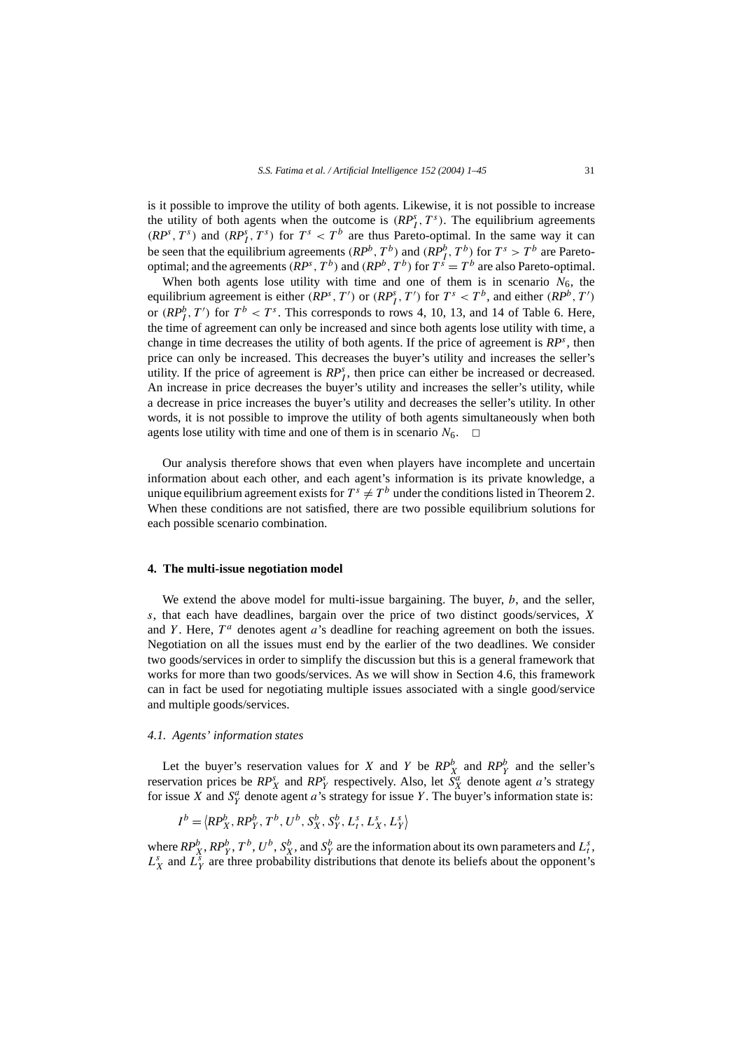is it possible to improve the utility of both agents. Likewise, it is not possible to increase the utility of both agents when the outcome is $(RP^s_I, T^s)$. The equilibrium agreements $(RP^s, T^s)$ and $(RP^s_I, T^s)$ for $T^s < T^b$ are thus Pareto-optimal. In the same way it can be seen that the equilibrium agreements $(RP^b, T^b)$ and $(RP^b_I, T^b)$ for $T^s > T^b$ are Pareto-optimal; and the agreements $(RP^s, T^b)$ and $(RP^b, T^b)$ for $T^s = T^b$ are also Pareto-optimal.

When both agents lose utility with time and one of them is in scenario $N_6$, the equilibrium agreement is either $(RP^s, T')$ or $(RP^s_I, T')$ for $T^s < T^b$, and either $(RP^b, T')$ or $(RP^b_I, T')$ for $T^b < T^s$. This corresponds to rows 4, 10, 13, and 14 of Table 6. Here, the time of agreement can only be increased and since both agents lose utility with time, a change in time decreases the utility of both agents. If the price of agreement is $RP^s$, then price can only be increased. This decreases the buyer's utility and increases the seller's utility. If the price of agreement is $RP^s_I$, then price can either be increased or decreased. An increase in price decreases the buyer's utility and increases the seller's utility, while a decrease in price increases the buyer's utility and decreases the seller's utility. In other words, it is not possible to improve the utility of both agents simultaneously when both agents lose utility with time and one of them is in scenario $N_6$. □

Our analysis therefore shows that even when players have incomplete and uncertain information about each other, and each agent's information is its private knowledge, a unique equilibrium agreement exists for $T^s \neq T^b$ under the conditions listed in Theorem 2. When these conditions are not satisfied, there are two possible equilibrium solutions for each possible scenario combination.

## 4. The multi-issue negotiation model

We extend the above model for multi-issue bargaining. The buyer, $b$, and the seller, $s$, that each have deadlines, bargain over the price of two distinct goods/services, $X$ and $Y$. Here, $T^a$ denotes agent $a$'s deadline for reaching agreement on both the issues. Negotiation on all the issues must end by the earlier of the two deadlines. We consider two goods/services in order to simplify the discussion but this is a general framework that works for more than two goods/services. As we will show in Section 4.6, this framework can in fact be used for negotiating multiple issues associated with a single good/service and multiple goods/services.

### 4.1. Agents' information states

Let the buyer's reservation values for $X$ and $Y$ be $RP^b_X$ and $RP^b_Y$ and the seller's reservation prices be $RP^s_X$ and $RP^s_Y$ respectively. Also, let $S^a_X$ denote agent $a$'s strategy for issue $X$ and $S^a_Y$ denote agent $a$'s strategy for issue $Y$. The buyer's information state is:

$$I^b = \langle RP^b_X, RP^b_Y, T^b, U^b, S^b_X, S^b_Y, L^s_t, L^s_X, L^s_Y \rangle$$

where $RP^b_X$, $RP^b_Y$, $T^b$, $U^b$, $S^b_X$, and $S^b_Y$ are the information about its own parameters and $L^s_t$, $L^s_X$ and $L^s_Y$ are three probability distributions that denote its beliefs about the opponent's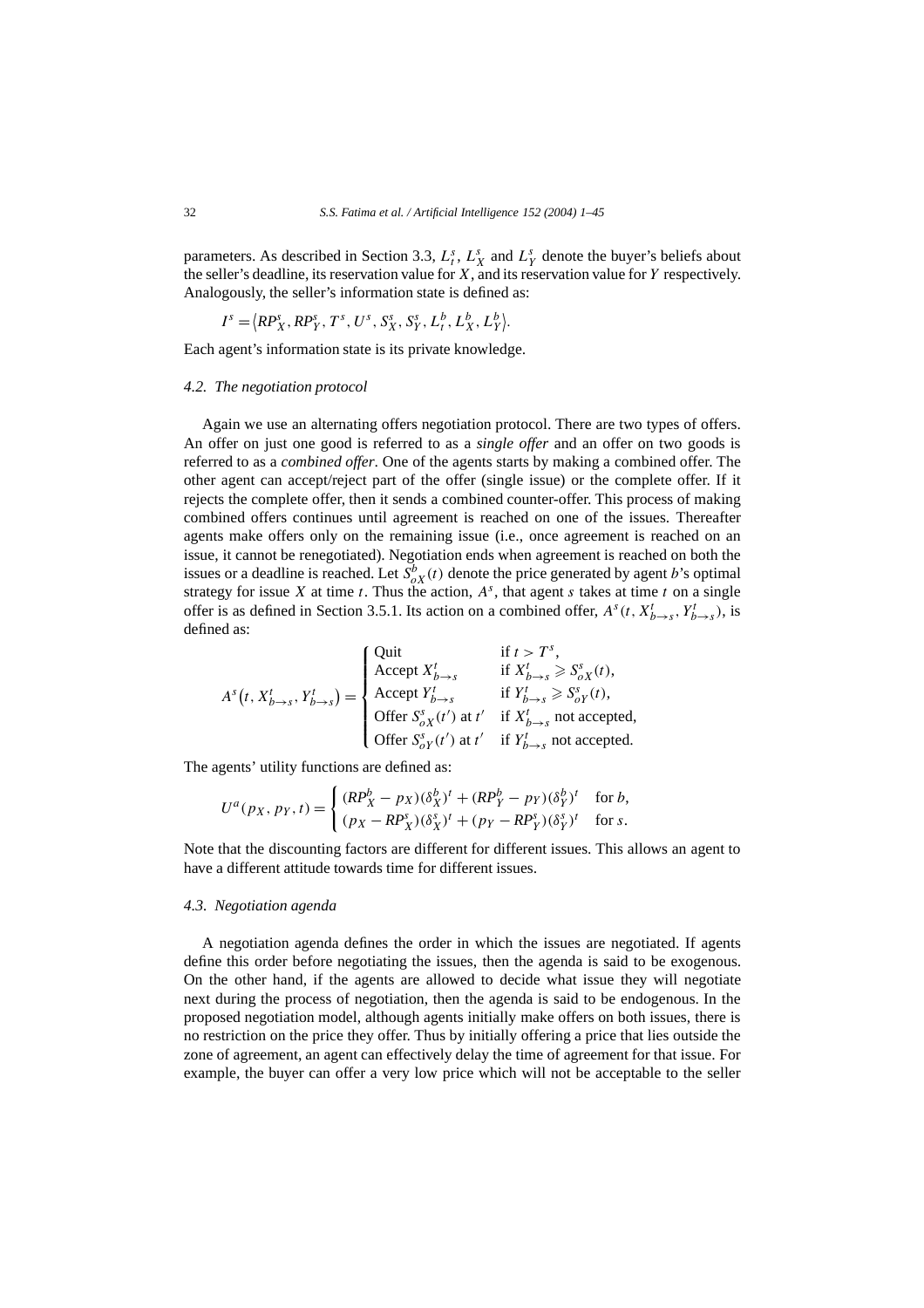parameters. As described in Section 3.3, $L_t^s$, $L_X^s$ and $L_Y^s$ denote the buyer's beliefs about the seller's deadline, its reservation value for $X$, and its reservation value for $Y$ respectively. Analogously, the seller's information state is defined as:

$$I^s = \langle RP_X^s, RP_Y^s, T^s, U^s, S_X^s, S_Y^s, L_t^b, L_X^b, L_Y^b \rangle.$$

Each agent's information state is its private knowledge.

### 4.2. The negotiation protocol

Again we use an alternating offers negotiation protocol. There are two types of offers. An offer on just one good is referred to as a *single offer* and an offer on two goods is referred to as a *combined offer*. One of the agents starts by making a combined offer. The other agent can accept/reject part of the offer (single issue) or the complete offer. If it rejects the complete offer, then it sends a combined counter-offer. This process of making combined offers continues until agreement is reached on one of the issues. Thereafter agents make offers only on the remaining issue (i.e., once agreement is reached on an issue, it cannot be renegotiated). Negotiation ends when agreement is reached on both the issues or a deadline is reached. Let $S_{oX}^b(t)$ denote the price generated by agent $b$'s optimal strategy for issue $X$ at time $t$. Thus the action, $A^s$, that agent $s$ takes at time $t$ on a single offer is as defined in Section 3.5.1. Its action on a combined offer, $A^s(t, X_{b\to s}^t, Y_{b\to s}^t)$, is defined as:

$$A^s\bigl(t, X_{b\to s}^t, Y_{b\to s}^t\bigr) = \begin{cases} \text{Quit} & \text{if } t > T^s, \\ \text{Accept } X_{b\to s}^t & \text{if } X_{b\to s}^t \geqslant S_{oX}^s(t), \\ \text{Accept } Y_{b\to s}^t & \text{if } Y_{b\to s}^t \geqslant S_{oY}^s(t), \\ \text{Offer } S_{oX}^s(t') \text{ at } t' & \text{if } X_{b\to s}^t \text{ not accepted}, \\ \text{Offer } S_{oY}^s(t') \text{ at } t' & \text{if } Y_{b\to s}^t \text{ not accepted}. \end{cases}$$

The agents' utility functions are defined as:

$$U^a(p_X, p_Y, t) = \begin{cases} (RP_X^b - p_X)(\delta_X^b)^t + (RP_Y^b - p_Y)(\delta_Y^b)^t & \text{for } b, \\ (p_X - RP_X^s)(\delta_X^s)^t + (p_Y - RP_Y^s)(\delta_Y^s)^t & \text{for } s. \end{cases}$$

Note that the discounting factors are different for different issues. This allows an agent to have a different attitude towards time for different issues.

### 4.3. Negotiation agenda

A negotiation agenda defines the order in which the issues are negotiated. If agents define this order before negotiating the issues, then the agenda is said to be exogenous. On the other hand, if the agents are allowed to decide what issue they will negotiate next during the process of negotiation, then the agenda is said to be endogenous. In the proposed negotiation model, although agents initially make offers on both issues, there is no restriction on the price they offer. Thus by initially offering a price that lies outside the zone of agreement, an agent can effectively delay the time of agreement for that issue. For example, the buyer can offer a very low price which will not be acceptable to the seller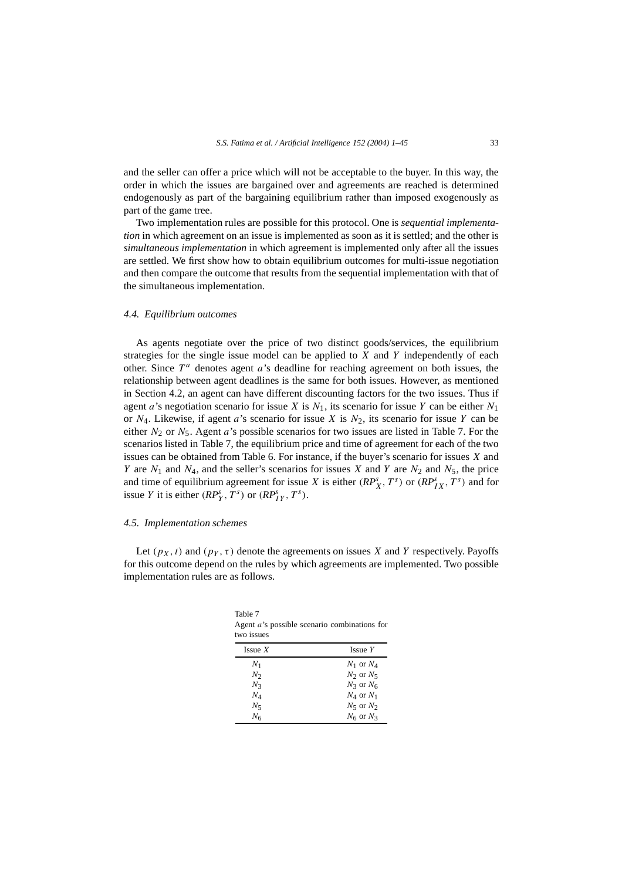and the seller can offer a price which will not be acceptable to the buyer. In this way, the order in which the issues are bargained over and agreements are reached is determined endogenously as part of the bargaining equilibrium rather than imposed exogenously as part of the game tree.

Two implementation rules are possible for this protocol. One is *sequential implementation* in which agreement on an issue is implemented as soon as it is settled; and the other is *simultaneous implementation* in which agreement is implemented only after all the issues are settled. We first show how to obtain equilibrium outcomes for multi-issue negotiation and then compare the outcome that results from the sequential implementation with that of the simultaneous implementation.

### 4.4. Equilibrium outcomes

As agents negotiate over the price of two distinct goods/services, the equilibrium strategies for the single issue model can be applied to $X$ and $Y$ independently of each other. Since $T^a$ denotes agent $a$'s deadline for reaching agreement on both issues, the relationship between agent deadlines is the same for both issues. However, as mentioned in Section 4.2, an agent can have different discounting factors for the two issues. Thus if agent $a$'s negotiation scenario for issue $X$ is $N_1$, its scenario for issue $Y$ can be either $N_1$ or $N_4$. Likewise, if agent $a$'s scenario for issue $X$ is $N_2$, its scenario for issue $Y$ can be either $N_2$ or $N_5$. Agent $a$'s possible scenarios for two issues are listed in Table 7. For the scenarios listed in Table 7, the equilibrium price and time of agreement for each of the two issues can be obtained from Table 6. For instance, if the buyer's scenario for issues $X$ and $Y$ are $N_1$ and $N_4$, and the seller's scenarios for issues $X$ and $Y$ are $N_2$ and $N_5$, the price and time of equilibrium agreement for issue $X$ is either $(RP^s_X, T^s)$ or $(RP^s_{IX}, T^s)$ and for issue $Y$ it is either $(RP^s_Y, T^s)$ or $(RP^s_{IY}, T^s)$.

### 4.5. Implementation schemes

Let $(p_X, t)$ and $(p_Y, \tau)$ denote the agreements on issues $X$ and $Y$ respectively. Payoffs for this outcome depend on the rules by which agreements are implemented. Two possible implementation rules are as follows.

Table 7
Agent $a$'s possible scenario combinations for two issues

| Issue $X$ | Issue $Y$ |
|---|---|
| $N_1$ | $N_1$ or $N_4$ |
| $N_2$ | $N_2$ or $N_5$ |
| $N_3$ | $N_3$ or $N_6$ |
| $N_4$ | $N_4$ or $N_1$ |
| $N_5$ | $N_5$ or $N_2$ |
| $N_6$ | $N_6$ or $N_3$ |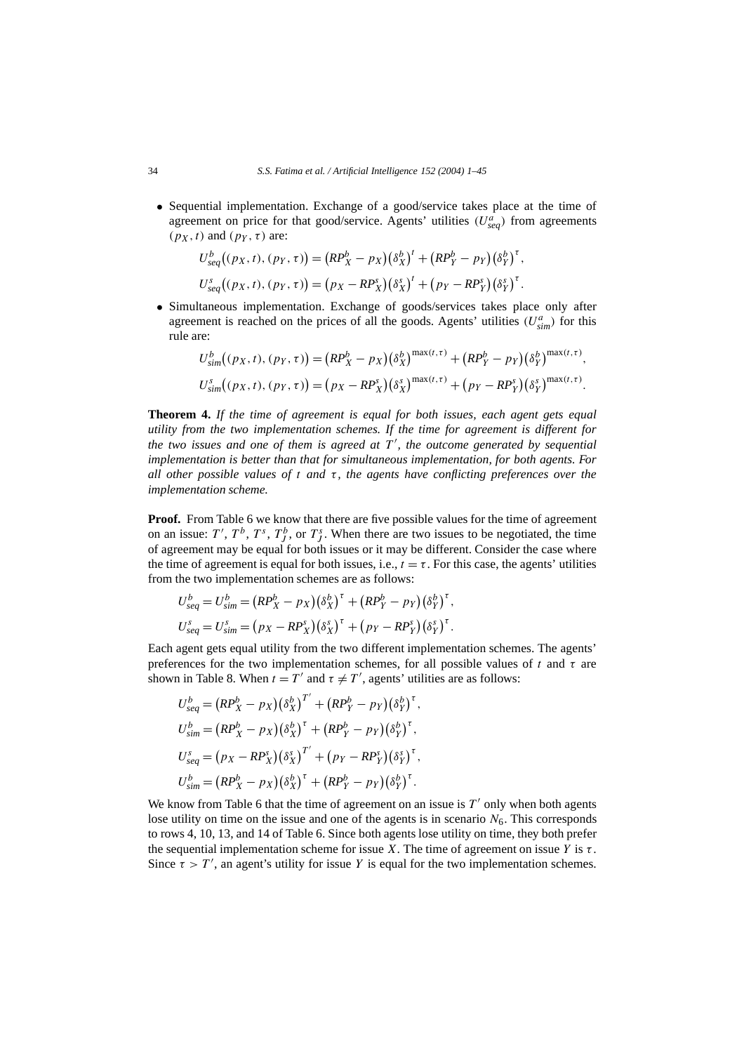- Sequential implementation. Exchange of a good/service takes place at the time of agreement on price for that good/service. Agents' utilities ($U^a_{seq}$) from agreements $(p_X, t)$ and $(p_Y, \tau)$ are:

$$U^b_{seq}\big((p_X,t),(p_Y,\tau)\big) = \big(RP^b_X - p_X\big)\big(\delta^b_X\big)^t + \big(RP^b_Y - p_Y\big)\big(\delta^b_Y\big)^\tau,$$

$$U^s_{seq}\big((p_X,t),(p_Y,\tau)\big) = \big(p_X - RP^s_X\big)\big(\delta^s_X\big)^t + \big(p_Y - RP^s_Y\big)\big(\delta^s_Y\big)^\tau.$$

- Simultaneous implementation. Exchange of goods/services takes place only after agreement is reached on the prices of all the goods. Agents' utilities ($U^a_{sim}$) for this rule are:

$$U^b_{sim}\big((p_X,t),(p_Y,\tau)\big) = \big(RP^b_X - p_X\big)\big(\delta^b_X\big)^{\max(t,\tau)} + \big(RP^b_Y - p_Y\big)\big(\delta^b_Y\big)^{\max(t,\tau)},$$

$$U^s_{sim}\big((p_X,t),(p_Y,\tau)\big) = \big(p_X - RP^s_X\big)\big(\delta^s_X\big)^{\max(t,\tau)} + \big(p_Y - RP^s_Y\big)\big(\delta^s_Y\big)^{\max(t,\tau)}.$$

**Theorem 4.** *If the time of agreement is equal for both issues, each agent gets equal utility from the two implementation schemes. If the time for agreement is different for the two issues and one of them is agreed at $T'$, the outcome generated by sequential implementation is better than that for simultaneous implementation, for both agents. For all other possible values of $t$ and $\tau$, the agents have conflicting preferences over the implementation scheme.*

**Proof.** From Table 6 we know that there are five possible values for the time of agreement on an issue: $T'$, $T^b$, $T^s$, $T^b_J$, or $T^s_J$. When there are two issues to be negotiated, the time of agreement may be equal for both issues or it may be different. Consider the case where the time of agreement is equal for both issues, i.e., $t = \tau$. For this case, the agents' utilities from the two implementation schemes are as follows:

$$U^b_{seq} = U^b_{sim} = \big(RP^b_X - p_X\big)\big(\delta^b_X\big)^\tau + \big(RP^b_Y - p_Y\big)\big(\delta^b_Y\big)^\tau,$$

$$U^s_{seq} = U^s_{sim} = \big(p_X - RP^s_X\big)\big(\delta^s_X\big)^\tau + \big(p_Y - RP^s_Y\big)\big(\delta^s_Y\big)^\tau.$$

Each agent gets equal utility from the two different implementation schemes. The agents' preferences for the two implementation schemes, for all possible values of $t$ and $\tau$ are shown in Table 8. When $t = T'$ and $\tau \neq T'$, agents' utilities are as follows:

$$U^b_{seq} = \big(RP^b_X - p_X\big)\big(\delta^b_X\big)^{T'} + \big(RP^b_Y - p_Y\big)\big(\delta^b_Y\big)^\tau,$$

$$U^b_{sim} = \big(RP^b_X - p_X\big)\big(\delta^b_X\big)^\tau + \big(RP^b_Y - p_Y\big)\big(\delta^b_Y\big)^\tau,$$

$$U^s_{seq} = \big(p_X - RP^s_X\big)\big(\delta^s_X\big)^{T'} + \big(p_Y - RP^s_Y\big)\big(\delta^s_Y\big)^\tau,$$

$$U^b_{sim} = \big(RP^b_X - p_X\big)\big(\delta^b_X\big)^\tau + \big(RP^b_Y - p_Y\big)\big(\delta^b_Y\big)^\tau.$$

We know from Table 6 that the time of agreement on an issue is $T'$ only when both agents lose utility on time on the issue and one of the agents is in scenario $N_6$. This corresponds to rows 4, 10, 13, and 14 of Table 6. Since both agents lose utility on time, they both prefer the sequential implementation scheme for issue $X$. The time of agreement on issue $Y$ is $\tau$. Since $\tau > T'$, an agent's utility for issue $Y$ is equal for the two implementation schemes.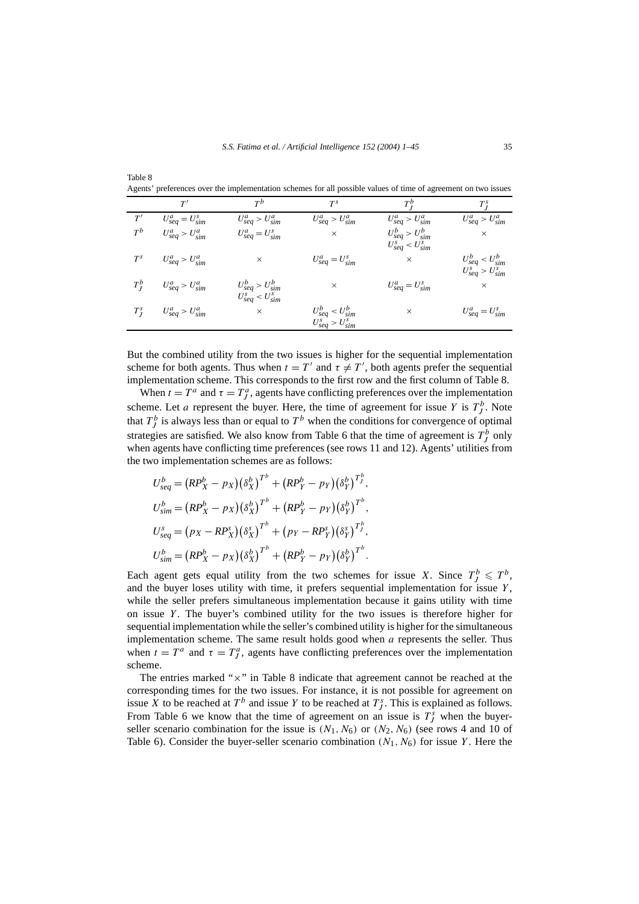Table 8
Agents' preferences over the implementation schemes for all possible values of time of agreement on two issues

| | $T'$ | $T^b$ | $T^s$ | $T_J^b$ | $T_J^s$ |
|---|---|---|---|---|---|
| $T'$ | $U_{seq}^a = U_{sim}^s$ | $U_{seq}^a > U_{sim}^a$ | $U_{seq}^a > U_{sim}^a$ | $U_{seq}^a > U_{sim}^a$ | $U_{seq}^a > U_{sim}^a$ |
| $T^b$ | $U_{seq}^a > U_{sim}^a$ | $U_{seq}^a = U_{sim}^s$ | $\times$ | $U_{seq}^b > U_{sim}^b$ $U_{seq}^s < U_{sim}^s$ | $\times$ |
| $T^s$ | $U_{seq}^a > U_{sim}^a$ | $\times$ | $U_{seq}^a = U_{sim}^s$ | $\times$ | $U_{seq}^b < U_{sim}^b$ $U_{seq}^s > U_{sim}^s$ |
| $T_J^b$ | $U_{seq}^a > U_{sim}^a$ | $U_{seq}^b > U_{sim}^b$ $U_{seq}^s < U_{sim}^s$ | $\times$ | $U_{seq}^a = U_{sim}^s$ | $\times$ |
| $T_J^s$ | $U_{seq}^a > U_{sim}^a$ | $\times$ | $U_{seq}^b < U_{sim}^b$ $U_{seq}^s > U_{sim}^s$ | $\times$ | $U_{seq}^a = U_{sim}^s$ |

But the combined utility from the two issues is higher for the sequential implementation scheme for both agents. Thus when $t = T'$ and $\tau \neq T'$, both agents prefer the sequential implementation scheme. This corresponds to the first row and the first column of Table 8.

When $t = T^a$ and $\tau = T_J^a$, agents have conflicting preferences over the implementation scheme. Let $a$ represent the buyer. Here, the time of agreement for issue $Y$ is $T_J^b$. Note that $T_J^b$ is always less than or equal to $T^b$ when the conditions for convergence of optimal strategies are satisfied. We also know from Table 6 that the time of agreement is $T_J^b$ only when agents have conflicting time preferences (see rows 11 and 12). Agents' utilities from the two implementation schemes are as follows:

$$U_{seq}^b = \left(RP_X^b - p_X\right)\left(\delta_X^b\right)^{T^b} + \left(RP_Y^b - p_Y\right)\left(\delta_Y^b\right)^{T_J^b},$$

$$U_{sim}^b = \left(RP_X^b - p_X\right)\left(\delta_X^b\right)^{T^b} + \left(RP_Y^b - p_Y\right)\left(\delta_Y^b\right)^{T^b},$$

$$U_{seq}^s = \left(p_X - RP_X^s\right)\left(\delta_X^s\right)^{T^b} + \left(p_Y - RP_Y^s\right)\left(\delta_Y^s\right)^{T_J^b},$$

$$U_{sim}^b = \left(RP_X^b - p_X\right)\left(\delta_X^b\right)^{T^b} + \left(RP_Y^b - p_Y\right)\left(\delta_Y^b\right)^{T^b}.$$

Each agent gets equal utility from the two schemes for issue $X$. Since $T_J^b \leqslant T^b$, and the buyer loses utility with time, it prefers sequential implementation for issue $Y$, while the seller prefers simultaneous implementation because it gains utility with time on issue $Y$. The buyer's combined utility for the two issues is therefore higher for sequential implementation while the seller's combined utility is higher for the simultaneous implementation scheme. The same result holds good when $a$ represents the seller. Thus when $t = T^a$ and $\tau = T_J^a$, agents have conflicting preferences over the implementation scheme.

The entries marked "$\times$" in Table 8 indicate that agreement cannot be reached at the corresponding times for the two issues. For instance, it is not possible for agreement on issue $X$ to be reached at $T^b$ and issue $Y$ to be reached at $T_J^s$. This is explained as follows. From Table 6 we know that the time of agreement on an issue is $T_J^s$ when the buyer-seller scenario combination for the issue is $(N_1, N_6)$ or $(N_2, N_6)$ (see rows 4 and 10 of Table 6). Consider the buyer-seller scenario combination $(N_1, N_6)$ for issue $Y$. Here the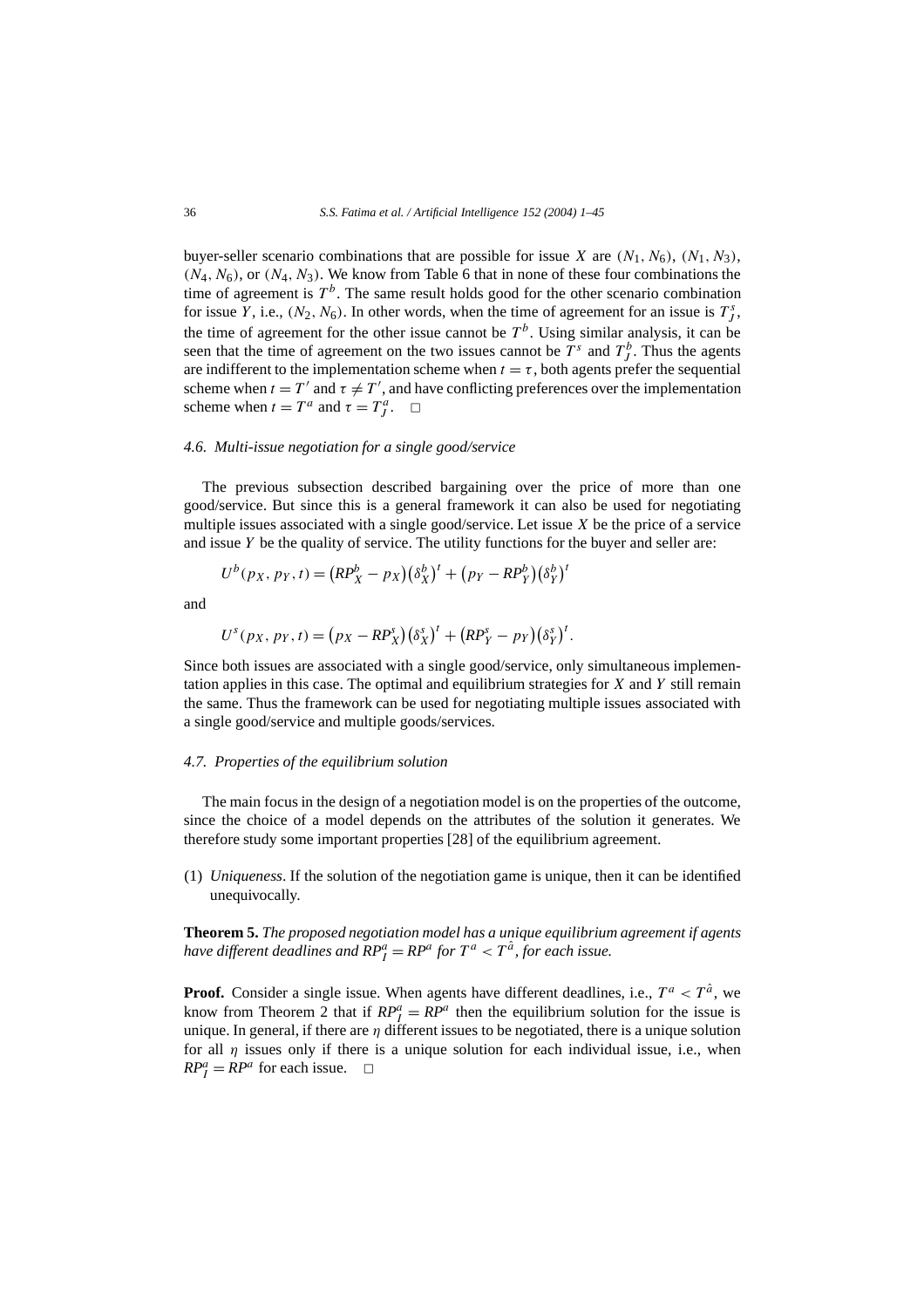buyer-seller scenario combinations that are possible for issue $X$ are $(N_1, N_6)$, $(N_1, N_3)$, $(N_4, N_6)$, or $(N_4, N_3)$. We know from Table 6 that in none of these four combinations the time of agreement is $T^b$. The same result holds good for the other scenario combination for issue $Y$, i.e., $(N_2, N_6)$. In other words, when the time of agreement for an issue is $T^s_J$, the time of agreement for the other issue cannot be $T^b$. Using similar analysis, it can be seen that the time of agreement on the two issues cannot be $T^s$ and $T^b_J$. Thus the agents are indifferent to the implementation scheme when $t = \tau$, both agents prefer the sequential scheme when $t = T'$ and $\tau \neq T'$, and have conflicting preferences over the implementation scheme when $t = T^a$ and $\tau = T^a_J$. $\square$

### 4.6. Multi-issue negotiation for a single good/service

The previous subsection described bargaining over the price of more than one good/service. But since this is a general framework it can also be used for negotiating multiple issues associated with a single good/service. Let issue $X$ be the price of a service and issue $Y$ be the quality of service. The utility functions for the buyer and seller are:

$$U^b(p_X, p_Y, t) = \left(RP^b_X - p_X\right)\left(\delta^b_X\right)^t + \left(p_Y - RP^b_Y\right)\left(\delta^b_Y\right)^t$$

and

$$U^s(p_X, p_Y, t) = \left(p_X - RP^s_X\right)\left(\delta^s_X\right)^t + \left(RP^s_Y - p_Y\right)\left(\delta^s_Y\right)^t.$$

Since both issues are associated with a single good/service, only simultaneous implementation applies in this case. The optimal and equilibrium strategies for $X$ and $Y$ still remain the same. Thus the framework can be used for negotiating multiple issues associated with a single good/service and multiple goods/services.

### 4.7. Properties of the equilibrium solution

The main focus in the design of a negotiation model is on the properties of the outcome, since the choice of a model depends on the attributes of the solution it generates. We therefore study some important properties [28] of the equilibrium agreement.

(1) *Uniqueness*. If the solution of the negotiation game is unique, then it can be identified unequivocally.

**Theorem 5.** *The proposed negotiation model has a unique equilibrium agreement if agents have different deadlines and $RP^a_I = RP^a$ for $T^a < T^{\hat{a}}$, for each issue.*

**Proof.** Consider a single issue. When agents have different deadlines, i.e., $T^a < T^{\hat{a}}$, we know from Theorem 2 that if $RP^a_I = RP^a$ then the equilibrium solution for the issue is unique. In general, if there are $\eta$ different issues to be negotiated, there is a unique solution for all $\eta$ issues only if there is a unique solution for each individual issue, i.e., when $RP^a_I = RP^a$ for each issue. $\square$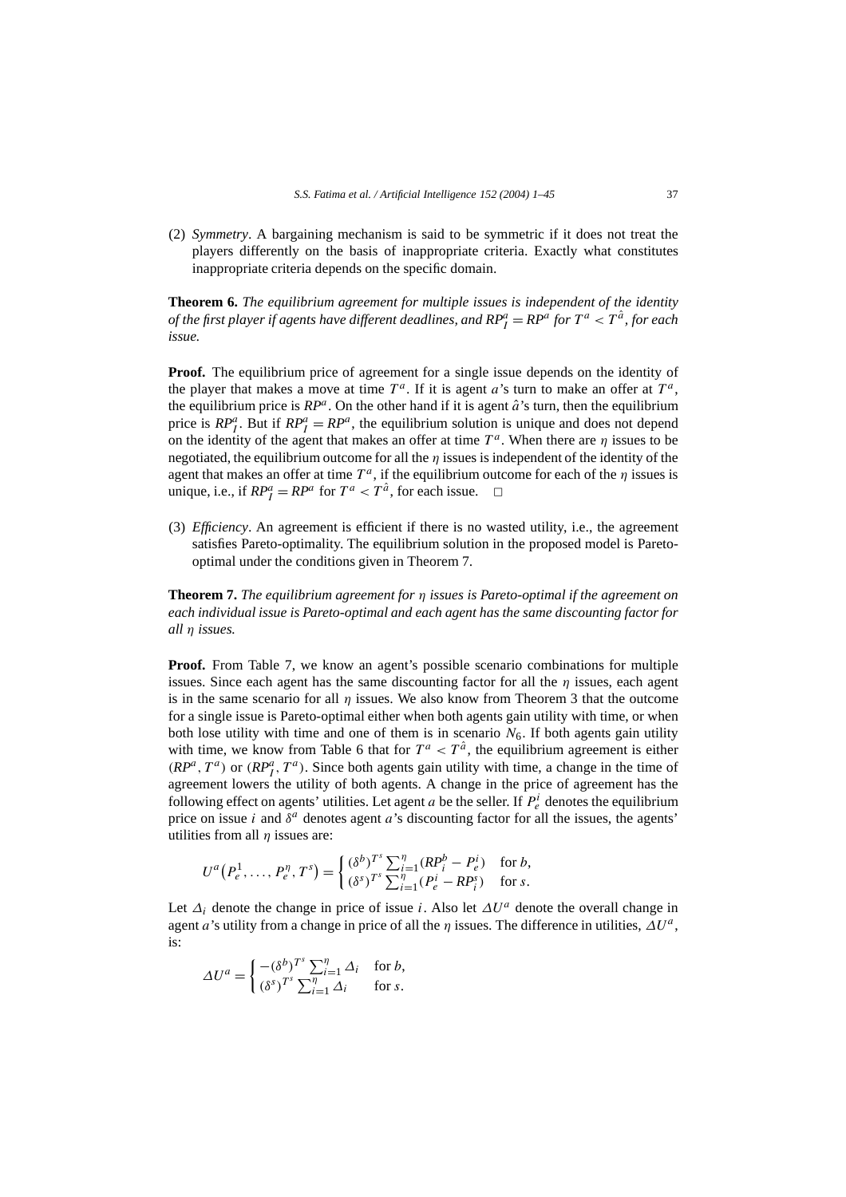(2) *Symmetry*. A bargaining mechanism is said to be symmetric if it does not treat the players differently on the basis of inappropriate criteria. Exactly what constitutes inappropriate criteria depends on the specific domain.

**Theorem 6.** *The equilibrium agreement for multiple issues is independent of the identity of the first player if agents have different deadlines, and $RP_I^a = RP^a$ for $T^a < T^{\hat{a}}$, for each issue.*

**Proof.** The equilibrium price of agreement for a single issue depends on the identity of the player that makes a move at time $T^a$. If it is agent $a$'s turn to make an offer at $T^a$, the equilibrium price is $RP^a$. On the other hand if it is agent $\hat{a}$'s turn, then the equilibrium price is $RP_I^a$. But if $RP_I^a = RP^a$, the equilibrium solution is unique and does not depend on the identity of the agent that makes an offer at time $T^a$. When there are $\eta$ issues to be negotiated, the equilibrium outcome for all the $\eta$ issues is independent of the identity of the agent that makes an offer at time $T^a$, if the equilibrium outcome for each of the $\eta$ issues is unique, i.e., if $RP_I^a = RP^a$ for $T^a < T^{\hat{a}}$, for each issue. □

(3) *Efficiency*. An agreement is efficient if there is no wasted utility, i.e., the agreement satisfies Pareto-optimality. The equilibrium solution in the proposed model is Pareto-optimal under the conditions given in Theorem 7.

**Theorem 7.** *The equilibrium agreement for $\eta$ issues is Pareto-optimal if the agreement on each individual issue is Pareto-optimal and each agent has the same discounting factor for all $\eta$ issues.*

**Proof.** From Table 7, we know an agent's possible scenario combinations for multiple issues. Since each agent has the same discounting factor for all the $\eta$ issues, each agent is in the same scenario for all $\eta$ issues. We also know from Theorem 3 that the outcome for a single issue is Pareto-optimal either when both agents gain utility with time, or when both lose utility with time and one of them is in scenario $N_6$. If both agents gain utility with time, we know from Table 6 that for $T^a < T^{\hat{a}}$, the equilibrium agreement is either $(RP^a, T^a)$ or $(RP_I^a, T^a)$. Since both agents gain utility with time, a change in the time of agreement lowers the utility of both agents. A change in the price of agreement has the following effect on agents' utilities. Let agent $a$ be the seller. If $P_e^i$ denotes the equilibrium price on issue $i$ and $\delta^a$ denotes agent $a$'s discounting factor for all the issues, the agents' utilities from all $\eta$ issues are:

$$U^a\big(P_e^1, \ldots, P_e^\eta, T^s\big) = \begin{cases} (\delta^b)^{T^s} \sum_{i=1}^{\eta} (RP_i^b - P_e^i) & \text{for } b, \\ (\delta^s)^{T^s} \sum_{i=1}^{\eta} (P_e^i - RP_i^s) & \text{for } s. \end{cases}$$

Let $\Delta_i$ denote the change in price of issue $i$. Also let $\Delta U^a$ denote the overall change in agent $a$'s utility from a change in price of all the $\eta$ issues. The difference in utilities, $\Delta U^a$, is:

$$\Delta U^a = \begin{cases} -(\delta^b)^{T^s} \sum_{i=1}^{\eta} \Delta_i & \text{for } b, \\ (\delta^s)^{T^s} \sum_{i=1}^{\eta} \Delta_i & \text{for } s. \end{cases}$$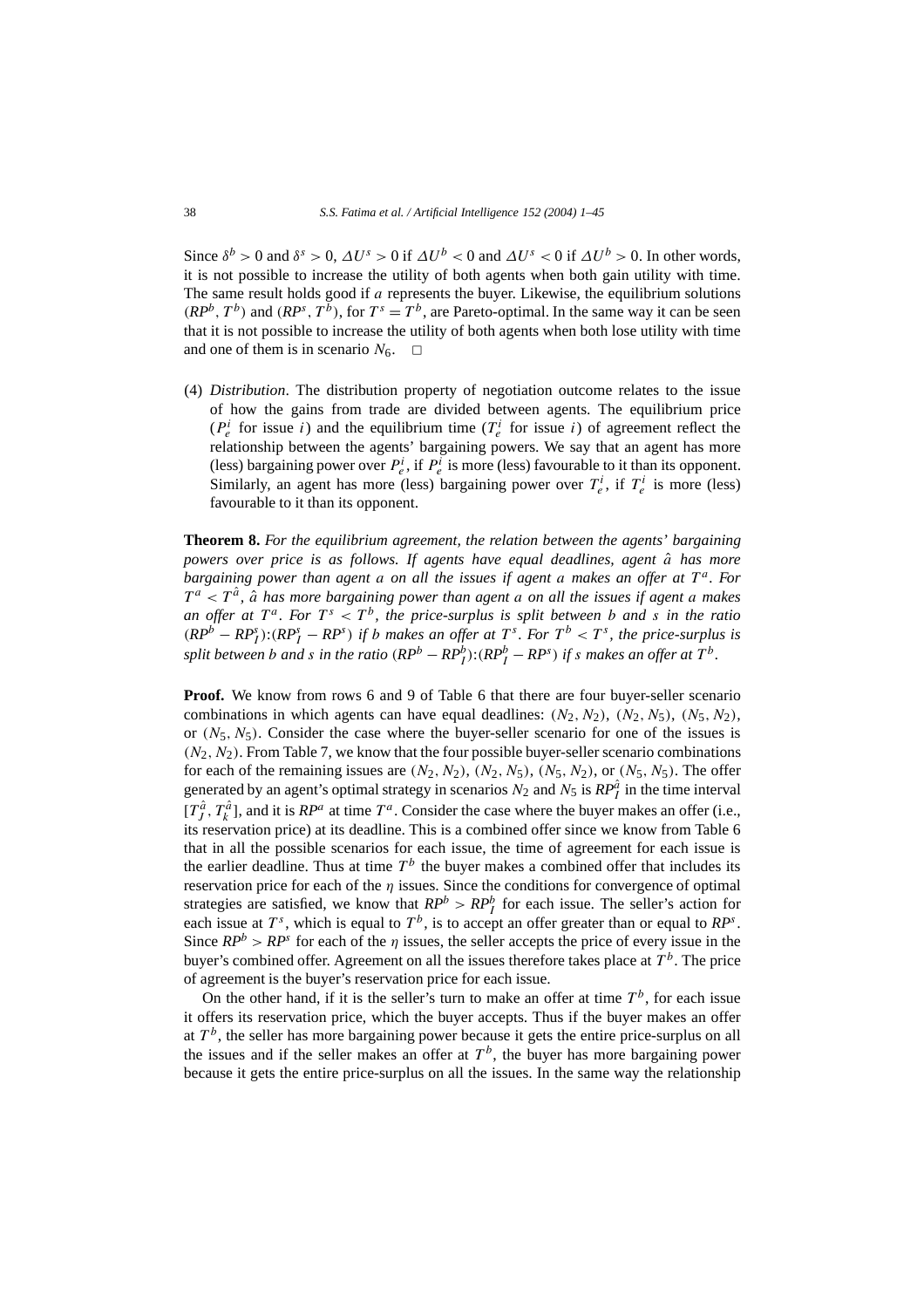Since $\delta^b > 0$ and $\delta^s > 0$, $\Delta U^s > 0$ if $\Delta U^b < 0$ and $\Delta U^s < 0$ if $\Delta U^b > 0$. In other words, it is not possible to increase the utility of both agents when both gain utility with time. The same result holds good if $a$ represents the buyer. Likewise, the equilibrium solutions $(RP^b, T^b)$ and $(RP^s, T^b)$, for $T^s = T^b$, are Pareto-optimal. In the same way it can be seen that it is not possible to increase the utility of both agents when both lose utility with time and one of them is in scenario $N_6$. □

(4) *Distribution*. The distribution property of negotiation outcome relates to the issue of how the gains from trade are divided between agents. The equilibrium price ($P_e^i$ for issue $i$) and the equilibrium time ($T_e^i$ for issue $i$) of agreement reflect the relationship between the agents' bargaining powers. We say that an agent has more (less) bargaining power over $P_e^i$, if $P_e^i$ is more (less) favourable to it than its opponent. Similarly, an agent has more (less) bargaining power over $T_e^i$, if $T_e^i$ is more (less) favourable to it than its opponent.

**Theorem 8.** *For the equilibrium agreement, the relation between the agents' bargaining powers over price is as follows. If agents have equal deadlines, agent $\hat{a}$ has more bargaining power than agent $a$ on all the issues if agent $a$ makes an offer at $T^a$. For $T^a < T^{\hat{a}}$, $\hat{a}$ has more bargaining power than agent $a$ on all the issues if agent $a$ makes an offer at $T^a$. For $T^s < T^b$, the price-surplus is split between $b$ and $s$ in the ratio $(RP^b - RP_I^s){:}(RP_I^s - RP^s)$ if $b$ makes an offer at $T^s$. For $T^b < T^s$, the price-surplus is split between $b$ and $s$ in the ratio $(RP^b - RP_I^b){:}(RP_I^b - RP^s)$ if $s$ makes an offer at $T^b$.*

**Proof.** We know from rows 6 and 9 of Table 6 that there are four buyer-seller scenario combinations in which agents can have equal deadlines: $(N_2, N_2)$, $(N_2, N_5)$, $(N_5, N_2)$, or $(N_5, N_5)$. Consider the case where the buyer-seller scenario for one of the issues is $(N_2, N_2)$. From Table 7, we know that the four possible buyer-seller scenario combinations for each of the remaining issues are $(N_2, N_2)$, $(N_2, N_5)$, $(N_5, N_2)$, or $(N_5, N_5)$. The offer generated by an agent's optimal strategy in scenarios $N_2$ and $N_5$ is $RP_I^{\hat{a}}$ in the time interval $[T_J^{\hat{a}}, T_k^{\hat{a}}]$, and it is $RP^a$ at time $T^a$. Consider the case where the buyer makes an offer (i.e., its reservation price) at its deadline. This is a combined offer since we know from Table 6 that in all the possible scenarios for each issue, the time of agreement for each issue is the earlier deadline. Thus at time $T^b$ the buyer makes a combined offer that includes its reservation price for each of the $\eta$ issues. Since the conditions for convergence of optimal strategies are satisfied, we know that $RP^b > RP_I^b$ for each issue. The seller's action for each issue at $T^s$, which is equal to $T^b$, is to accept an offer greater than or equal to $RP^s$. Since $RP^b > RP^s$ for each of the $\eta$ issues, the seller accepts the price of every issue in the buyer's combined offer. Agreement on all the issues therefore takes place at $T^b$. The price of agreement is the buyer's reservation price for each issue.

On the other hand, if it is the seller's turn to make an offer at time $T^b$, for each issue it offers its reservation price, which the buyer accepts. Thus if the buyer makes an offer at $T^b$, the seller has more bargaining power because it gets the entire price-surplus on all the issues and if the seller makes an offer at $T^b$, the buyer has more bargaining power because it gets the entire price-surplus on all the issues. In the same way the relationship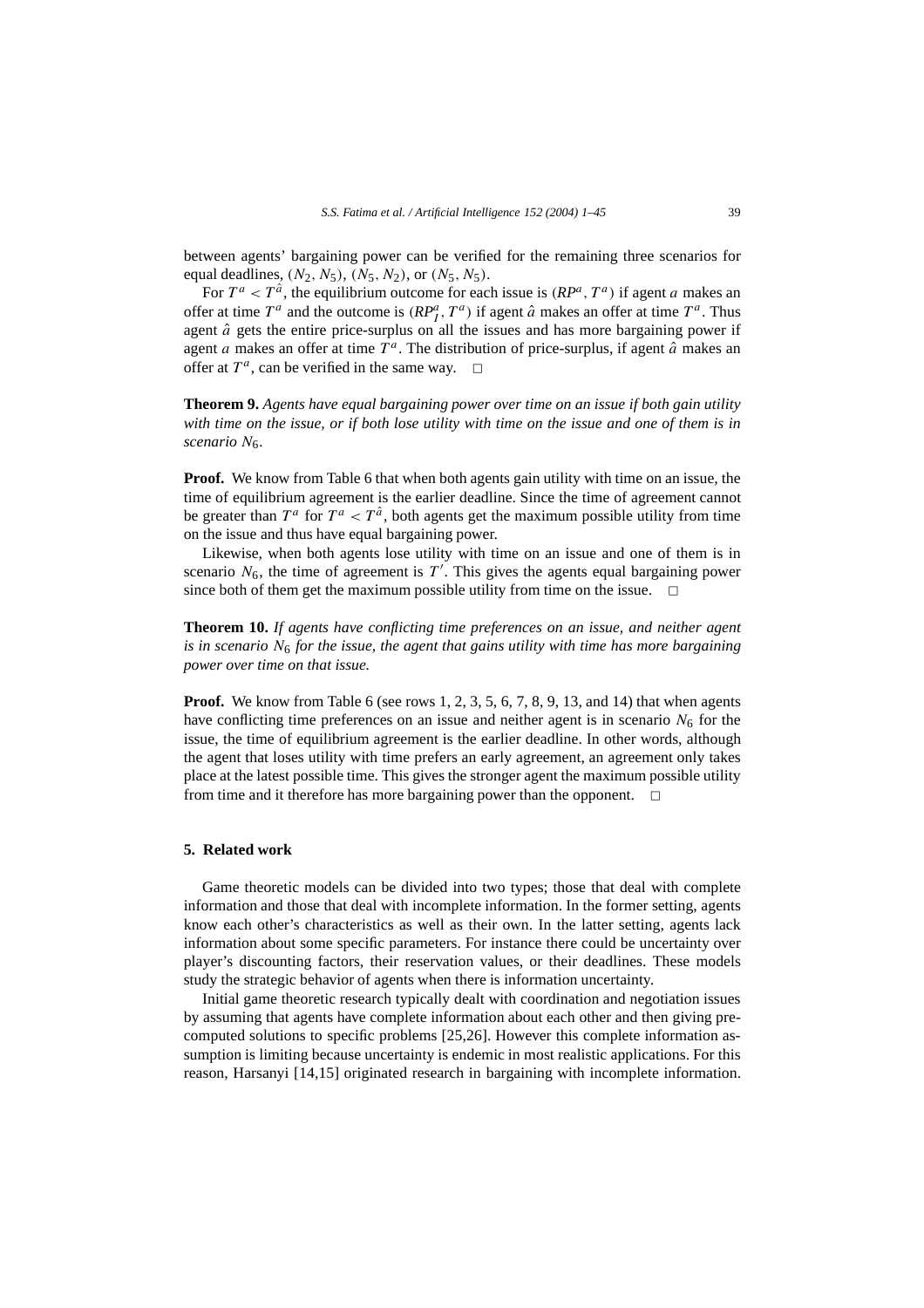between agents' bargaining power can be verified for the remaining three scenarios for equal deadlines, $(N_2, N_5)$, $(N_5, N_2)$, or $(N_5, N_5)$.

For $T^a < T^{\hat{a}}$, the equilibrium outcome for each issue is $(RP^a, T^a)$ if agent $a$ makes an offer at time $T^a$ and the outcome is $(RP^a_I, T^a)$ if agent $\hat{a}$ makes an offer at time $T^a$. Thus agent $\hat{a}$ gets the entire price-surplus on all the issues and has more bargaining power if agent $a$ makes an offer at time $T^a$. The distribution of price-surplus, if agent $\hat{a}$ makes an offer at $T^a$, can be verified in the same way. □

**Theorem 9.** *Agents have equal bargaining power over time on an issue if both gain utility with time on the issue, or if both lose utility with time on the issue and one of them is in scenario $N_6$.*

**Proof.** We know from Table 6 that when both agents gain utility with time on an issue, the time of equilibrium agreement is the earlier deadline. Since the time of agreement cannot be greater than $T^a$ for $T^a < T^{\hat{a}}$, both agents get the maximum possible utility from time on the issue and thus have equal bargaining power.

Likewise, when both agents lose utility with time on an issue and one of them is in scenario $N_6$, the time of agreement is $T'$. This gives the agents equal bargaining power since both of them get the maximum possible utility from time on the issue. □

**Theorem 10.** *If agents have conflicting time preferences on an issue, and neither agent is in scenario $N_6$ for the issue, the agent that gains utility with time has more bargaining power over time on that issue.*

**Proof.** We know from Table 6 (see rows 1, 2, 3, 5, 6, 7, 8, 9, 13, and 14) that when agents have conflicting time preferences on an issue and neither agent is in scenario $N_6$ for the issue, the time of equilibrium agreement is the earlier deadline. In other words, although the agent that loses utility with time prefers an early agreement, an agreement only takes place at the latest possible time. This gives the stronger agent the maximum possible utility from time and it therefore has more bargaining power than the opponent. □

## 5. Related work

Game theoretic models can be divided into two types; those that deal with complete information and those that deal with incomplete information. In the former setting, agents know each other's characteristics as well as their own. In the latter setting, agents lack information about some specific parameters. For instance there could be uncertainty over player's discounting factors, their reservation values, or their deadlines. These models study the strategic behavior of agents when there is information uncertainty.

Initial game theoretic research typically dealt with coordination and negotiation issues by assuming that agents have complete information about each other and then giving pre-computed solutions to specific problems [25,26]. However this complete information assumption is limiting because uncertainty is endemic in most realistic applications. For this reason, Harsanyi [14,15] originated research in bargaining with incomplete information.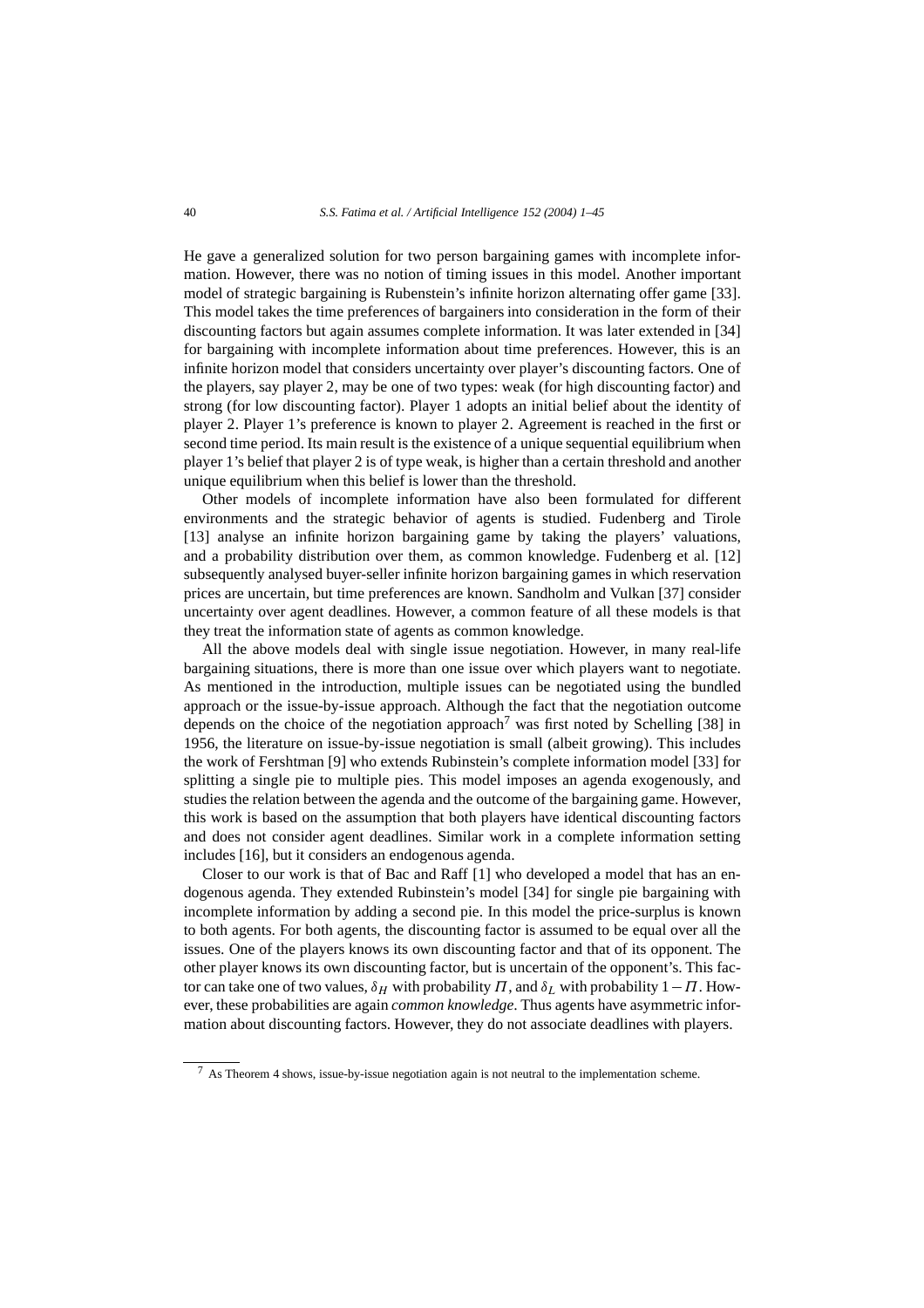He gave a generalized solution for two person bargaining games with incomplete information. However, there was no notion of timing issues in this model. Another important model of strategic bargaining is Rubenstein's infinite horizon alternating offer game [33]. This model takes the time preferences of bargainers into consideration in the form of their discounting factors but again assumes complete information. It was later extended in [34] for bargaining with incomplete information about time preferences. However, this is an infinite horizon model that considers uncertainty over player's discounting factors. One of the players, say player 2, may be one of two types: weak (for high discounting factor) and strong (for low discounting factor). Player 1 adopts an initial belief about the identity of player 2. Player 1's preference is known to player 2. Agreement is reached in the first or second time period. Its main result is the existence of a unique sequential equilibrium when player 1's belief that player 2 is of type weak, is higher than a certain threshold and another unique equilibrium when this belief is lower than the threshold.

Other models of incomplete information have also been formulated for different environments and the strategic behavior of agents is studied. Fudenberg and Tirole [13] analyse an infinite horizon bargaining game by taking the players' valuations, and a probability distribution over them, as common knowledge. Fudenberg et al. [12] subsequently analysed buyer-seller infinite horizon bargaining games in which reservation prices are uncertain, but time preferences are known. Sandholm and Vulkan [37] consider uncertainty over agent deadlines. However, a common feature of all these models is that they treat the information state of agents as common knowledge.

All the above models deal with single issue negotiation. However, in many real-life bargaining situations, there is more than one issue over which players want to negotiate. As mentioned in the introduction, multiple issues can be negotiated using the bundled approach or the issue-by-issue approach. Although the fact that the negotiation outcome depends on the choice of the negotiation approach[7] was first noted by Schelling [38] in 1956, the literature on issue-by-issue negotiation is small (albeit growing). This includes the work of Fershtman [9] who extends Rubinstein's complete information model [33] for splitting a single pie to multiple pies. This model imposes an agenda exogenously, and studies the relation between the agenda and the outcome of the bargaining game. However, this work is based on the assumption that both players have identical discounting factors and does not consider agent deadlines. Similar work in a complete information setting includes [16], but it considers an endogenous agenda.

Closer to our work is that of Bac and Raff [1] who developed a model that has an endogenous agenda. They extended Rubinstein's model [34] for single pie bargaining with incomplete information by adding a second pie. In this model the price-surplus is known to both agents. For both agents, the discounting factor is assumed to be equal over all the issues. One of the players knows its own discounting factor and that of its opponent. The other player knows its own discounting factor, but is uncertain of the opponent's. This factor can take one of two values, $\delta_H$ with probability $\Pi$, and $\delta_L$ with probability $1-\Pi$. However, these probabilities are again *common knowledge*. Thus agents have asymmetric information about discounting factors. However, they do not associate deadlines with players.

[7] As Theorem 4 shows, issue-by-issue negotiation again is not neutral to the implementation scheme.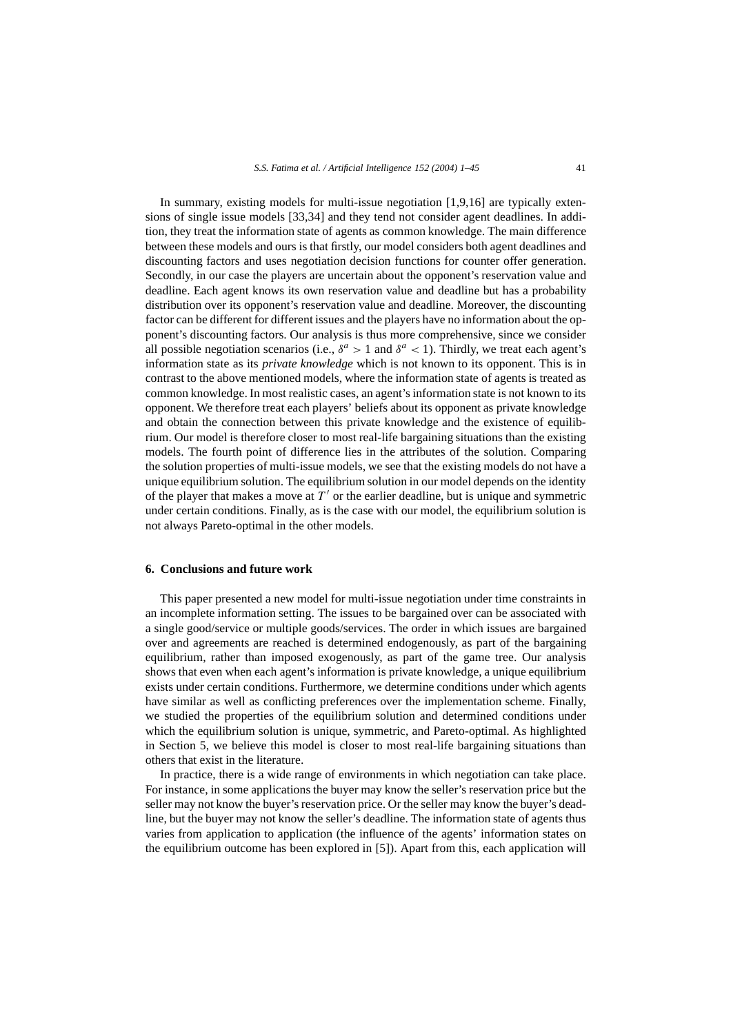In summary, existing models for multi-issue negotiation [1,9,16] are typically extensions of single issue models [33,34] and they tend not consider agent deadlines. In addition, they treat the information state of agents as common knowledge. The main difference between these models and ours is that firstly, our model considers both agent deadlines and discounting factors and uses negotiation decision functions for counter offer generation. Secondly, in our case the players are uncertain about the opponent's reservation value and deadline. Each agent knows its own reservation value and deadline but has a probability distribution over its opponent's reservation value and deadline. Moreover, the discounting factor can be different for different issues and the players have no information about the opponent's discounting factors. Our analysis is thus more comprehensive, since we consider all possible negotiation scenarios (i.e., $\delta^a > 1$ and $\delta^a < 1$). Thirdly, we treat each agent's information state as its *private knowledge* which is not known to its opponent. This is in contrast to the above mentioned models, where the information state of agents is treated as common knowledge. In most realistic cases, an agent's information state is not known to its opponent. We therefore treat each players' beliefs about its opponent as private knowledge and obtain the connection between this private knowledge and the existence of equilibrium. Our model is therefore closer to most real-life bargaining situations than the existing models. The fourth point of difference lies in the attributes of the solution. Comparing the solution properties of multi-issue models, we see that the existing models do not have a unique equilibrium solution. The equilibrium solution in our model depends on the identity of the player that makes a move at $T'$ or the earlier deadline, but is unique and symmetric under certain conditions. Finally, as is the case with our model, the equilibrium solution is not always Pareto-optimal in the other models.

## 6. Conclusions and future work

This paper presented a new model for multi-issue negotiation under time constraints in an incomplete information setting. The issues to be bargained over can be associated with a single good/service or multiple goods/services. The order in which issues are bargained over and agreements are reached is determined endogenously, as part of the bargaining equilibrium, rather than imposed exogenously, as part of the game tree. Our analysis shows that even when each agent's information is private knowledge, a unique equilibrium exists under certain conditions. Furthermore, we determine conditions under which agents have similar as well as conflicting preferences over the implementation scheme. Finally, we studied the properties of the equilibrium solution and determined conditions under which the equilibrium solution is unique, symmetric, and Pareto-optimal. As highlighted in Section 5, we believe this model is closer to most real-life bargaining situations than others that exist in the literature.

In practice, there is a wide range of environments in which negotiation can take place. For instance, in some applications the buyer may know the seller's reservation price but the seller may not know the buyer's reservation price. Or the seller may know the buyer's deadline, but the buyer may not know the seller's deadline. The information state of agents thus varies from application to application (the influence of the agents' information states on the equilibrium outcome has been explored in [5]). Apart from this, each application will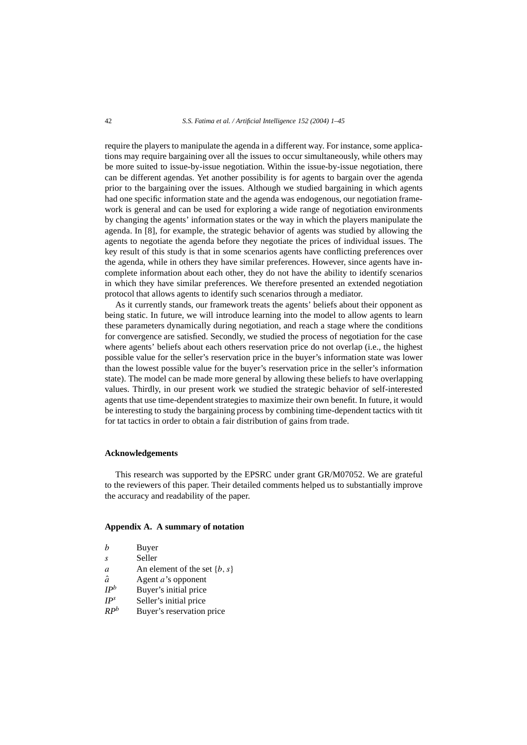require the players to manipulate the agenda in a different way. For instance, some applications may require bargaining over all the issues to occur simultaneously, while others may be more suited to issue-by-issue negotiation. Within the issue-by-issue negotiation, there can be different agendas. Yet another possibility is for agents to bargain over the agenda prior to the bargaining over the issues. Although we studied bargaining in which agents had one specific information state and the agenda was endogenous, our negotiation framework is general and can be used for exploring a wide range of negotiation environments by changing the agents' information states or the way in which the players manipulate the agenda. In [8], for example, the strategic behavior of agents was studied by allowing the agents to negotiate the agenda before they negotiate the prices of individual issues. The key result of this study is that in some scenarios agents have conflicting preferences over the agenda, while in others they have similar preferences. However, since agents have incomplete information about each other, they do not have the ability to identify scenarios in which they have similar preferences. We therefore presented an extended negotiation protocol that allows agents to identify such scenarios through a mediator.

As it currently stands, our framework treats the agents' beliefs about their opponent as being static. In future, we will introduce learning into the model to allow agents to learn these parameters dynamically during negotiation, and reach a stage where the conditions for convergence are satisfied. Secondly, we studied the process of negotiation for the case where agents' beliefs about each others reservation price do not overlap (i.e., the highest possible value for the seller's reservation price in the buyer's information state was lower than the lowest possible value for the buyer's reservation price in the seller's information state). The model can be made more general by allowing these beliefs to have overlapping values. Thirdly, in our present work we studied the strategic behavior of self-interested agents that use time-dependent strategies to maximize their own benefit. In future, it would be interesting to study the bargaining process by combining time-dependent tactics with tit for tat tactics in order to obtain a fair distribution of gains from trade.

## Acknowledgements

This research was supported by the EPSRC under grant GR/M07052. We are grateful to the reviewers of this paper. Their detailed comments helped us to substantially improve the accuracy and readability of the paper.

## Appendix A. A summary of notation

| | |
|---|---|
| $b$ | Buyer |
| $s$ | Seller |
| $a$ | An element of the set $\{b, s\}$ |
| $\hat{a}$ | Agent $a$'s opponent |
| $IP^b$ | Buyer's initial price |
| $IP^s$ | Seller's initial price |
| $RP^b$ | Buyer's reservation price |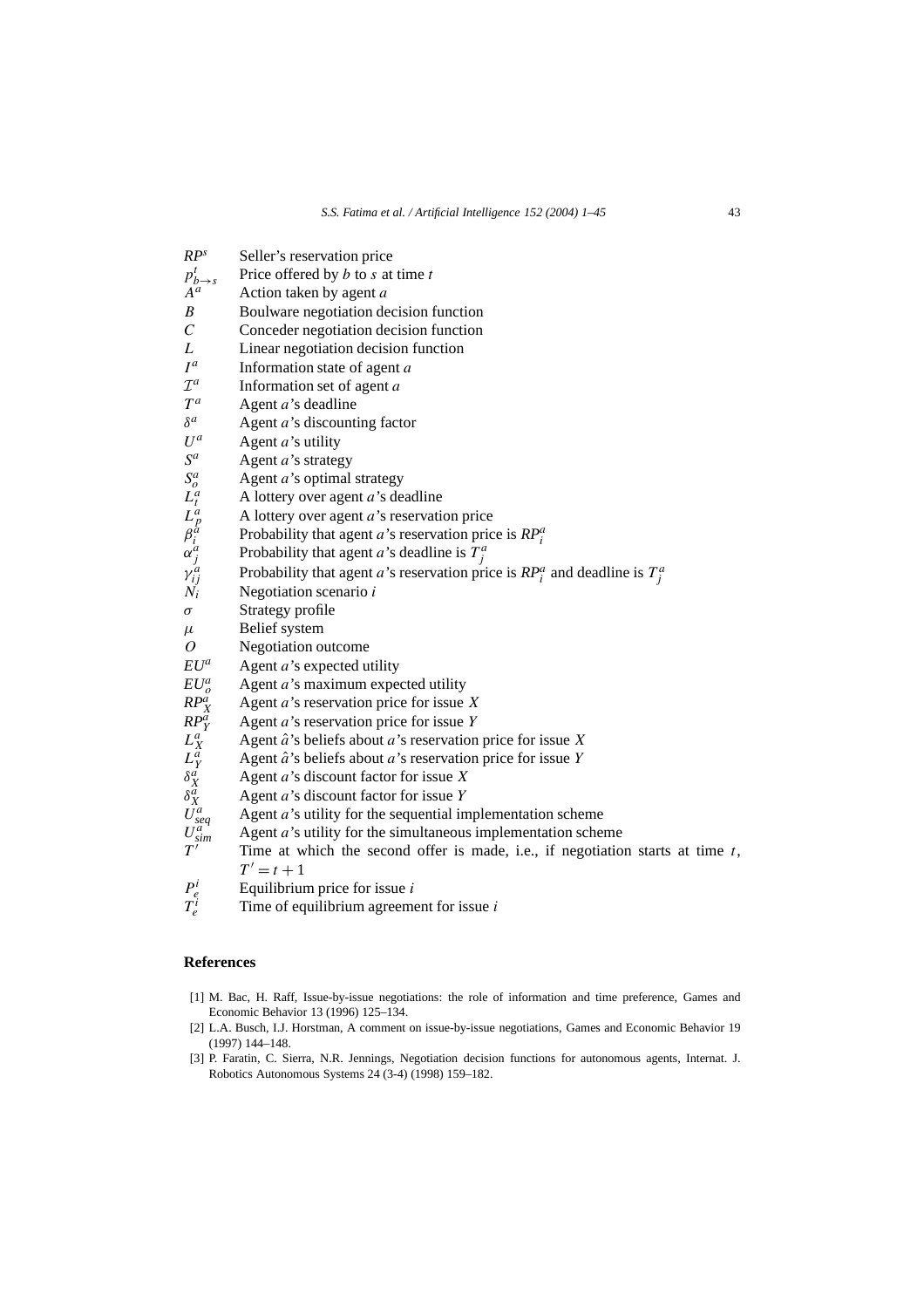| | |
|---|---|
| $RP^s$ | Seller's reservation price |
| $p^t_{b \to s}$ | Price offered by $b$ to $s$ at time $t$ |
| $A^a$ | Action taken by agent $a$ |
| $B$ | Boulware negotiation decision function |
| $C$ | Conceder negotiation decision function |
| $L$ | Linear negotiation decision function |
| $I^a$ | Information state of agent $a$ |
| $\mathcal{I}^a$ | Information set of agent $a$ |
| $T^a$ | Agent $a$'s deadline |
| $\delta^a$ | Agent $a$'s discounting factor |
| $U^a$ | Agent $a$'s utility |
| $S^a$ | Agent $a$'s strategy |
| $S^a_o$ | Agent $a$'s optimal strategy |
| $L^a_t$ | A lottery over agent $a$'s deadline |
| $L^a_p$ | A lottery over agent $a$'s reservation price |
| $\beta^a_i$ | Probability that agent $a$'s reservation price is $RP^a_i$ |
| $\alpha^a_j$ | Probability that agent $a$'s deadline is $T^a_j$ |
| $\gamma^a_{ij}$ | Probability that agent $a$'s reservation price is $RP^a_i$ and deadline is $T^a_j$ |
| $N_i$ | Negotiation scenario $i$ |
| $\sigma$ | Strategy profile |
| $\mu$ | Belief system |
| $O$ | Negotiation outcome |
| $EU^a$ | Agent $a$'s expected utility |
| $EU^a_o$ | Agent $a$'s maximum expected utility |
| $RP^a_X$ | Agent $a$'s reservation price for issue $X$ |
| $RP^a_Y$ | Agent $a$'s reservation price for issue $Y$ |
| $L^a_X$ | Agent $\hat{a}$'s beliefs about $a$'s reservation price for issue $X$ |
| $L^a_Y$ | Agent $\hat{a}$'s beliefs about $a$'s reservation price for issue $Y$ |
| $\delta^a_X$ | Agent $a$'s discount factor for issue $X$ |
| $\delta^a_X$ | Agent $a$'s discount factor for issue $Y$ |
| $U^a_{seq}$ | Agent $a$'s utility for the sequential implementation scheme |
| $U^a_{sim}$ | Agent $a$'s utility for the simultaneous implementation scheme |
| $T'$ | Time at which the second offer is made, i.e., if negotiation starts at time $t$, $T' = t + 1$ |
| $P^i_e$ | Equilibrium price for issue $i$ |
| $T^i_e$ | Time of equilibrium agreement for issue $i$ |

## References

[1] M. Bac, H. Raff, Issue-by-issue negotiations: the role of information and time preference, Games and Economic Behavior 13 (1996) 125–134.

[2] L.A. Busch, I.J. Horstman, A comment on issue-by-issue negotiations, Games and Economic Behavior 19 (1997) 144–148.

[3] P. Faratin, C. Sierra, N.R. Jennings, Negotiation decision functions for autonomous agents, Internat. J. Robotics Autonomous Systems 24 (3-4) (1998) 159–182.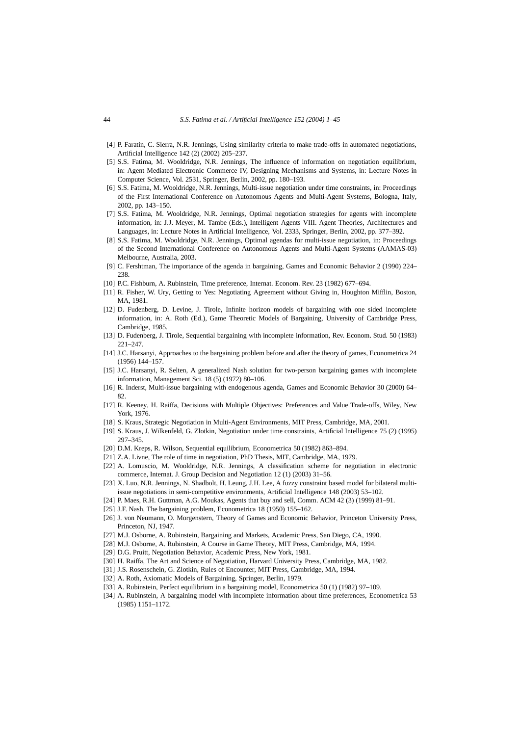[4] P. Faratin, C. Sierra, N.R. Jennings, Using similarity criteria to make trade-offs in automated negotiations, Artificial Intelligence 142 (2) (2002) 205–237.

[5] S.S. Fatima, M. Wooldridge, N.R. Jennings, The influence of information on negotiation equilibrium, in: Agent Mediated Electronic Commerce IV, Designing Mechanisms and Systems, in: Lecture Notes in Computer Science, Vol. 2531, Springer, Berlin, 2002, pp. 180–193.

[6] S.S. Fatima, M. Wooldridge, N.R. Jennings, Multi-issue negotiation under time constraints, in: Proceedings of the First International Conference on Autonomous Agents and Multi-Agent Systems, Bologna, Italy, 2002, pp. 143–150.

[7] S.S. Fatima, M. Wooldridge, N.R. Jennings, Optimal negotiation strategies for agents with incomplete information, in: J.J. Meyer, M. Tambe (Eds.), Intelligent Agents VIII. Agent Theories, Architectures and Languages, in: Lecture Notes in Artificial Intelligence, Vol. 2333, Springer, Berlin, 2002, pp. 377–392.

[8] S.S. Fatima, M. Wooldridge, N.R. Jennings, Optimal agendas for multi-issue negotiation, in: Proceedings of the Second International Conference on Autonomous Agents and Multi-Agent Systems (AAMAS-03) Melbourne, Australia, 2003.

[9] C. Fershtman, The importance of the agenda in bargaining, Games and Economic Behavior 2 (1990) 224–238.

[10] P.C. Fishburn, A. Rubinstein, Time preference, Internat. Econom. Rev. 23 (1982) 677–694.

[11] R. Fisher, W. Ury, Getting to Yes: Negotiating Agreement without Giving in, Houghton Mifflin, Boston, MA, 1981.

[12] D. Fudenberg, D. Levine, J. Tirole, Infinite horizon models of bargaining with one sided incomplete information, in: A. Roth (Ed.), Game Theoretic Models of Bargaining, University of Cambridge Press, Cambridge, 1985.

[13] D. Fudenberg, J. Tirole, Sequential bargaining with incomplete information, Rev. Econom. Stud. 50 (1983) 221–247.

[14] J.C. Harsanyi, Approaches to the bargaining problem before and after the theory of games, Econometrica 24 (1956) 144–157.

[15] J.C. Harsanyi, R. Selten, A generalized Nash solution for two-person bargaining games with incomplete information, Management Sci. 18 (5) (1972) 80–106.

[16] R. Inderst, Multi-issue bargaining with endogenous agenda, Games and Economic Behavior 30 (2000) 64–82.

[17] R. Keeney, H. Raiffa, Decisions with Multiple Objectives: Preferences and Value Trade-offs, Wiley, New York, 1976.

[18] S. Kraus, Strategic Negotiation in Multi-Agent Environments, MIT Press, Cambridge, MA, 2001.

[19] S. Kraus, J. Wilkenfeld, G. Zlotkin, Negotiation under time constraints, Artificial Intelligence 75 (2) (1995) 297–345.

[20] D.M. Kreps, R. Wilson, Sequential equilibrium, Econometrica 50 (1982) 863–894.

[21] Z.A. Livne, The role of time in negotiation, PhD Thesis, MIT, Cambridge, MA, 1979.

[22] A. Lomuscio, M. Wooldridge, N.R. Jennings, A classification scheme for negotiation in electronic commerce, Internat. J. Group Decision and Negotiation 12 (1) (2003) 31–56.

[23] X. Luo, N.R. Jennings, N. Shadbolt, H. Leung, J.H. Lee, A fuzzy constraint based model for bilateral multi-issue negotiations in semi-competitive environments, Artificial Intelligence 148 (2003) 53–102.

[24] P. Maes, R.H. Guttman, A.G. Moukas, Agents that buy and sell, Comm. ACM 42 (3) (1999) 81–91.

[25] J.F. Nash, The bargaining problem, Econometrica 18 (1950) 155–162.

[26] J. von Neumann, O. Morgenstern, Theory of Games and Economic Behavior, Princeton University Press, Princeton, NJ, 1947.

[27] M.J. Osborne, A. Rubinstein, Bargaining and Markets, Academic Press, San Diego, CA, 1990.

[28] M.J. Osborne, A. Rubinstein, A Course in Game Theory, MIT Press, Cambridge, MA, 1994.

[29] D.G. Pruitt, Negotiation Behavior, Academic Press, New York, 1981.

[30] H. Raiffa, The Art and Science of Negotiation, Harvard University Press, Cambridge, MA, 1982.

[31] J.S. Rosenschein, G. Zlotkin, Rules of Encounter, MIT Press, Cambridge, MA, 1994.

[32] A. Roth, Axiomatic Models of Bargaining, Springer, Berlin, 1979.

[33] A. Rubinstein, Perfect equilibrium in a bargaining model, Econometrica 50 (1) (1982) 97–109.

[34] A. Rubinstein, A bargaining model with incomplete information about time preferences, Econometrica 53 (1985) 1151–1172.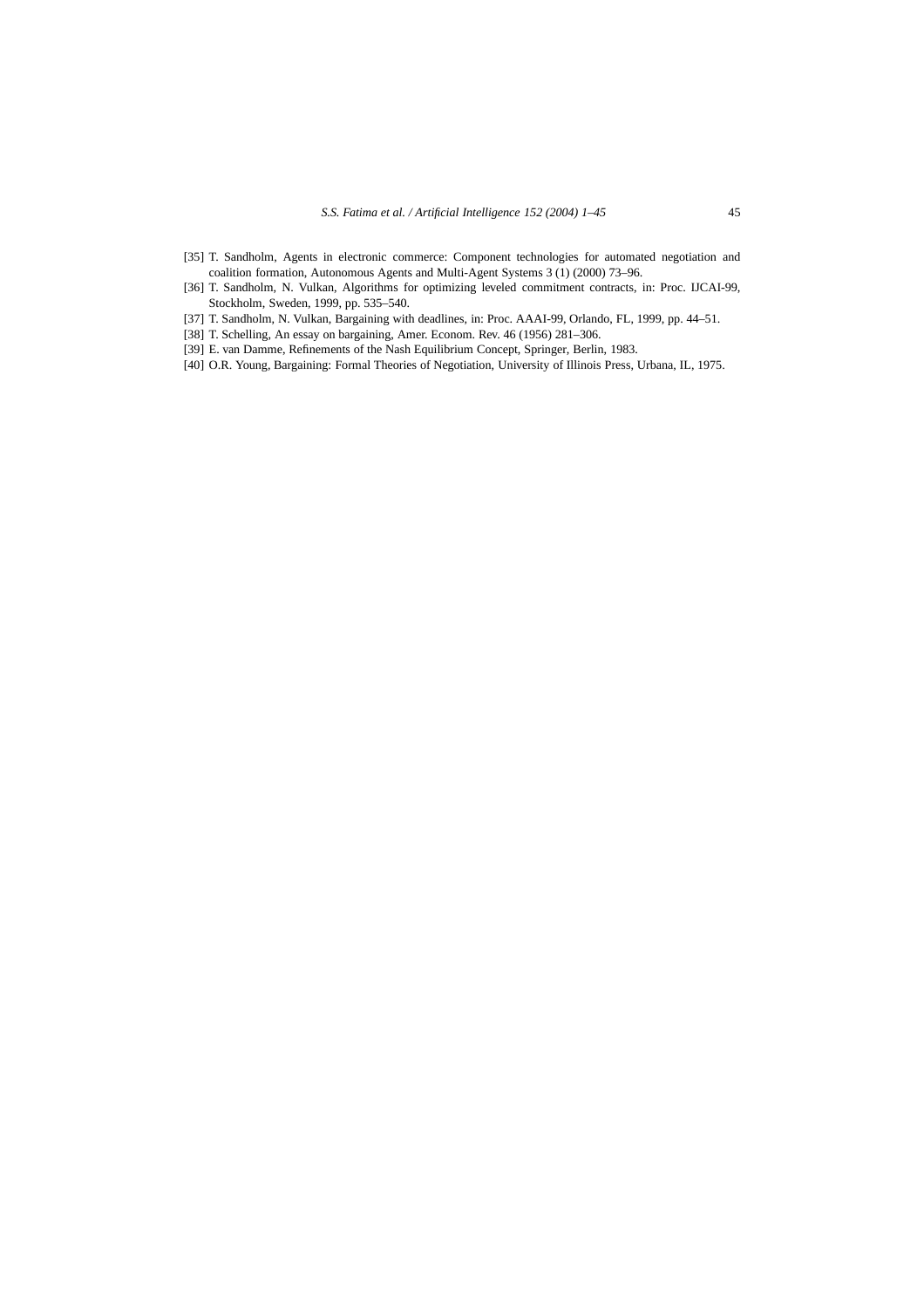[35] T. Sandholm, Agents in electronic commerce: Component technologies for automated negotiation and coalition formation, Autonomous Agents and Multi-Agent Systems 3 (1) (2000) 73–96.

[36] T. Sandholm, N. Vulkan, Algorithms for optimizing leveled commitment contracts, in: Proc. IJCAI-99, Stockholm, Sweden, 1999, pp. 535–540.

[37] T. Sandholm, N. Vulkan, Bargaining with deadlines, in: Proc. AAAI-99, Orlando, FL, 1999, pp. 44–51.

[38] T. Schelling, An essay on bargaining, Amer. Econom. Rev. 46 (1956) 281–306.

[39] E. van Damme, Refinements of the Nash Equilibrium Concept, Springer, Berlin, 1983.

[40] O.R. Young, Bargaining: Formal Theories of Negotiation, University of Illinois Press, Urbana, IL, 1975.